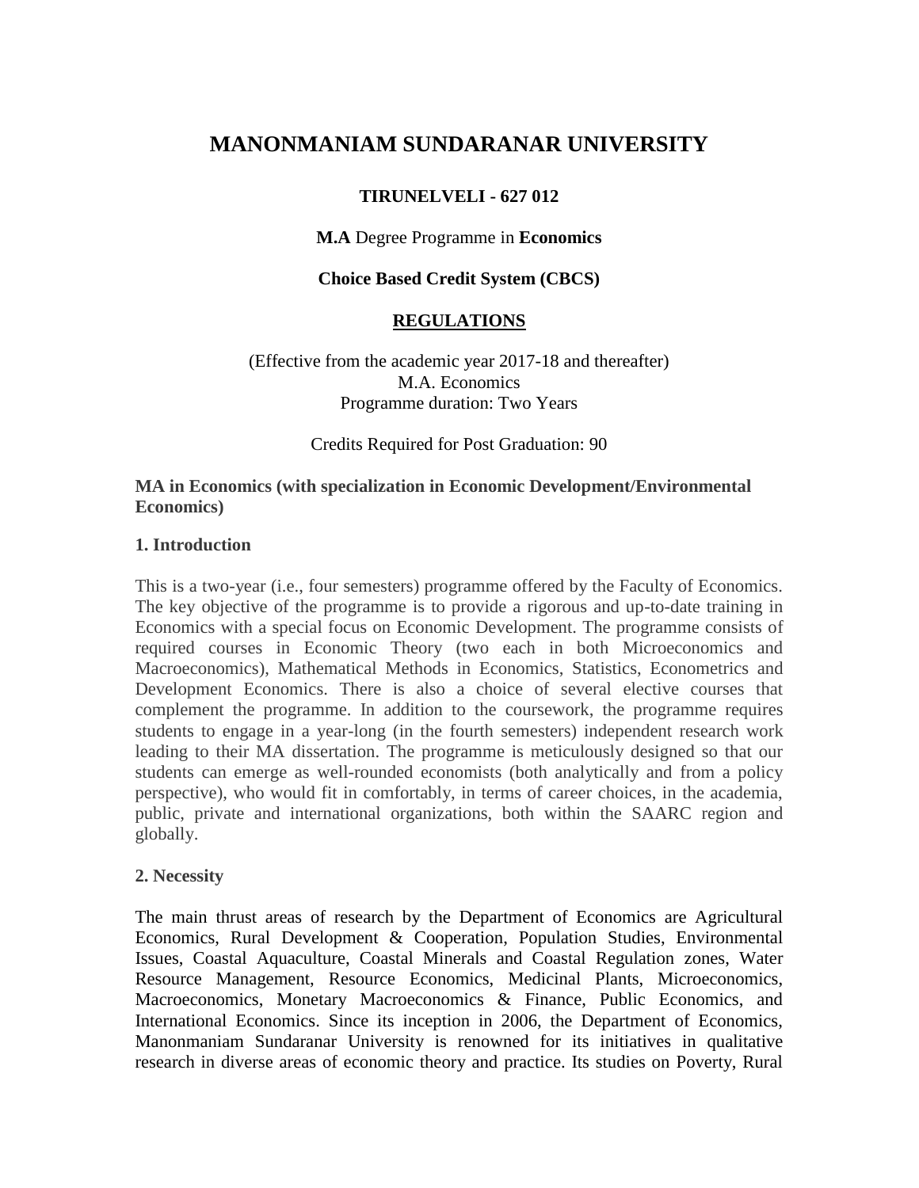# MANONMANIAM SUNDARANAR UNIVERSITY

**TIRUNELVELI - 627 012**

**M.A** Degree Programme in **Economics**

**Choice Based Credit System (CBCS)**

## REGULATIONS

(Effective from the academic year 2017-18 and thereafter)
M.A. Economics
Programme duration: Two Years

Credits Required for Post Graduation: 90

**MA in Economics (with specialization in Economic Development/Environmental Economics)**

### 1. Introduction

This is a two-year (i.e., four semesters) programme offered by the Faculty of Economics. The key objective of the programme is to provide a rigorous and up-to-date training in Economics with a special focus on Economic Development. The programme consists of required courses in Economic Theory (two each in both Microeconomics and Macroeconomics), Mathematical Methods in Economics, Statistics, Econometrics and Development Economics. There is also a choice of several elective courses that complement the programme. In addition to the coursework, the programme requires students to engage in a year-long (in the fourth semesters) independent research work leading to their MA dissertation. The programme is meticulously designed so that our students can emerge as well-rounded economists (both analytically and from a policy perspective), who would fit in comfortably, in terms of career choices, in the academia, public, private and international organizations, both within the SAARC region and globally.

### 2. Necessity

The main thrust areas of research by the Department of Economics are Agricultural Economics, Rural Development & Cooperation, Population Studies, Environmental Issues, Coastal Aquaculture, Coastal Minerals and Coastal Regulation zones, Water Resource Management, Resource Economics, Medicinal Plants, Microeconomics, Macroeconomics, Monetary Macroeconomics & Finance, Public Economics, and International Economics. Since its inception in 2006, the Department of Economics, Manonmaniam Sundaranar University is renowned for its initiatives in qualitative research in diverse areas of economic theory and practice. Its studies on Poverty, Rural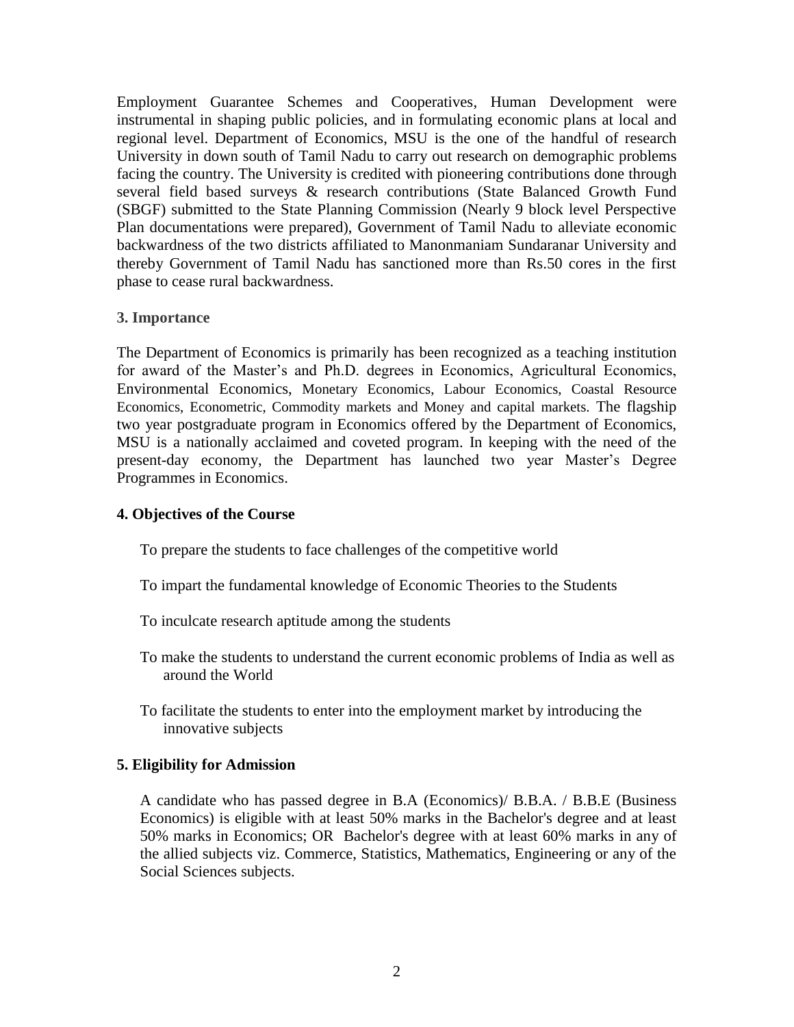Employment Guarantee Schemes and Cooperatives, Human Development were instrumental in shaping public policies, and in formulating economic plans at local and regional level. Department of Economics, MSU is the one of the handful of research University in down south of Tamil Nadu to carry out research on demographic problems facing the country. The University is credited with pioneering contributions done through several field based surveys & research contributions (State Balanced Growth Fund (SBGF) submitted to the State Planning Commission (Nearly 9 block level Perspective Plan documentations were prepared), Government of Tamil Nadu to alleviate economic backwardness of the two districts affiliated to Manonmaniam Sundaranar University and thereby Government of Tamil Nadu has sanctioned more than Rs.50 cores in the first phase to cease rural backwardness.

### 3. Importance

The Department of Economics is primarily has been recognized as a teaching institution for award of the Master's and Ph.D. degrees in Economics, Agricultural Economics, Environmental Economics, Monetary Economics, Labour Economics, Coastal Resource Economics, Econometric, Commodity markets and Money and capital markets. The flagship two year postgraduate program in Economics offered by the Department of Economics, MSU is a nationally acclaimed and coveted program. In keeping with the need of the present-day economy, the Department has launched two year Master's Degree Programmes in Economics.

### 4. Objectives of the Course

- To prepare the students to face challenges of the competitive world
- To impart the fundamental knowledge of Economic Theories to the Students
- To inculcate research aptitude among the students
- To make the students to understand the current economic problems of India as well as around the World
- To facilitate the students to enter into the employment market by introducing the innovative subjects

### 5. Eligibility for Admission

A candidate who has passed degree in B.A (Economics)/ B.B.A. / B.B.E (Business Economics) is eligible with at least 50% marks in the Bachelor's degree and at least 50% marks in Economics; OR Bachelor's degree with at least 60% marks in any of the allied subjects viz. Commerce, Statistics, Mathematics, Engineering or any of the Social Sciences subjects.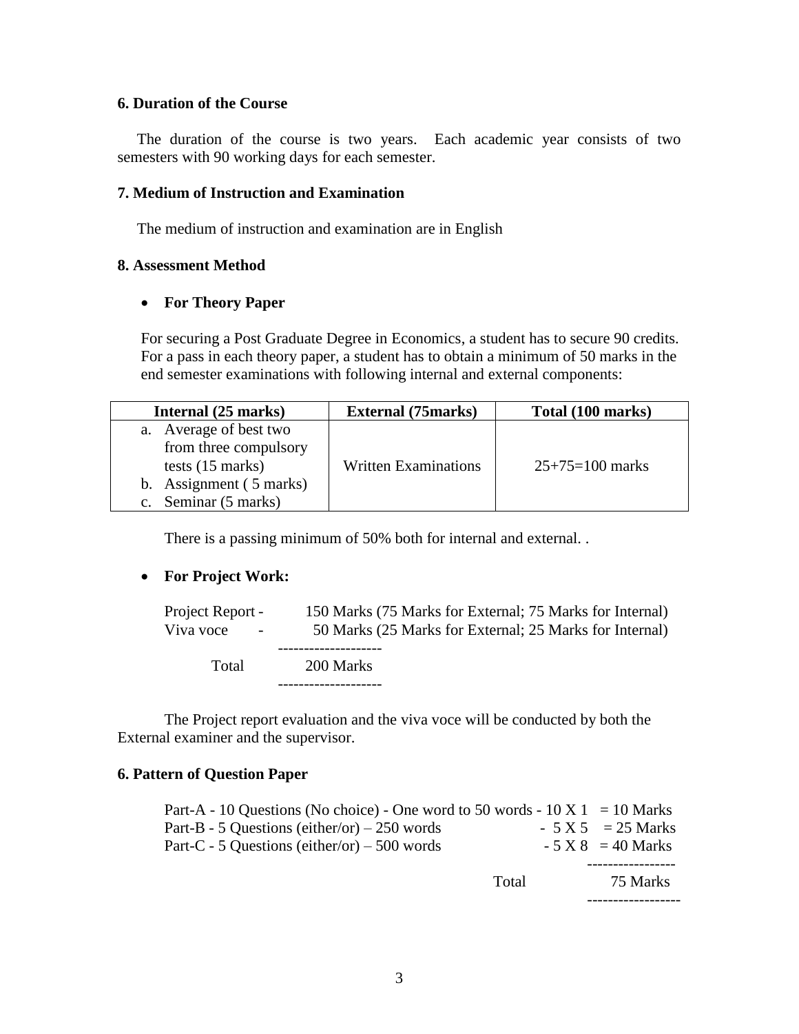### 6. Duration of the Course

The duration of the course is two years. Each academic year consists of two semesters with 90 working days for each semester.

### 7. Medium of Instruction and Examination

The medium of instruction and examination are in English

### 8. Assessment Method

- **For Theory Paper**

For securing a Post Graduate Degree in Economics, a student has to secure 90 credits. For a pass in each theory paper, a student has to obtain a minimum of 50 marks in the end semester examinations with following internal and external components:

| Internal (25 marks) | External (75marks) | Total (100 marks) |
|---|---|---|
| a. Average of best two from three compulsory tests (15 marks)<br>b. Assignment ( 5 marks)<br>c. Seminar (5 marks) | Written Examinations | 25+75=100 marks |

There is a passing minimum of 50% both for internal and external. .

- **For Project Work:**

```
Project Report -     150 Marks (75 Marks for External; 75 Marks for Internal)
Viva voce      -      50 Marks (25 Marks for External; 25 Marks for Internal)
                   --------------------
      Total          200 Marks
                   --------------------
```

The Project report evaluation and the viva voce will be conducted by both the External examiner and the supervisor.

### 6. Pattern of Question Paper

```
Part-A - 10 Questions (No choice) - One word to 50 words - 10 X 1  = 10 Marks
Part-B - 5 Questions (either/or) – 250 words              - 5 X 5  = 25 Marks
Part-C - 5 Questions (either/or) – 500 words              - 5 X 8  = 40 Marks
                                                          -----------------
                                                  Total       75 Marks
                                                          ------------------
```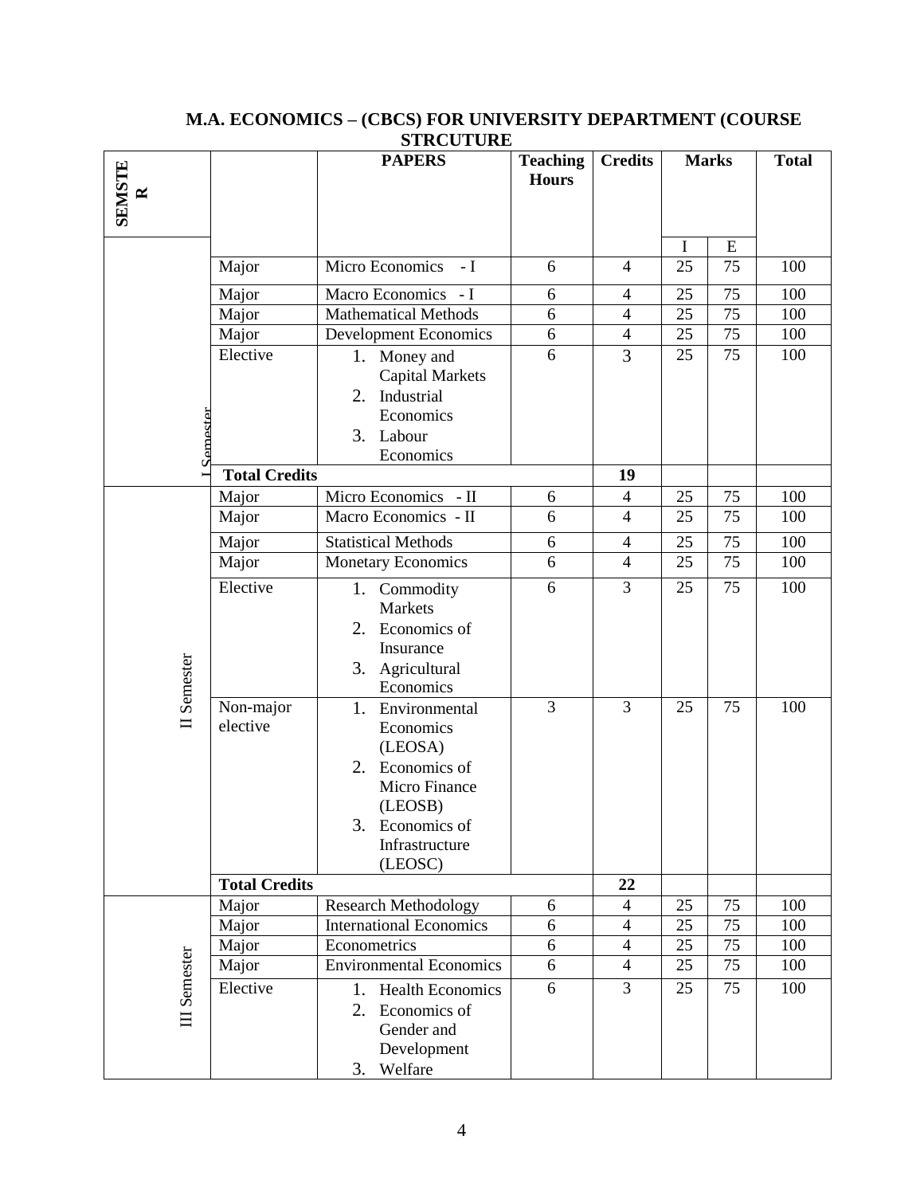## M.A. ECONOMICS – (CBCS) FOR UNIVERSITY DEPARTMENT (COURSE STRCUTURE

| SEMSTER | | PAPERS | Teaching Hours | Credits | Marks | | Total |
|---|---|---|---|---|---|---|---|
| | | | | | I | E | |
| I Semester | Major | Micro Economics - I | 6 | 4 | 25 | 75 | 100 |
| | Major | Macro Economics - I | 6 | 4 | 25 | 75 | 100 |
| | Major | Mathematical Methods | 6 | 4 | 25 | 75 | 100 |
| | Major | Development Economics | 6 | 4 | 25 | 75 | 100 |
| | Elective | 1. Money and Capital Markets 2. Industrial Economics 3. Labour Economics | 6 | 3 | 25 | 75 | 100 |
| | **Total Credits** | | | **19** | | | |
| II Semester | Major | Micro Economics - II | 6 | 4 | 25 | 75 | 100 |
| | Major | Macro Economics - II | 6 | 4 | 25 | 75 | 100 |
| | Major | Statistical Methods | 6 | 4 | 25 | 75 | 100 |
| | Major | Monetary Economics | 6 | 4 | 25 | 75 | 100 |
| | Elective | 1. Commodity Markets 2. Economics of Insurance 3. Agricultural Economics | 6 | 3 | 25 | 75 | 100 |
| | Non-major elective | 1. Environmental Economics (LEOSA) 2. Economics of Micro Finance (LEOSB) 3. Economics of Infrastructure (LEOSC) | 3 | 3 | 25 | 75 | 100 |
| | **Total Credits** | | | **22** | | | |
| III Semester | Major | Research Methodology | 6 | 4 | 25 | 75 | 100 |
| | Major | International Economics | 6 | 4 | 25 | 75 | 100 |
| | Major | Econometrics | 6 | 4 | 25 | 75 | 100 |
| | Major | Environmental Economics | 6 | 4 | 25 | 75 | 100 |
| | Elective | 1. Health Economics 2. Economics of Gender and Development 3. Welfare | 6 | 3 | 25 | 75 | 100 |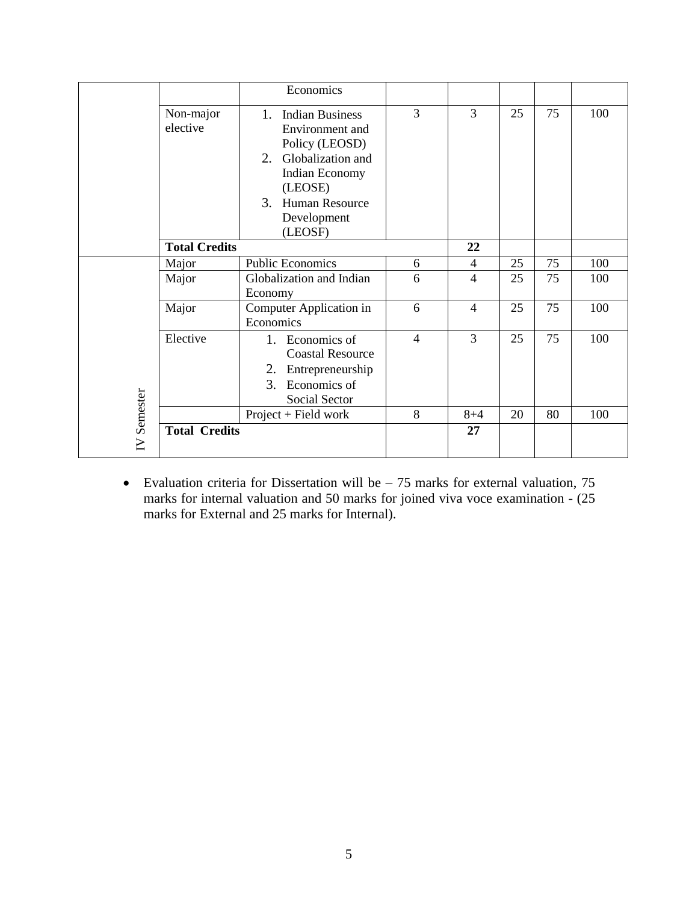| | | | | | | | |
|---|---|---|---|---|---|---|---|
| | | Economics | | | | | |
| | Non-major elective | 1. Indian Business Environment and Policy (LEOSD)<br>2. Globalization and Indian Economy (LEOSE)<br>3. Human Resource Development (LEOSF) | 3 | 3 | 25 | 75 | 100 |
| | **Total Credits** | | | **22** | | | |
| IV Semester | Major | Public Economics | 6 | 4 | 25 | 75 | 100 |
| | Major | Globalization and Indian Economy | 6 | 4 | 25 | 75 | 100 |
| | Major | Computer Application in Economics | 6 | 4 | 25 | 75 | 100 |
| | Elective | 1. Economics of Coastal Resource<br>2. Entrepreneurship<br>3. Economics of Social Sector | 4 | 3 | 25 | 75 | 100 |
| | | Project + Field work | 8 | 8+4 | 20 | 80 | 100 |
| | **Total Credits** | | | **27** | | | |

- Evaluation criteria for Dissertation will be – 75 marks for external valuation, 75 marks for internal valuation and 50 marks for joined viva voce examination - (25 marks for External and 25 marks for Internal).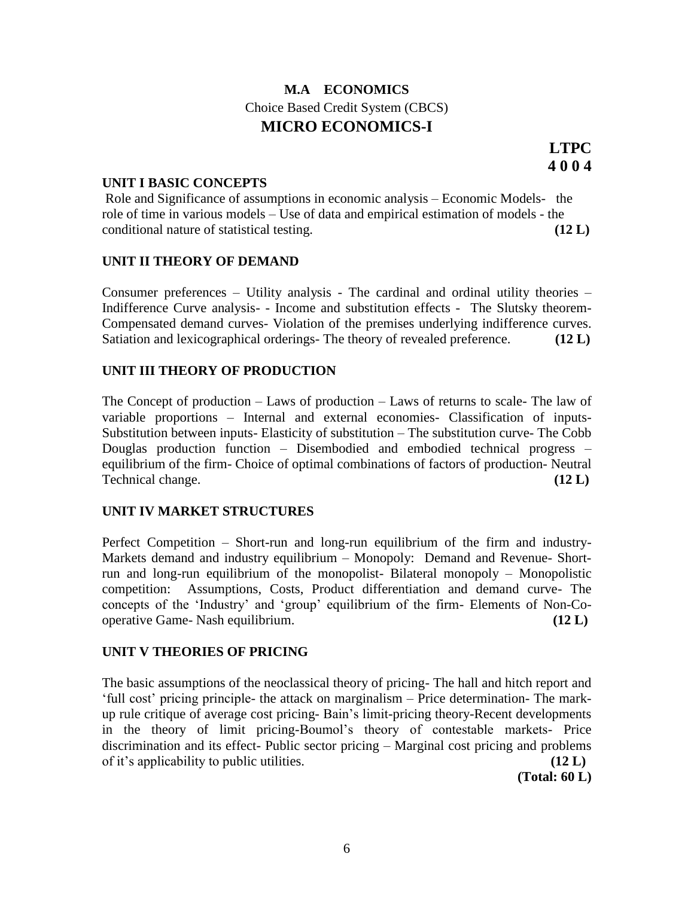# M.A ECONOMICS

Choice Based Credit System (CBCS)

## MICRO ECONOMICS-I

**LTPC**
**4 0 0 4**

### UNIT I BASIC CONCEPTS

Role and Significance of assumptions in economic analysis – Economic Models- the role of time in various models – Use of data and empirical estimation of models - the conditional nature of statistical testing. **(12 L)**

### UNIT II THEORY OF DEMAND

Consumer preferences – Utility analysis - The cardinal and ordinal utility theories – Indifference Curve analysis- - Income and substitution effects - The Slutsky theorem- Compensated demand curves- Violation of the premises underlying indifference curves. Satiation and lexicographical orderings- The theory of revealed preference. **(12 L)**

### UNIT III THEORY OF PRODUCTION

The Concept of production – Laws of production – Laws of returns to scale- The law of variable proportions – Internal and external economies- Classification of inputs- Substitution between inputs- Elasticity of substitution – The substitution curve- The Cobb Douglas production function – Disembodied and embodied technical progress – equilibrium of the firm- Choice of optimal combinations of factors of production- Neutral Technical change. **(12 L)**

### UNIT IV MARKET STRUCTURES

Perfect Competition – Short-run and long-run equilibrium of the firm and industry- Markets demand and industry equilibrium – Monopoly: Demand and Revenue- Short-run and long-run equilibrium of the monopolist- Bilateral monopoly – Monopolistic competition: Assumptions, Costs, Product differentiation and demand curve- The concepts of the 'Industry' and 'group' equilibrium of the firm- Elements of Non-Co-operative Game- Nash equilibrium. **(12 L)**

### UNIT V THEORIES OF PRICING

The basic assumptions of the neoclassical theory of pricing- The hall and hitch report and 'full cost' pricing principle- the attack on marginalism – Price determination- The mark-up rule critique of average cost pricing- Bain's limit-pricing theory-Recent developments in the theory of limit pricing-Boumol's theory of contestable markets- Price discrimination and its effect- Public sector pricing – Marginal cost pricing and problems of it's applicability to public utilities. **(12 L)**

**(Total: 60 L)**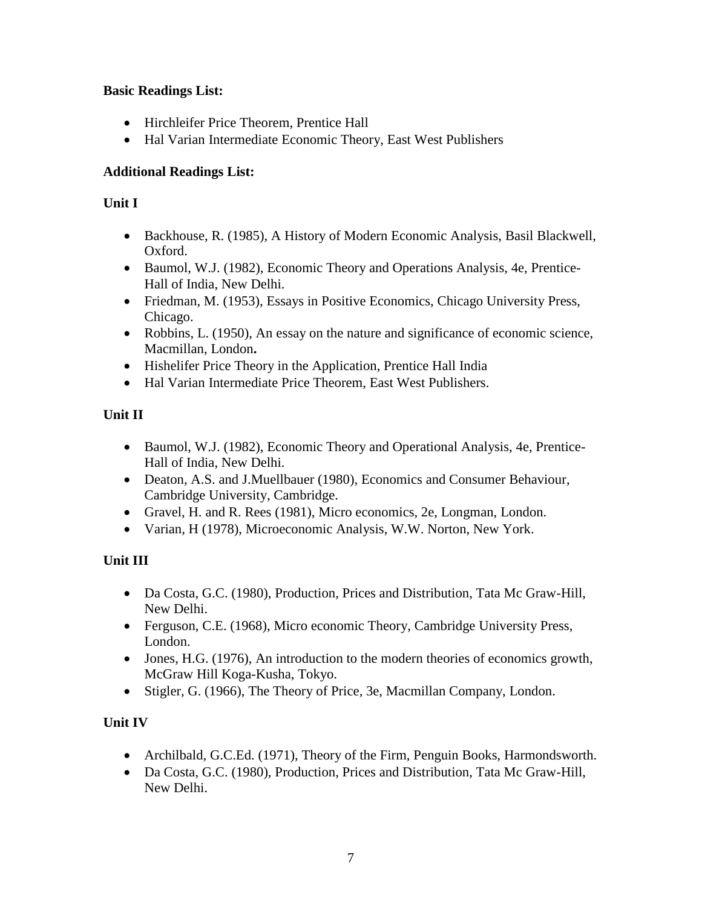**Basic Readings List:**

- Hirchleifer Price Theorem, Prentice Hall
- Hal Varian Intermediate Economic Theory, East West Publishers

**Additional Readings List:**

**Unit I**

- Backhouse, R. (1985), A History of Modern Economic Analysis, Basil Blackwell, Oxford.
- Baumol, W.J. (1982), Economic Theory and Operations Analysis, 4e, Prentice-Hall of India, New Delhi.
- Friedman, M. (1953), Essays in Positive Economics, Chicago University Press, Chicago.
- Robbins, L. (1950), An essay on the nature and significance of economic science, Macmillan, London**.**
- Hishelifer Price Theory in the Application, Prentice Hall India
- Hal Varian Intermediate Price Theorem, East West Publishers.

**Unit II**

- Baumol, W.J. (1982), Economic Theory and Operational Analysis, 4e, Prentice-Hall of India, New Delhi.
- Deaton, A.S. and J.Muellbauer (1980), Economics and Consumer Behaviour, Cambridge University, Cambridge.
- Gravel, H. and R. Rees (1981), Micro economics, 2e, Longman, London.
- Varian, H (1978), Microeconomic Analysis, W.W. Norton, New York.

**Unit III**

- Da Costa, G.C. (1980), Production, Prices and Distribution, Tata Mc Graw-Hill, New Delhi.
- Ferguson, C.E. (1968), Micro economic Theory, Cambridge University Press, London.
- Jones, H.G. (1976), An introduction to the modern theories of economics growth, McGraw Hill Koga-Kusha, Tokyo.
- Stigler, G. (1966), The Theory of Price, 3e, Macmillan Company, London.

**Unit IV**

- Archilbald, G.C.Ed. (1971), Theory of the Firm, Penguin Books, Harmondsworth.
- Da Costa, G.C. (1980), Production, Prices and Distribution, Tata Mc Graw-Hill, New Delhi.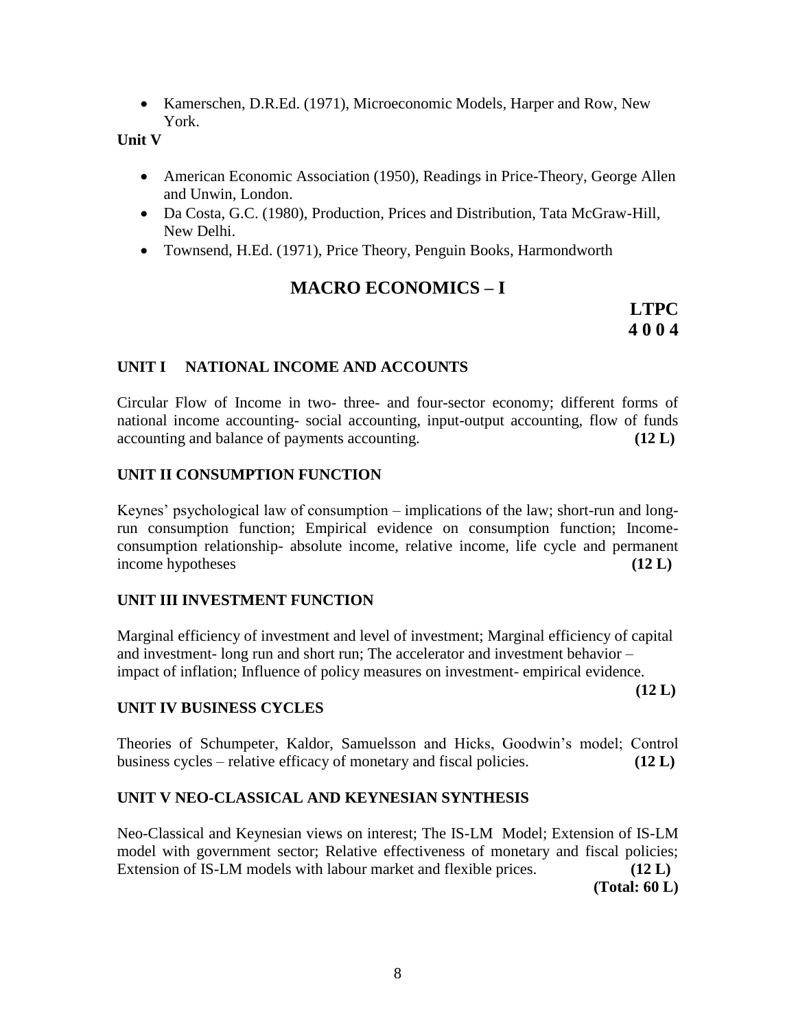- Kamerschen, D.R.Ed. (1971), Microeconomic Models, Harper and Row, New York.

**Unit V**

- American Economic Association (1950), Readings in Price-Theory, George Allen and Unwin, London.
- Da Costa, G.C. (1980), Production, Prices and Distribution, Tata McGraw-Hill, New Delhi.
- Townsend, H.Ed. (1971), Price Theory, Penguin Books, Harmondworth

# MACRO ECONOMICS – I

**LTPC**
**4 0 0 4**

### UNIT I NATIONAL INCOME AND ACCOUNTS

Circular Flow of Income in two- three- and four-sector economy; different forms of national income accounting- social accounting, input-output accounting, flow of funds accounting and balance of payments accounting. **(12 L)**

### UNIT II CONSUMPTION FUNCTION

Keynes' psychological law of consumption – implications of the law; short-run and long-run consumption function; Empirical evidence on consumption function; Income-consumption relationship- absolute income, relative income, life cycle and permanent income hypotheses **(12 L)**

### UNIT III INVESTMENT FUNCTION

Marginal efficiency of investment and level of investment; Marginal efficiency of capital and investment- long run and short run; The accelerator and investment behavior – impact of inflation; Influence of policy measures on investment- empirical evidence. **(12 L)**

### UNIT IV BUSINESS CYCLES

Theories of Schumpeter, Kaldor, Samuelsson and Hicks, Goodwin's model; Control business cycles – relative efficacy of monetary and fiscal policies. **(12 L)**

### UNIT V NEO-CLASSICAL AND KEYNESIAN SYNTHESIS

Neo-Classical and Keynesian views on interest; The IS-LM Model; Extension of IS-LM model with government sector; Relative effectiveness of monetary and fiscal policies; Extension of IS-LM models with labour market and flexible prices. **(12 L)**

**(Total: 60 L)**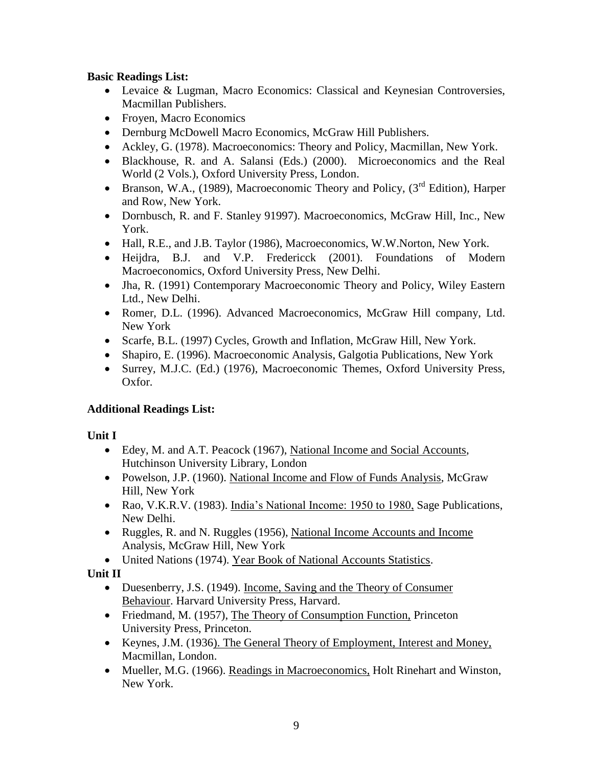**Basic Readings List:**

- Levaice & Lugman, Macro Economics: Classical and Keynesian Controversies, Macmillan Publishers.
- Froyen, Macro Economics
- Dernburg McDowell Macro Economics, McGraw Hill Publishers.
- Ackley, G. (1978). Macroeconomics: Theory and Policy, Macmillan, New York.
- Blackhouse, R. and A. Salansi (Eds.) (2000). Microeconomics and the Real World (2 Vols.), Oxford University Press, London.
- Branson, W.A., (1989), Macroeconomic Theory and Policy, (3rd Edition), Harper and Row, New York.
- Dornbusch, R. and F. Stanley 91997). Macroeconomics, McGraw Hill, Inc., New York.
- Hall, R.E., and J.B. Taylor (1986), Macroeconomics, W.W.Norton, New York.
- Heijdra, B.J. and V.P. Fredericck (2001). Foundations of Modern Macroeconomics, Oxford University Press, New Delhi.
- Jha, R. (1991) Contemporary Macroeconomic Theory and Policy, Wiley Eastern Ltd., New Delhi.
- Romer, D.L. (1996). Advanced Macroeconomics, McGraw Hill company, Ltd. New York
- Scarfe, B.L. (1997) Cycles, Growth and Inflation, McGraw Hill, New York.
- Shapiro, E. (1996). Macroeconomic Analysis, Galgotia Publications, New York
- Surrey, M.J.C. (Ed.) (1976), Macroeconomic Themes, Oxford University Press, Oxfor.

**Additional Readings List:**

**Unit I**

- Edey, M. and A.T. Peacock (1967), National Income and Social Accounts, Hutchinson University Library, London
- Powelson, J.P. (1960). National Income and Flow of Funds Analysis, McGraw Hill, New York
- Rao, V.K.R.V. (1983). India's National Income: 1950 to 1980, Sage Publications, New Delhi.
- Ruggles, R. and N. Ruggles (1956), National Income Accounts and Income Analysis, McGraw Hill, New York
- United Nations (1974). Year Book of National Accounts Statistics.

**Unit II**

- Duesenberry, J.S. (1949). Income, Saving and the Theory of Consumer Behaviour. Harvard University Press, Harvard.
- Friedmand, M. (1957), The Theory of Consumption Function, Princeton University Press, Princeton.
- Keynes, J.M. (1936). The General Theory of Employment, Interest and Money, Macmillan, London.
- Mueller, M.G. (1966). Readings in Macroeconomics, Holt Rinehart and Winston, New York.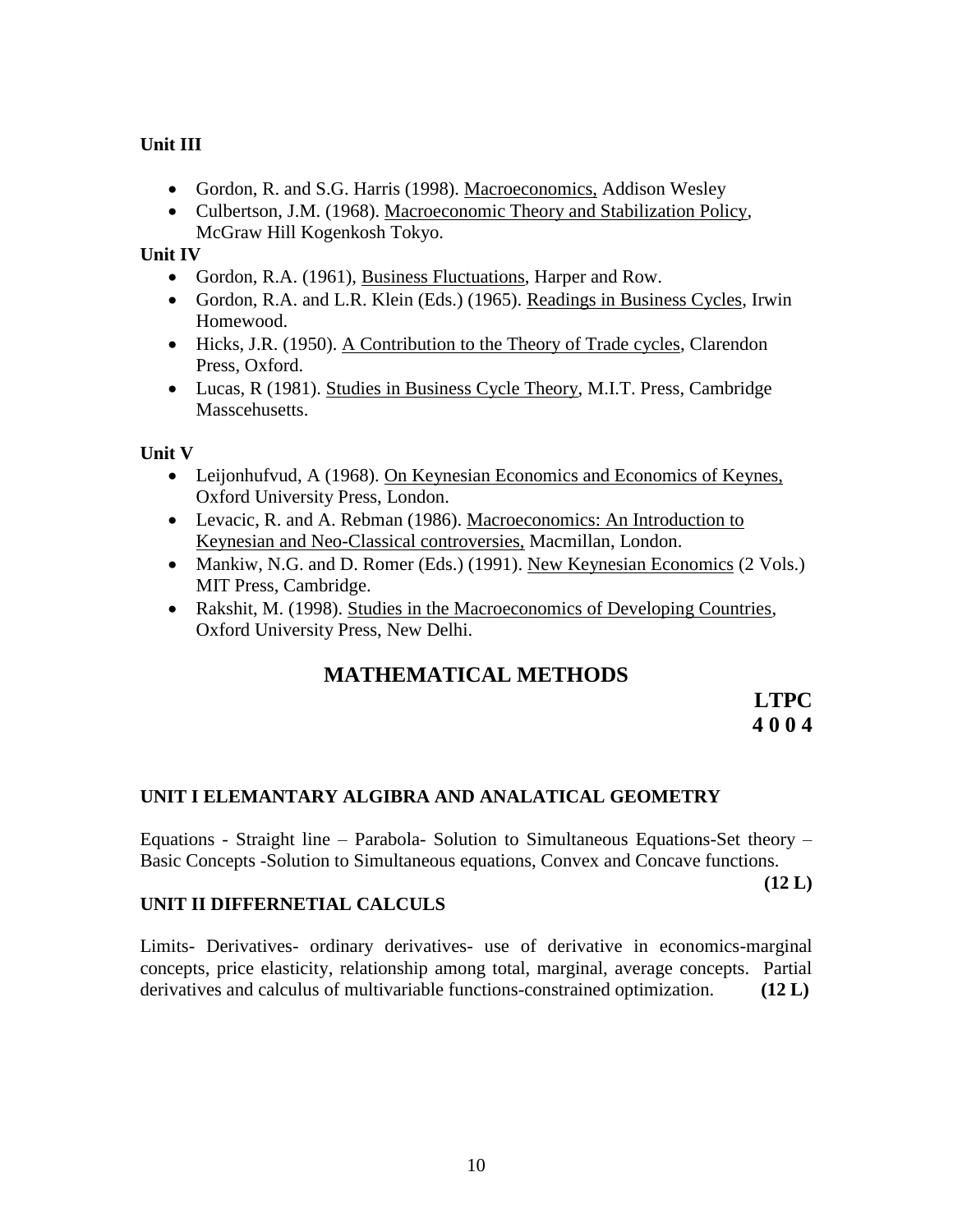**Unit III**

- Gordon, R. and S.G. Harris (1998). Macroeconomics, Addison Wesley
- Culbertson, J.M. (1968). Macroeconomic Theory and Stabilization Policy, McGraw Hill Kogenkosh Tokyo.

**Unit IV**

- Gordon, R.A. (1961), Business Fluctuations, Harper and Row.
- Gordon, R.A. and L.R. Klein (Eds.) (1965). Readings in Business Cycles, Irwin Homewood.
- Hicks, J.R. (1950). A Contribution to the Theory of Trade cycles, Clarendon Press, Oxford.
- Lucas, R (1981). Studies in Business Cycle Theory, M.I.T. Press, Cambridge Masscehusetts.

**Unit V**

- Leijonhufvud, A (1968). On Keynesian Economics and Economics of Keynes, Oxford University Press, London.
- Levacic, R. and A. Rebman (1986). Macroeconomics: An Introduction to Keynesian and Neo-Classical controversies, Macmillan, London.
- Mankiw, N.G. and D. Romer (Eds.) (1991). New Keynesian Economics (2 Vols.) MIT Press, Cambridge.
- Rakshit, M. (1998). Studies in the Macroeconomics of Developing Countries, Oxford University Press, New Delhi.

## MATHEMATICAL METHODS

**LTPC**
**4 0 0 4**

### UNIT I ELEMANTARY ALGIBRA AND ANALATICAL GEOMETRY

Equations - Straight line – Parabola- Solution to Simultaneous Equations-Set theory – Basic Concepts -Solution to Simultaneous equations, Convex and Concave functions.

**(12 L)**

### UNIT II DIFFERNETIAL CALCULS

Limits- Derivatives- ordinary derivatives- use of derivative in economics-marginal concepts, price elasticity, relationship among total, marginal, average concepts. Partial derivatives and calculus of multivariable functions-constrained optimization. **(12 L)**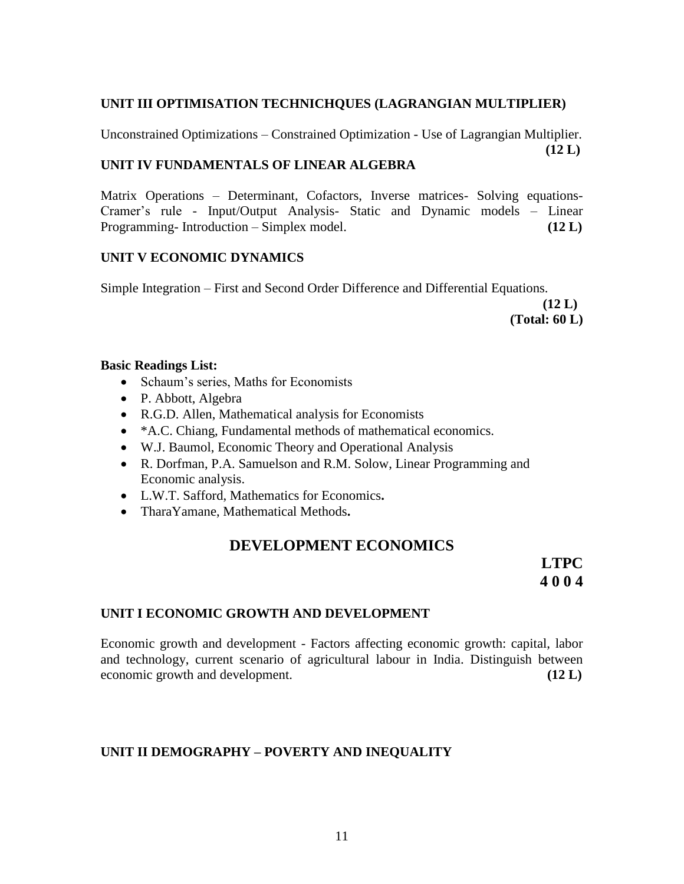### UNIT III OPTIMISATION TECHNICHQUES (LAGRANGIAN MULTIPLIER)

Unconstrained Optimizations – Constrained Optimization - Use of Lagrangian Multiplier. **(12 L)**

### UNIT IV FUNDAMENTALS OF LINEAR ALGEBRA

Matrix Operations – Determinant, Cofactors, Inverse matrices- Solving equations- Cramer's rule - Input/Output Analysis- Static and Dynamic models – Linear Programming- Introduction – Simplex model. **(12 L)**

### UNIT V ECONOMIC DYNAMICS

Simple Integration – First and Second Order Difference and Differential Equations. **(12 L)**

**(Total: 60 L)**

**Basic Readings List:**

- Schaum's series, Maths for Economists
- P. Abbott, Algebra
- R.G.D. Allen, Mathematical analysis for Economists
- *A.C. Chiang, Fundamental methods of mathematical economics.
- W.J. Baumol, Economic Theory and Operational Analysis
- R. Dorfman, P.A. Samuelson and R.M. Solow, Linear Programming and Economic analysis.
- L.W.T. Safford, Mathematics for Economics**.**
- TharaYamane, Mathematical Methods**.**

## DEVELOPMENT ECONOMICS

**LTPC**
**4 0 0 4**

### UNIT I ECONOMIC GROWTH AND DEVELOPMENT

Economic growth and development - Factors affecting economic growth: capital, labor and technology, current scenario of agricultural labour in India. Distinguish between economic growth and development. **(12 L)**

### UNIT II DEMOGRAPHY – POVERTY AND INEQUALITY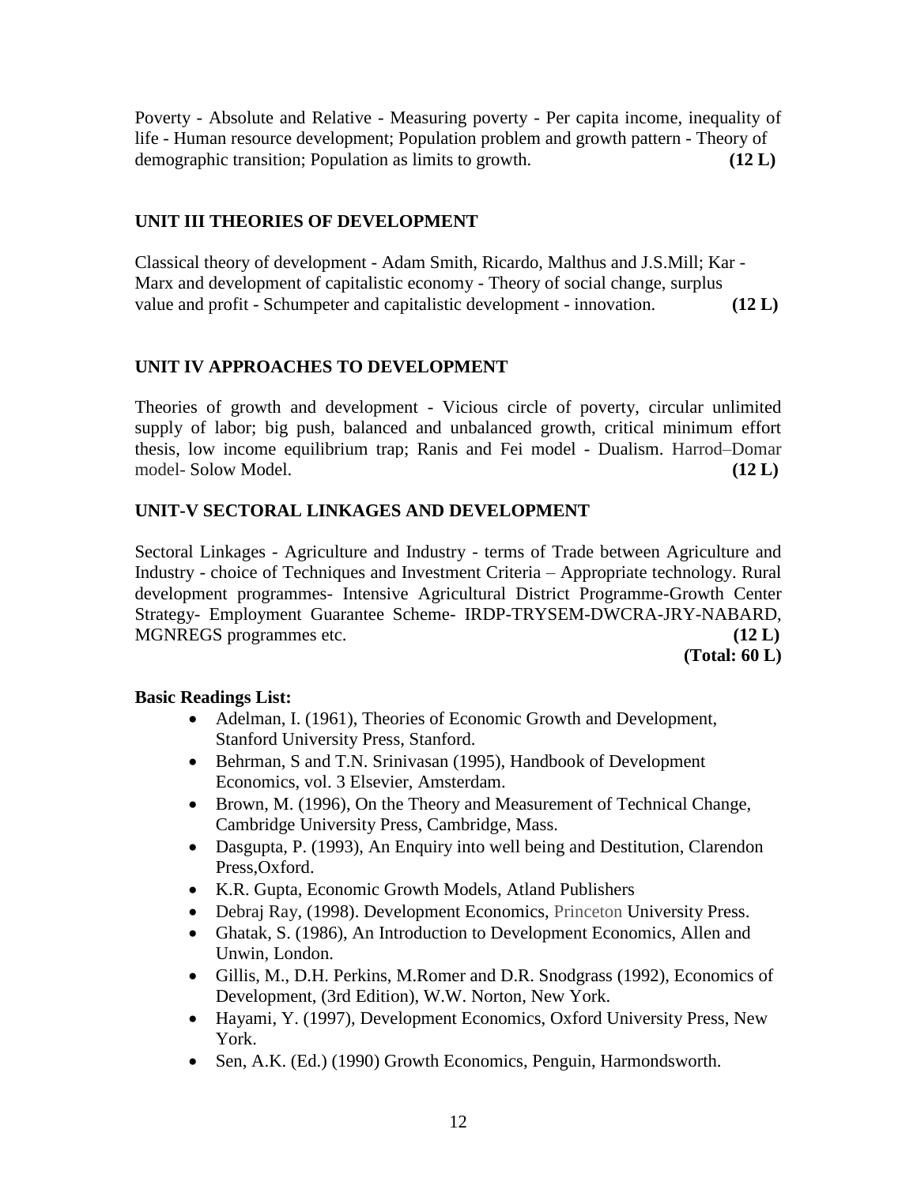Poverty - Absolute and Relative - Measuring poverty - Per capita income, inequality of life - Human resource development; Population problem and growth pattern - Theory of demographic transition; Population as limits to growth. **(12 L)**

### UNIT III THEORIES OF DEVELOPMENT

Classical theory of development - Adam Smith, Ricardo, Malthus and J.S.Mill; Kar - Marx and development of capitalistic economy - Theory of social change, surplus value and profit - Schumpeter and capitalistic development - innovation. **(12 L)**

### UNIT IV APPROACHES TO DEVELOPMENT

Theories of growth and development - Vicious circle of poverty, circular unlimited supply of labor; big push, balanced and unbalanced growth, critical minimum effort thesis, low income equilibrium trap; Ranis and Fei model - Dualism. Harrod–Domar model- Solow Model. **(12 L)**

### UNIT-V SECTORAL LINKAGES AND DEVELOPMENT

Sectoral Linkages - Agriculture and Industry - terms of Trade between Agriculture and Industry - choice of Techniques and Investment Criteria – Appropriate technology. Rural development programmes- Intensive Agricultural District Programme-Growth Center Strategy- Employment Guarantee Scheme- IRDP-TRYSEM-DWCRA-JRY-NABARD, MGNREGS programmes etc. **(12 L)**

**(Total: 60 L)**

**Basic Readings List:**

- Adelman, I. (1961), Theories of Economic Growth and Development, Stanford University Press, Stanford.
- Behrman, S and T.N. Srinivasan (1995), Handbook of Development Economics, vol. 3 Elsevier, Amsterdam.
- Brown, M. (1996), On the Theory and Measurement of Technical Change, Cambridge University Press, Cambridge, Mass.
- Dasgupta, P. (1993), An Enquiry into well being and Destitution, Clarendon Press,Oxford.
- K.R. Gupta, Economic Growth Models, Atland Publishers
- Debraj Ray, (1998). Development Economics, Princeton University Press.
- Ghatak, S. (1986), An Introduction to Development Economics, Allen and Unwin, London.
- Gillis, M., D.H. Perkins, M.Romer and D.R. Snodgrass (1992), Economics of Development, (3rd Edition), W.W. Norton, New York.
- Hayami, Y. (1997), Development Economics, Oxford University Press, New York.
- Sen, A.K. (Ed.) (1990) Growth Economics, Penguin, Harmondsworth.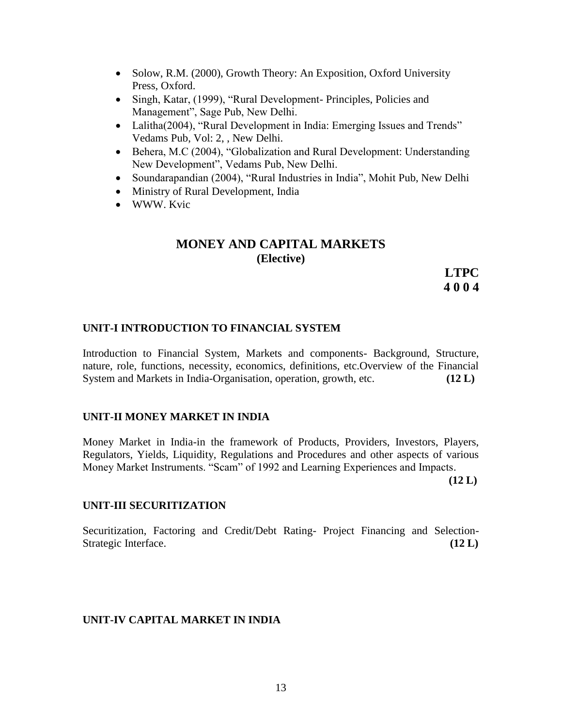- Solow, R.M. (2000), Growth Theory: An Exposition, Oxford University Press, Oxford.
- Singh, Katar, (1999), "Rural Development- Principles, Policies and Management", Sage Pub, New Delhi.
- Lalitha(2004), "Rural Development in India: Emerging Issues and Trends" Vedams Pub, Vol: 2, , New Delhi.
- Behera, M.C (2004), "Globalization and Rural Development: Understanding New Development", Vedams Pub, New Delhi.
- Soundarapandian (2004), "Rural Industries in India", Mohit Pub, New Delhi
- Ministry of Rural Development, India
- WWW. Kvic

## MONEY AND CAPITAL MARKETS
**(Elective)**

**LTPC**
**4 0 0 4**

### UNIT-I INTRODUCTION TO FINANCIAL SYSTEM

Introduction to Financial System, Markets and components- Background, Structure, nature, role, functions, necessity, economics, definitions, etc.Overview of the Financial System and Markets in India-Organisation, operation, growth, etc. **(12 L)**

### UNIT-II MONEY MARKET IN INDIA

Money Market in India-in the framework of Products, Providers, Investors, Players, Regulators, Yields, Liquidity, Regulations and Procedures and other aspects of various Money Market Instruments. "Scam" of 1992 and Learning Experiences and Impacts. **(12 L)**

### UNIT-III SECURITIZATION

Securitization, Factoring and Credit/Debt Rating- Project Financing and Selection-Strategic Interface. **(12 L)**

### UNIT-IV CAPITAL MARKET IN INDIA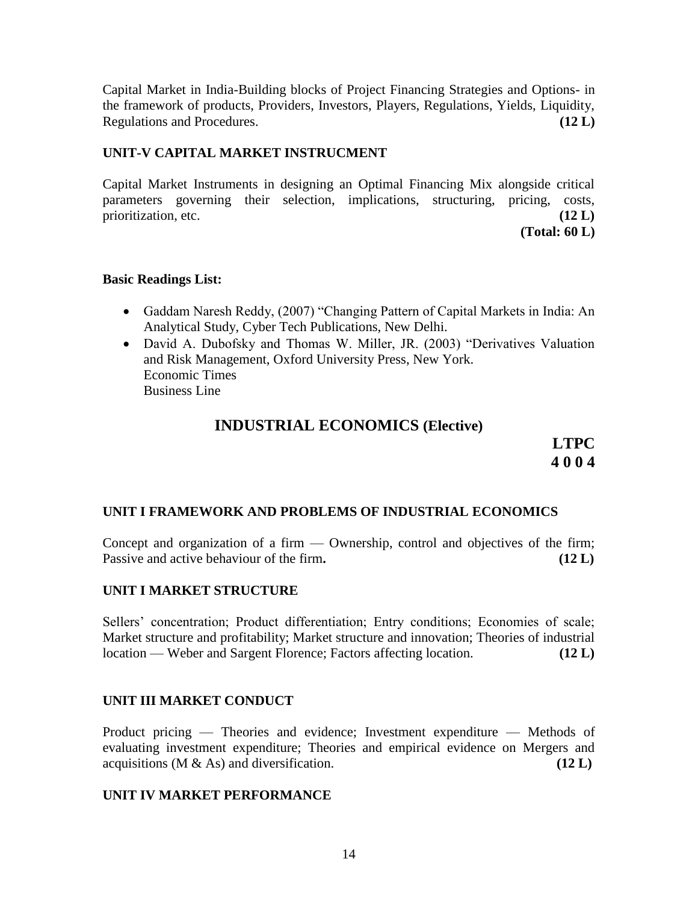Capital Market in India-Building blocks of Project Financing Strategies and Options- in the framework of products, Providers, Investors, Players, Regulations, Yields, Liquidity, Regulations and Procedures. **(12 L)**

### UNIT-V CAPITAL MARKET INSTRUCMENT

Capital Market Instruments in designing an Optimal Financing Mix alongside critical parameters governing their selection, implications, structuring, pricing, costs, prioritization, etc. **(12 L)**

**(Total: 60 L)**

**Basic Readings List:**

- Gaddam Naresh Reddy, (2007) "Changing Pattern of Capital Markets in India: An Analytical Study, Cyber Tech Publications, New Delhi.
- David A. Dubofsky and Thomas W. Miller, JR. (2003) "Derivatives Valuation and Risk Management, Oxford University Press, New York.
  Economic Times
  Business Line

## INDUSTRIAL ECONOMICS (Elective)

**LTPC**
**4 0 0 4**

### UNIT I FRAMEWORK AND PROBLEMS OF INDUSTRIAL ECONOMICS

Concept and organization of a firm — Ownership, control and objectives of the firm; Passive and active behaviour of the firm**.** **(12 L)**

### UNIT I MARKET STRUCTURE

Sellers' concentration; Product differentiation; Entry conditions; Economies of scale; Market structure and profitability; Market structure and innovation; Theories of industrial location — Weber and Sargent Florence; Factors affecting location. **(12 L)**

### UNIT III MARKET CONDUCT

Product pricing — Theories and evidence; Investment expenditure — Methods of evaluating investment expenditure; Theories and empirical evidence on Mergers and acquisitions (M & As) and diversification. **(12 L)**

### UNIT IV MARKET PERFORMANCE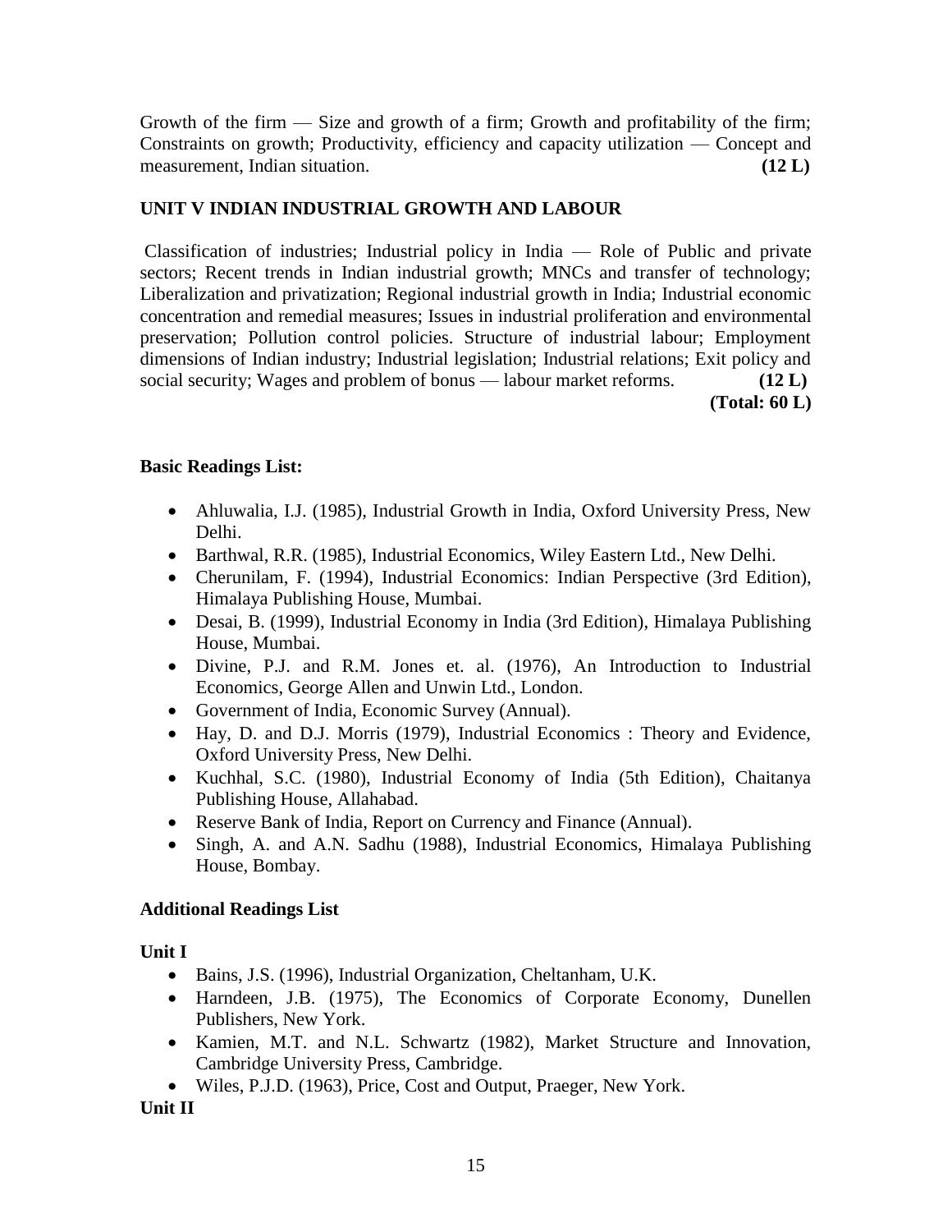Growth of the firm — Size and growth of a firm; Growth and profitability of the firm; Constraints on growth; Productivity, efficiency and capacity utilization — Concept and measurement, Indian situation. **(12 L)**

### UNIT V INDIAN INDUSTRIAL GROWTH AND LABOUR

Classification of industries; Industrial policy in India — Role of Public and private sectors; Recent trends in Indian industrial growth; MNCs and transfer of technology; Liberalization and privatization; Regional industrial growth in India; Industrial economic concentration and remedial measures; Issues in industrial proliferation and environmental preservation; Pollution control policies. Structure of industrial labour; Employment dimensions of Indian industry; Industrial legislation; Industrial relations; Exit policy and social security; Wages and problem of bonus — labour market reforms. **(12 L)**

**(Total: 60 L)**

### Basic Readings List:

- Ahluwalia, I.J. (1985), Industrial Growth in India, Oxford University Press, New Delhi.
- Barthwal, R.R. (1985), Industrial Economics, Wiley Eastern Ltd., New Delhi.
- Cherunilam, F. (1994), Industrial Economics: Indian Perspective (3rd Edition), Himalaya Publishing House, Mumbai.
- Desai, B. (1999), Industrial Economy in India (3rd Edition), Himalaya Publishing House, Mumbai.
- Divine, P.J. and R.M. Jones et. al. (1976), An Introduction to Industrial Economics, George Allen and Unwin Ltd., London.
- Government of India, Economic Survey (Annual).
- Hay, D. and D.J. Morris (1979), Industrial Economics : Theory and Evidence, Oxford University Press, New Delhi.
- Kuchhal, S.C. (1980), Industrial Economy of India (5th Edition), Chaitanya Publishing House, Allahabad.
- Reserve Bank of India, Report on Currency and Finance (Annual).
- Singh, A. and A.N. Sadhu (1988), Industrial Economics, Himalaya Publishing House, Bombay.

### Additional Readings List

**Unit I**

- Bains, J.S. (1996), Industrial Organization, Cheltanham, U.K.
- Harndeen, J.B. (1975), The Economics of Corporate Economy, Dunellen Publishers, New York.
- Kamien, M.T. and N.L. Schwartz (1982), Market Structure and Innovation, Cambridge University Press, Cambridge.
- Wiles, P.J.D. (1963), Price, Cost and Output, Praeger, New York.

**Unit II**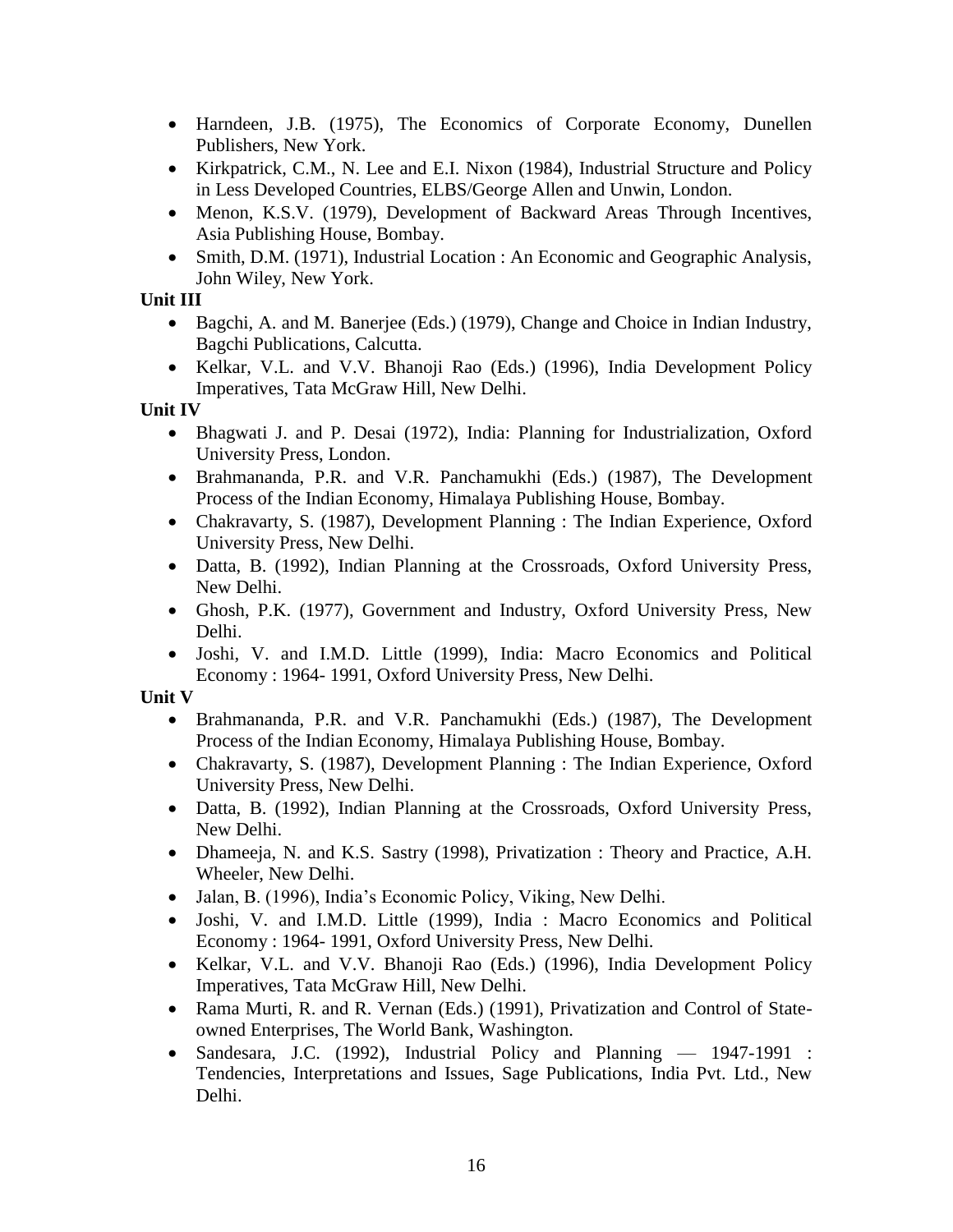- Harndeen, J.B. (1975), The Economics of Corporate Economy, Dunellen Publishers, New York.
- Kirkpatrick, C.M., N. Lee and E.I. Nixon (1984), Industrial Structure and Policy in Less Developed Countries, ELBS/George Allen and Unwin, London.
- Menon, K.S.V. (1979), Development of Backward Areas Through Incentives, Asia Publishing House, Bombay.
- Smith, D.M. (1971), Industrial Location : An Economic and Geographic Analysis, John Wiley, New York.

**Unit III**

- Bagchi, A. and M. Banerjee (Eds.) (1979), Change and Choice in Indian Industry, Bagchi Publications, Calcutta.
- Kelkar, V.L. and V.V. Bhanoji Rao (Eds.) (1996), India Development Policy Imperatives, Tata McGraw Hill, New Delhi.

**Unit IV**

- Bhagwati J. and P. Desai (1972), India: Planning for Industrialization, Oxford University Press, London.
- Brahmananda, P.R. and V.R. Panchamukhi (Eds.) (1987), The Development Process of the Indian Economy, Himalaya Publishing House, Bombay.
- Chakravarty, S. (1987), Development Planning : The Indian Experience, Oxford University Press, New Delhi.
- Datta, B. (1992), Indian Planning at the Crossroads, Oxford University Press, New Delhi.
- Ghosh, P.K. (1977), Government and Industry, Oxford University Press, New Delhi.
- Joshi, V. and I.M.D. Little (1999), India: Macro Economics and Political Economy : 1964- 1991, Oxford University Press, New Delhi.

**Unit V**

- Brahmananda, P.R. and V.R. Panchamukhi (Eds.) (1987), The Development Process of the Indian Economy, Himalaya Publishing House, Bombay.
- Chakravarty, S. (1987), Development Planning : The Indian Experience, Oxford University Press, New Delhi.
- Datta, B. (1992), Indian Planning at the Crossroads, Oxford University Press, New Delhi.
- Dhameeja, N. and K.S. Sastry (1998), Privatization : Theory and Practice, A.H. Wheeler, New Delhi.
- Jalan, B. (1996), India's Economic Policy, Viking, New Delhi.
- Joshi, V. and I.M.D. Little (1999), India : Macro Economics and Political Economy : 1964- 1991, Oxford University Press, New Delhi.
- Kelkar, V.L. and V.V. Bhanoji Rao (Eds.) (1996), India Development Policy Imperatives, Tata McGraw Hill, New Delhi.
- Rama Murti, R. and R. Vernan (Eds.) (1991), Privatization and Control of State-owned Enterprises, The World Bank, Washington.
- Sandesara, J.C. (1992), Industrial Policy and Planning — 1947-1991 : Tendencies, Interpretations and Issues, Sage Publications, India Pvt. Ltd., New Delhi.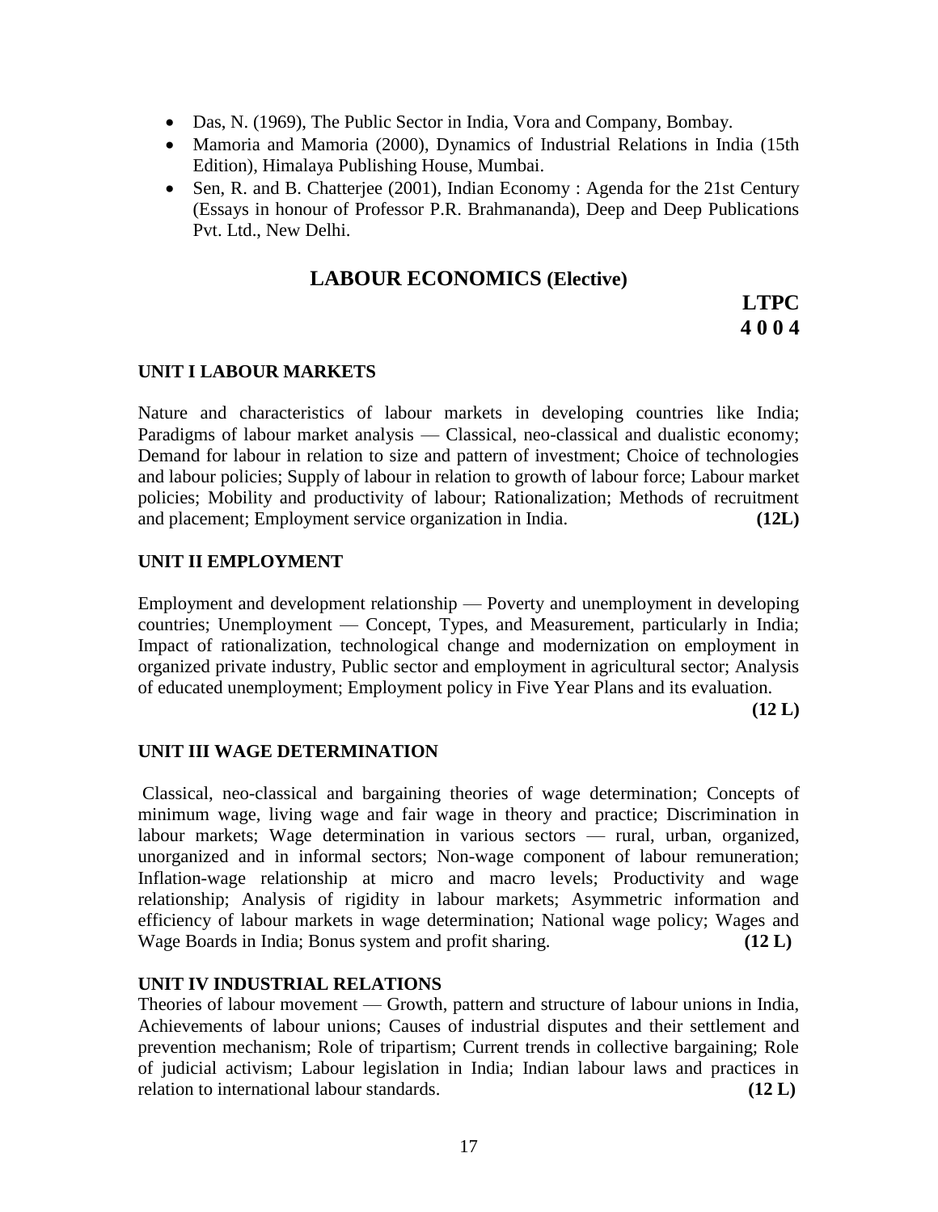- Das, N. (1969), The Public Sector in India, Vora and Company, Bombay.
- Mamoria and Mamoria (2000), Dynamics of Industrial Relations in India (15th Edition), Himalaya Publishing House, Mumbai.
- Sen, R. and B. Chatterjee (2001), Indian Economy : Agenda for the 21st Century (Essays in honour of Professor P.R. Brahmananda), Deep and Deep Publications Pvt. Ltd., New Delhi.

## LABOUR ECONOMICS (Elective)

**LTPC**
**4 0 0 4**

### UNIT I LABOUR MARKETS

Nature and characteristics of labour markets in developing countries like India; Paradigms of labour market analysis — Classical, neo-classical and dualistic economy; Demand for labour in relation to size and pattern of investment; Choice of technologies and labour policies; Supply of labour in relation to growth of labour force; Labour market policies; Mobility and productivity of labour; Rationalization; Methods of recruitment and placement; Employment service organization in India. **(12L)**

### UNIT II EMPLOYMENT

Employment and development relationship — Poverty and unemployment in developing countries; Unemployment — Concept, Types, and Measurement, particularly in India; Impact of rationalization, technological change and modernization on employment in organized private industry, Public sector and employment in agricultural sector; Analysis of educated unemployment; Employment policy in Five Year Plans and its evaluation. **(12 L)**

### UNIT III WAGE DETERMINATION

Classical, neo-classical and bargaining theories of wage determination; Concepts of minimum wage, living wage and fair wage in theory and practice; Discrimination in labour markets; Wage determination in various sectors — rural, urban, organized, unorganized and in informal sectors; Non-wage component of labour remuneration; Inflation-wage relationship at micro and macro levels; Productivity and wage relationship; Analysis of rigidity in labour markets; Asymmetric information and efficiency of labour markets in wage determination; National wage policy; Wages and Wage Boards in India; Bonus system and profit sharing. **(12 L)**

### UNIT IV INDUSTRIAL RELATIONS

Theories of labour movement — Growth, pattern and structure of labour unions in India, Achievements of labour unions; Causes of industrial disputes and their settlement and prevention mechanism; Role of tripartism; Current trends in collective bargaining; Role of judicial activism; Labour legislation in India; Indian labour laws and practices in relation to international labour standards. **(12 L)**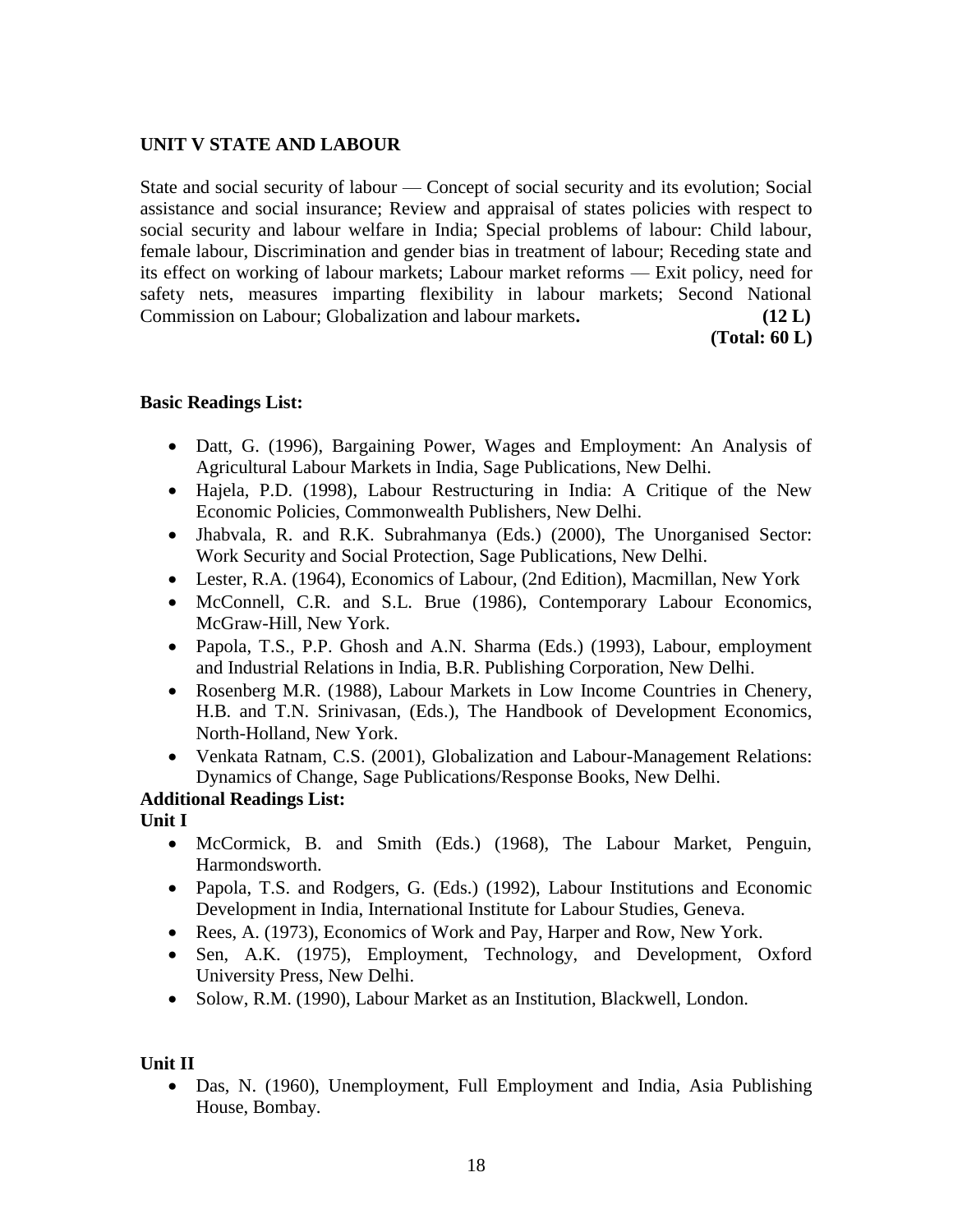## UNIT V STATE AND LABOUR

State and social security of labour — Concept of social security and its evolution; Social assistance and social insurance; Review and appraisal of states policies with respect to social security and labour welfare in India; Special problems of labour: Child labour, female labour, Discrimination and gender bias in treatment of labour; Receding state and its effect on working of labour markets; Labour market reforms — Exit policy, need for safety nets, measures imparting flexibility in labour markets; Second National Commission on Labour; Globalization and labour markets. **(12 L)**

**(Total: 60 L)**

**Basic Readings List:**

- Datt, G. (1996), Bargaining Power, Wages and Employment: An Analysis of Agricultural Labour Markets in India, Sage Publications, New Delhi.
- Hajela, P.D. (1998), Labour Restructuring in India: A Critique of the New Economic Policies, Commonwealth Publishers, New Delhi.
- Jhabvala, R. and R.K. Subrahmanya (Eds.) (2000), The Unorganised Sector: Work Security and Social Protection, Sage Publications, New Delhi.
- Lester, R.A. (1964), Economics of Labour, (2nd Edition), Macmillan, New York
- McConnell, C.R. and S.L. Brue (1986), Contemporary Labour Economics, McGraw-Hill, New York.
- Papola, T.S., P.P. Ghosh and A.N. Sharma (Eds.) (1993), Labour, employment and Industrial Relations in India, B.R. Publishing Corporation, New Delhi.
- Rosenberg M.R. (1988), Labour Markets in Low Income Countries in Chenery, H.B. and T.N. Srinivasan, (Eds.), The Handbook of Development Economics, North-Holland, New York.
- Venkata Ratnam, C.S. (2001), Globalization and Labour-Management Relations: Dynamics of Change, Sage Publications/Response Books, New Delhi.

**Additional Readings List:**

**Unit I**

- McCormick, B. and Smith (Eds.) (1968), The Labour Market, Penguin, Harmondsworth.
- Papola, T.S. and Rodgers, G. (Eds.) (1992), Labour Institutions and Economic Development in India, International Institute for Labour Studies, Geneva.
- Rees, A. (1973), Economics of Work and Pay, Harper and Row, New York.
- Sen, A.K. (1975), Employment, Technology, and Development, Oxford University Press, New Delhi.
- Solow, R.M. (1990), Labour Market as an Institution, Blackwell, London.

**Unit II**

- Das, N. (1960), Unemployment, Full Employment and India, Asia Publishing House, Bombay.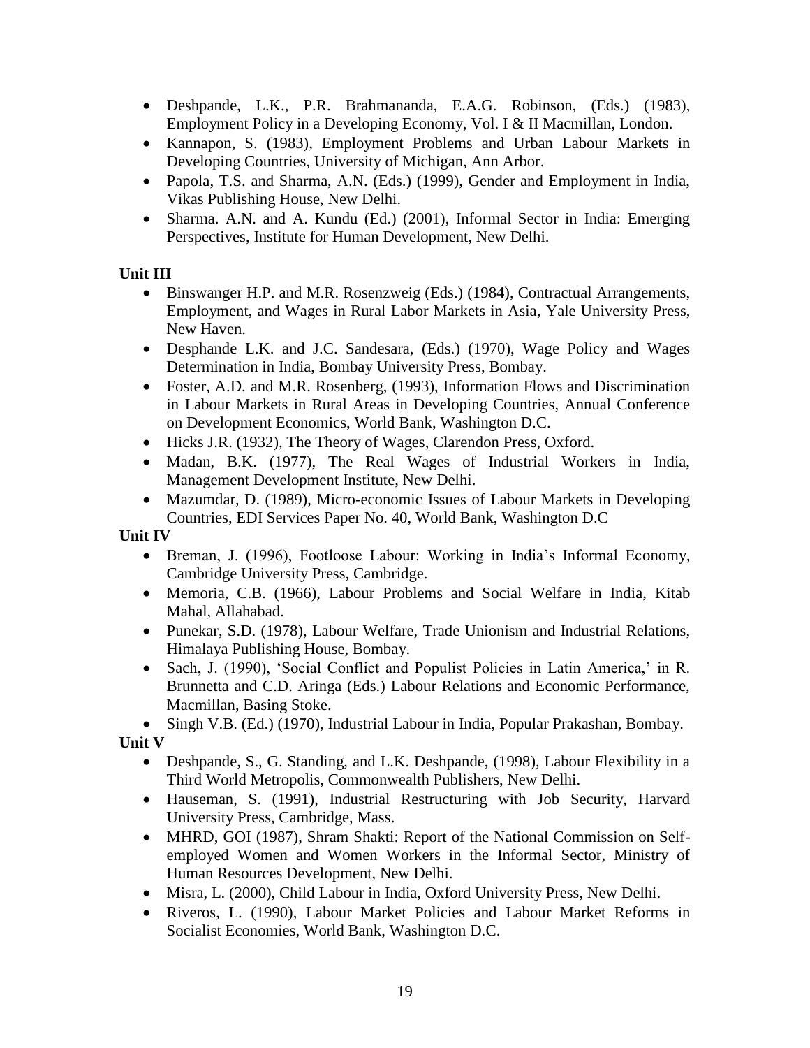- Deshpande, L.K., P.R. Brahmananda, E.A.G. Robinson, (Eds.) (1983), Employment Policy in a Developing Economy, Vol. I & II Macmillan, London.
- Kannapon, S. (1983), Employment Problems and Urban Labour Markets in Developing Countries, University of Michigan, Ann Arbor.
- Papola, T.S. and Sharma, A.N. (Eds.) (1999), Gender and Employment in India, Vikas Publishing House, New Delhi.
- Sharma. A.N. and A. Kundu (Ed.) (2001), Informal Sector in India: Emerging Perspectives, Institute for Human Development, New Delhi.

**Unit III**

- Binswanger H.P. and M.R. Rosenzweig (Eds.) (1984), Contractual Arrangements, Employment, and Wages in Rural Labor Markets in Asia, Yale University Press, New Haven.
- Desphande L.K. and J.C. Sandesara, (Eds.) (1970), Wage Policy and Wages Determination in India, Bombay University Press, Bombay.
- Foster, A.D. and M.R. Rosenberg, (1993), Information Flows and Discrimination in Labour Markets in Rural Areas in Developing Countries, Annual Conference on Development Economics, World Bank, Washington D.C.
- Hicks J.R. (1932), The Theory of Wages, Clarendon Press, Oxford.
- Madan, B.K. (1977), The Real Wages of Industrial Workers in India, Management Development Institute, New Delhi.
- Mazumdar, D. (1989), Micro-economic Issues of Labour Markets in Developing Countries, EDI Services Paper No. 40, World Bank, Washington D.C

**Unit IV**

- Breman, J. (1996), Footloose Labour: Working in India's Informal Economy, Cambridge University Press, Cambridge.
- Memoria, C.B. (1966), Labour Problems and Social Welfare in India, Kitab Mahal, Allahabad.
- Punekar, S.D. (1978), Labour Welfare, Trade Unionism and Industrial Relations, Himalaya Publishing House, Bombay.
- Sach, J. (1990), 'Social Conflict and Populist Policies in Latin America,' in R. Brunnetta and C.D. Aringa (Eds.) Labour Relations and Economic Performance, Macmillan, Basing Stoke.
- Singh V.B. (Ed.) (1970), Industrial Labour in India, Popular Prakashan, Bombay.

**Unit V**

- Deshpande, S., G. Standing, and L.K. Deshpande, (1998), Labour Flexibility in a Third World Metropolis, Commonwealth Publishers, New Delhi.
- Hauseman, S. (1991), Industrial Restructuring with Job Security, Harvard University Press, Cambridge, Mass.
- MHRD, GOI (1987), Shram Shakti: Report of the National Commission on Self-employed Women and Women Workers in the Informal Sector, Ministry of Human Resources Development, New Delhi.
- Misra, L. (2000), Child Labour in India, Oxford University Press, New Delhi.
- Riveros, L. (1990), Labour Market Policies and Labour Market Reforms in Socialist Economies, World Bank, Washington D.C.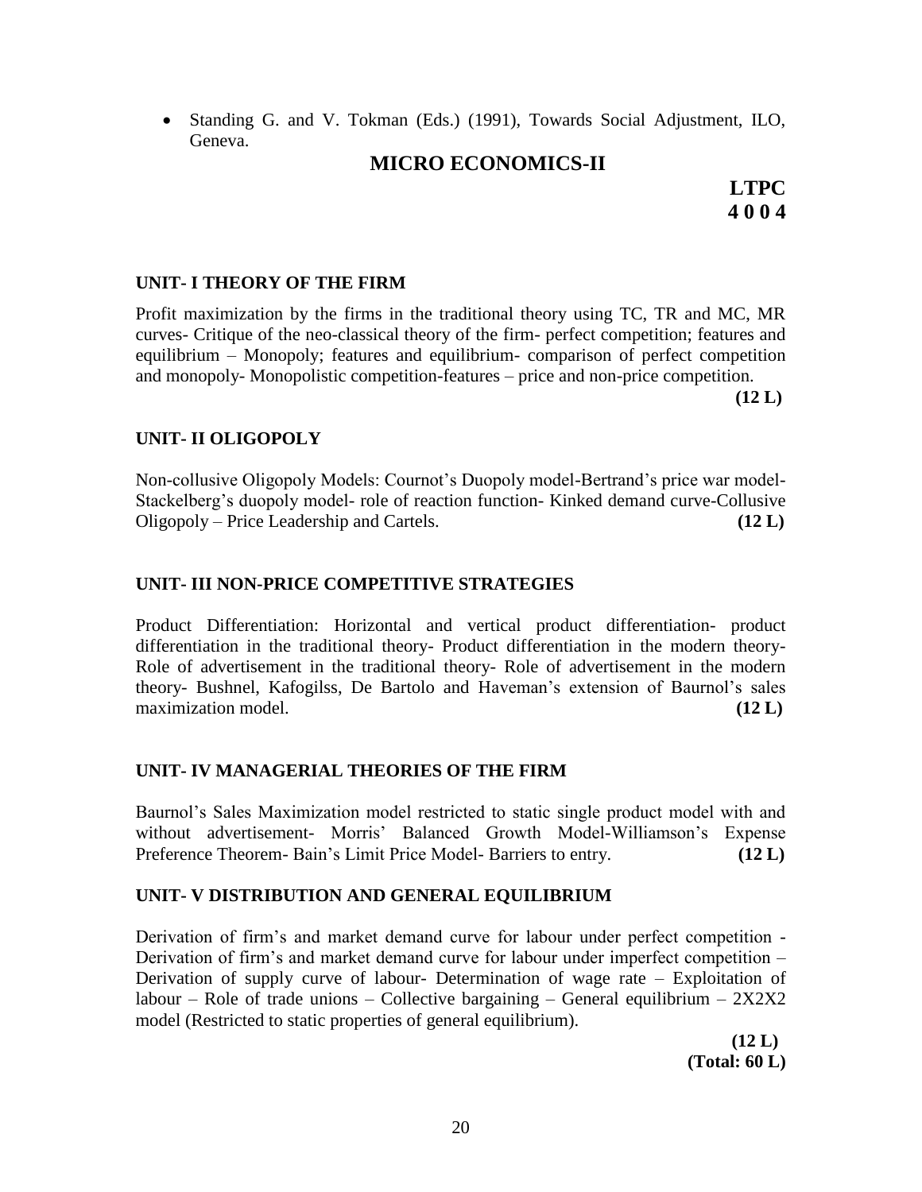- Standing G. and V. Tokman (Eds.) (1991), Towards Social Adjustment, ILO, Geneva.

## MICRO ECONOMICS-II

**LTPC**
**4 0 0 4**

### UNIT- I THEORY OF THE FIRM

Profit maximization by the firms in the traditional theory using TC, TR and MC, MR curves- Critique of the neo-classical theory of the firm- perfect competition; features and equilibrium – Monopoly; features and equilibrium- comparison of perfect competition and monopoly- Monopolistic competition-features – price and non-price competition.

**(12 L)**

### UNIT- II OLIGOPOLY

Non-collusive Oligopoly Models: Cournot's Duopoly model-Bertrand's price war model- Stackelberg's duopoly model- role of reaction function- Kinked demand curve-Collusive Oligopoly – Price Leadership and Cartels. **(12 L)**

### UNIT- III NON-PRICE COMPETITIVE STRATEGIES

Product Differentiation: Horizontal and vertical product differentiation- product differentiation in the traditional theory- Product differentiation in the modern theory- Role of advertisement in the traditional theory- Role of advertisement in the modern theory- Bushnel, Kafogilss, De Bartolo and Haveman's extension of Baurnol's sales maximization model. **(12 L)**

### UNIT- IV MANAGERIAL THEORIES OF THE FIRM

Baurnol's Sales Maximization model restricted to static single product model with and without advertisement- Morris' Balanced Growth Model-Williamson's Expense Preference Theorem- Bain's Limit Price Model- Barriers to entry. **(12 L)**

### UNIT- V DISTRIBUTION AND GENERAL EQUILIBRIUM

Derivation of firm's and market demand curve for labour under perfect competition - Derivation of firm's and market demand curve for labour under imperfect competition – Derivation of supply curve of labour- Determination of wage rate – Exploitation of labour – Role of trade unions – Collective bargaining – General equilibrium – 2X2X2 model (Restricted to static properties of general equilibrium).

**(12 L)**
**(Total: 60 L)**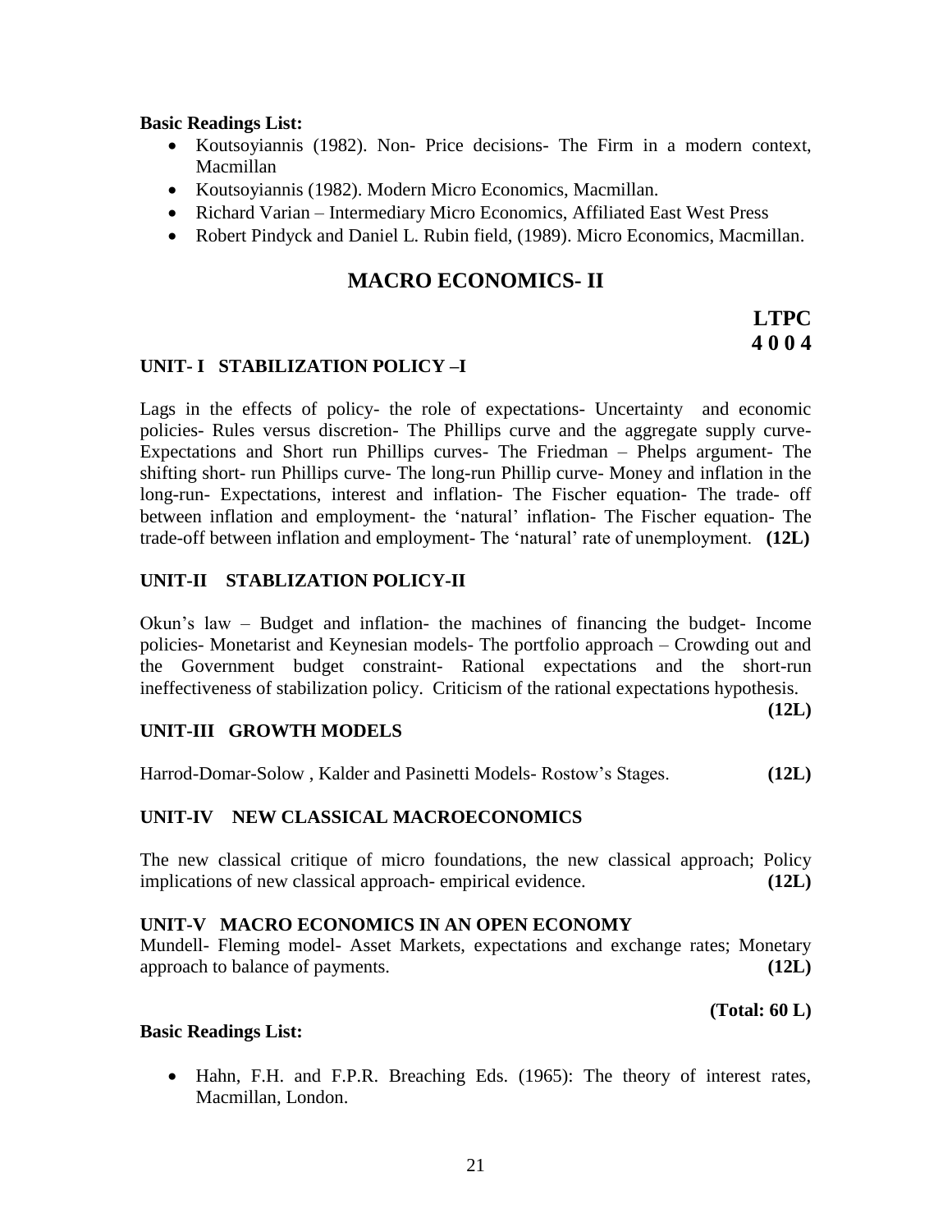**Basic Readings List:**

- Koutsoyiannis (1982). Non- Price decisions- The Firm in a modern context, Macmillan
- Koutsoyiannis (1982). Modern Micro Economics, Macmillan.
- Richard Varian – Intermediary Micro Economics, Affiliated East West Press
- Robert Pindyck and Daniel L. Rubin field, (1989). Micro Economics, Macmillan.

## MACRO ECONOMICS- II

**LTPC**
**4 0 0 4**

### UNIT- I STABILIZATION POLICY –I

Lags in the effects of policy- the role of expectations- Uncertainty and economic policies- Rules versus discretion- The Phillips curve and the aggregate supply curve- Expectations and Short run Phillips curves- The Friedman – Phelps argument- The shifting short- run Phillips curve- The long-run Phillip curve- Money and inflation in the long-run- Expectations, interest and inflation- The Fischer equation- The trade- off between inflation and employment- the 'natural' inflation- The Fischer equation- The trade-off between inflation and employment- The 'natural' rate of unemployment. **(12L)**

### UNIT-II STABLIZATION POLICY-II

Okun's law – Budget and inflation- the machines of financing the budget- Income policies- Monetarist and Keynesian models- The portfolio approach – Crowding out and the Government budget constraint- Rational expectations and the short-run ineffectiveness of stabilization policy. Criticism of the rational expectations hypothesis. **(12L)**

### UNIT-III GROWTH MODELS

Harrod-Domar-Solow , Kalder and Pasinetti Models- Rostow's Stages. **(12L)**

### UNIT-IV NEW CLASSICAL MACROECONOMICS

The new classical critique of micro foundations, the new classical approach; Policy implications of new classical approach- empirical evidence. **(12L)**

### UNIT-V MACRO ECONOMICS IN AN OPEN ECONOMY

Mundell- Fleming model- Asset Markets, expectations and exchange rates; Monetary approach to balance of payments. **(12L)**

**(Total: 60 L)**

**Basic Readings List:**

- Hahn, F.H. and F.P.R. Breaching Eds. (1965): The theory of interest rates, Macmillan, London.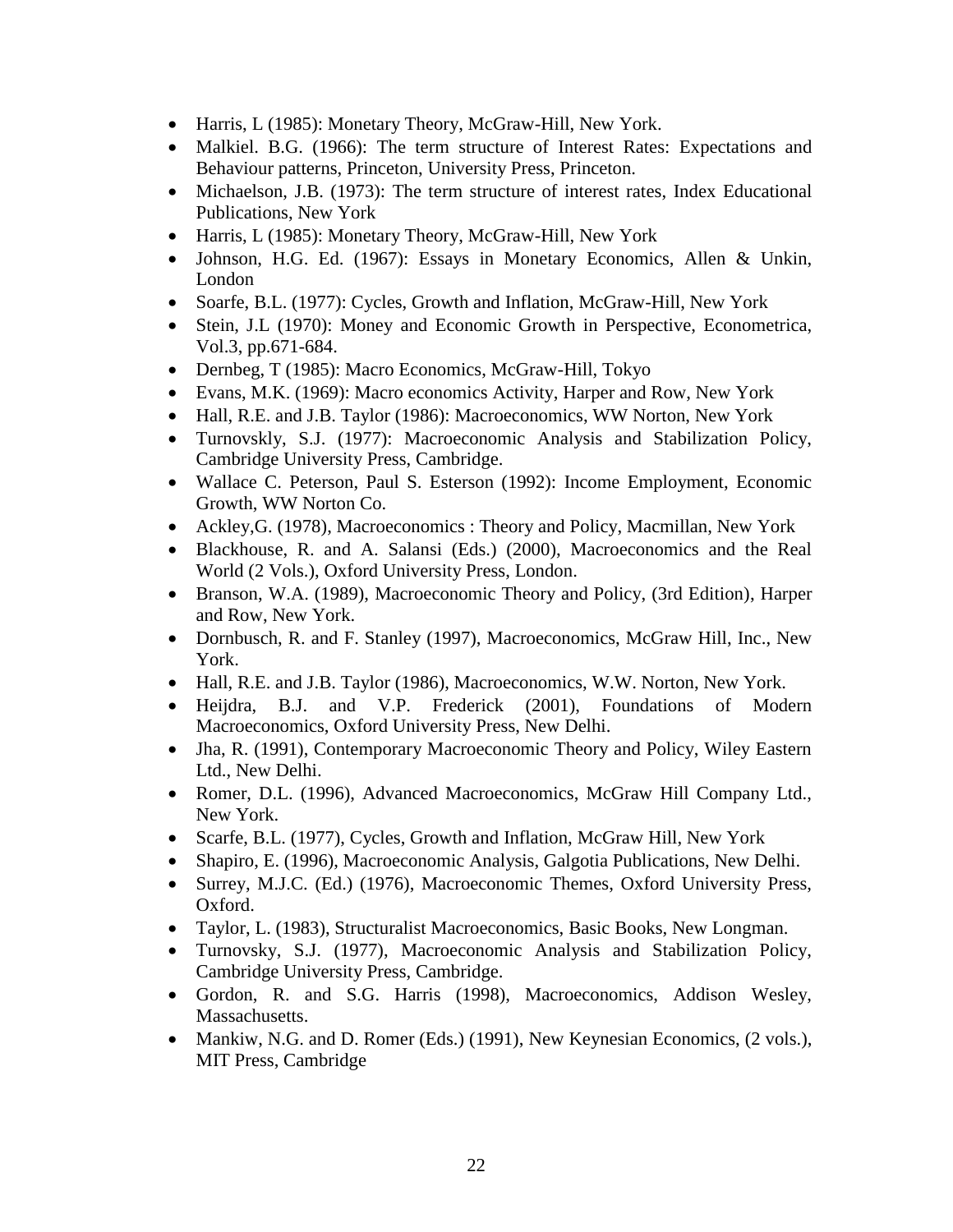- Harris, L (1985): Monetary Theory, McGraw-Hill, New York.
- Malkiel. B.G. (1966): The term structure of Interest Rates: Expectations and Behaviour patterns, Princeton, University Press, Princeton.
- Michaelson, J.B. (1973): The term structure of interest rates, Index Educational Publications, New York
- Harris, L (1985): Monetary Theory, McGraw-Hill, New York
- Johnson, H.G. Ed. (1967): Essays in Monetary Economics, Allen & Unkin, London
- Soarfe, B.L. (1977): Cycles, Growth and Inflation, McGraw-Hill, New York
- Stein, J.L (1970): Money and Economic Growth in Perspective, Econometrica, Vol.3, pp.671-684.
- Dernbeg, T (1985): Macro Economics, McGraw-Hill, Tokyo
- Evans, M.K. (1969): Macro economics Activity, Harper and Row, New York
- Hall, R.E. and J.B. Taylor (1986): Macroeconomics, WW Norton, New York
- Turnovskly, S.J. (1977): Macroeconomic Analysis and Stabilization Policy, Cambridge University Press, Cambridge.
- Wallace C. Peterson, Paul S. Esterson (1992): Income Employment, Economic Growth, WW Norton Co.
- Ackley,G. (1978), Macroeconomics : Theory and Policy, Macmillan, New York
- Blackhouse, R. and A. Salansi (Eds.) (2000), Macroeconomics and the Real World (2 Vols.), Oxford University Press, London.
- Branson, W.A. (1989), Macroeconomic Theory and Policy, (3rd Edition), Harper and Row, New York.
- Dornbusch, R. and F. Stanley (1997), Macroeconomics, McGraw Hill, Inc., New York.
- Hall, R.E. and J.B. Taylor (1986), Macroeconomics, W.W. Norton, New York.
- Heijdra, B.J. and V.P. Frederick (2001), Foundations of Modern Macroeconomics, Oxford University Press, New Delhi.
- Jha, R. (1991), Contemporary Macroeconomic Theory and Policy, Wiley Eastern Ltd., New Delhi.
- Romer, D.L. (1996), Advanced Macroeconomics, McGraw Hill Company Ltd., New York.
- Scarfe, B.L. (1977), Cycles, Growth and Inflation, McGraw Hill, New York
- Shapiro, E. (1996), Macroeconomic Analysis, Galgotia Publications, New Delhi.
- Surrey, M.J.C. (Ed.) (1976), Macroeconomic Themes, Oxford University Press, Oxford.
- Taylor, L. (1983), Structuralist Macroeconomics, Basic Books, New Longman.
- Turnovsky, S.J. (1977), Macroeconomic Analysis and Stabilization Policy, Cambridge University Press, Cambridge.
- Gordon, R. and S.G. Harris (1998), Macroeconomics, Addison Wesley, Massachusetts.
- Mankiw, N.G. and D. Romer (Eds.) (1991), New Keynesian Economics, (2 vols.), MIT Press, Cambridge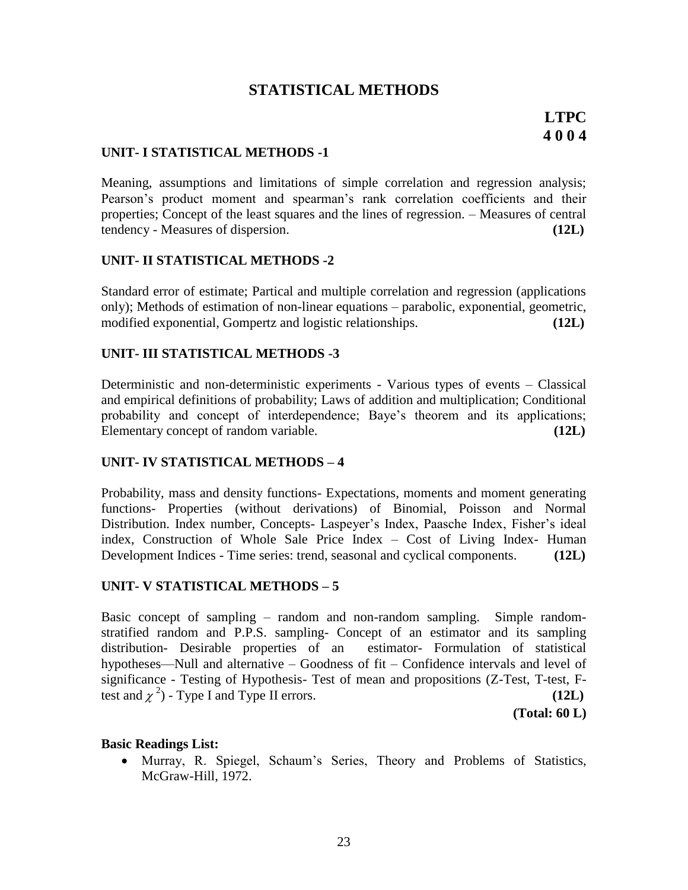# STATISTICAL METHODS

**LTPC**
**4 0 0 4**

### UNIT- I STATISTICAL METHODS -1

Meaning, assumptions and limitations of simple correlation and regression analysis; Pearson's product moment and spearman's rank correlation coefficients and their properties; Concept of the least squares and the lines of regression. – Measures of central tendency - Measures of dispersion. **(12L)**

### UNIT- II STATISTICAL METHODS -2

Standard error of estimate; Partical and multiple correlation and regression (applications only); Methods of estimation of non-linear equations – parabolic, exponential, geometric, modified exponential, Gompertz and logistic relationships. **(12L)**

### UNIT- III STATISTICAL METHODS -3

Deterministic and non-deterministic experiments - Various types of events – Classical and empirical definitions of probability; Laws of addition and multiplication; Conditional probability and concept of interdependence; Baye's theorem and its applications; Elementary concept of random variable. **(12L)**

### UNIT- IV STATISTICAL METHODS – 4

Probability, mass and density functions- Expectations, moments and moment generating functions- Properties (without derivations) of Binomial, Poisson and Normal Distribution. Index number, Concepts- Laspeyer's Index, Paasche Index, Fisher's ideal index, Construction of Whole Sale Price Index – Cost of Living Index- Human Development Indices - Time series: trend, seasonal and cyclical components. **(12L)**

### UNIT- V STATISTICAL METHODS – 5

Basic concept of sampling – random and non-random sampling. Simple random-stratified random and P.P.S. sampling- Concept of an estimator and its sampling distribution- Desirable properties of an estimator- Formulation of statistical hypotheses—Null and alternative – Goodness of fit – Confidence intervals and level of significance - Testing of Hypothesis- Test of mean and propositions (Z-Test, T-test, F-test and $\chi^2$) - Type I and Type II errors. **(12L)**

**(Total: 60 L)**

**Basic Readings List:**

- Murray, R. Spiegel, Schaum's Series, Theory and Problems of Statistics, McGraw-Hill, 1972.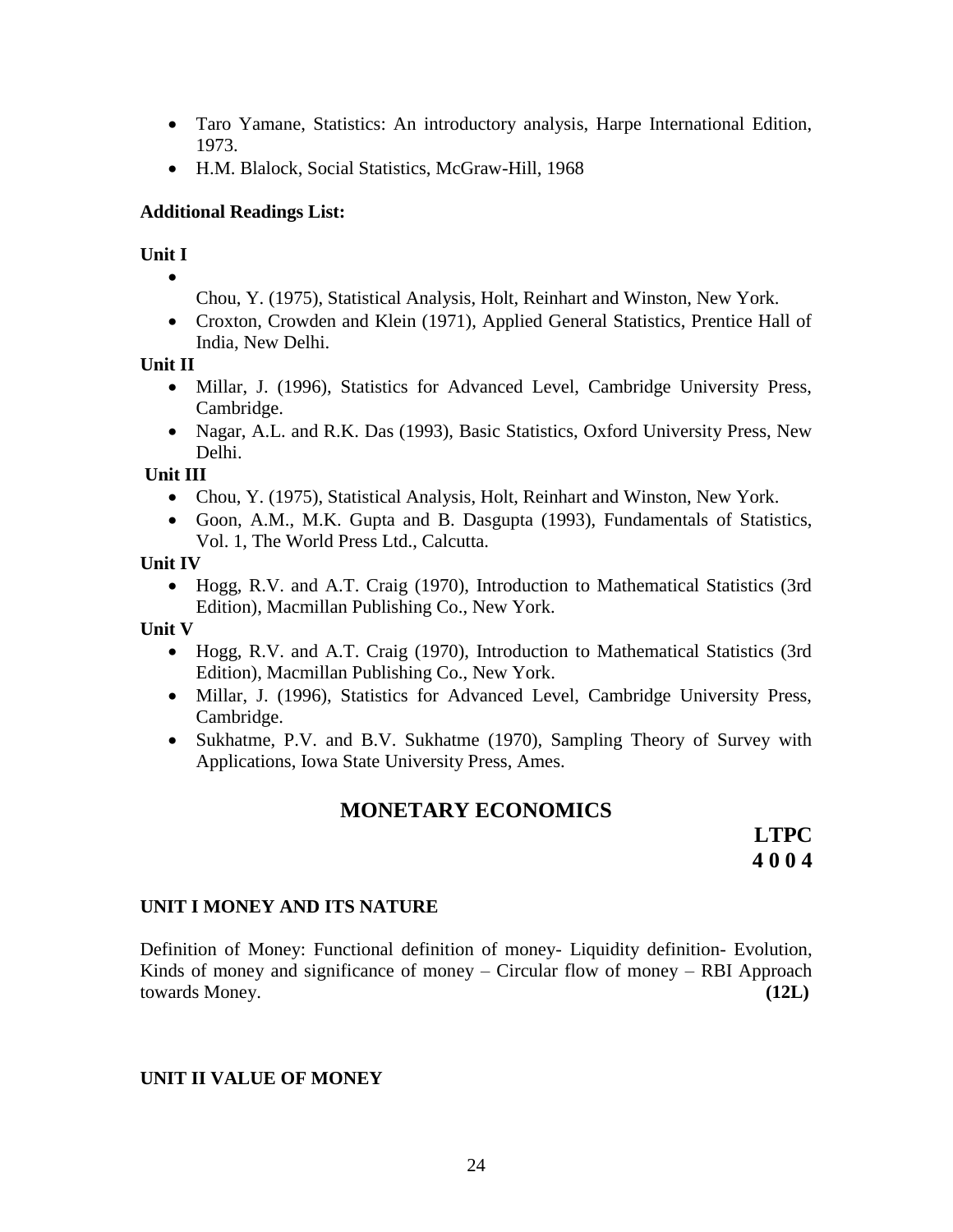- Taro Yamane, Statistics: An introductory analysis, Harpe International Edition, 1973.
- H.M. Blalock, Social Statistics, McGraw-Hill, 1968

**Additional Readings List:**

**Unit I**

- Chou, Y. (1975), Statistical Analysis, Holt, Reinhart and Winston, New York.
- Croxton, Crowden and Klein (1971), Applied General Statistics, Prentice Hall of India, New Delhi.

**Unit II**

- Millar, J. (1996), Statistics for Advanced Level, Cambridge University Press, Cambridge.
- Nagar, A.L. and R.K. Das (1993), Basic Statistics, Oxford University Press, New Delhi.

**Unit III**

- Chou, Y. (1975), Statistical Analysis, Holt, Reinhart and Winston, New York.
- Goon, A.M., M.K. Gupta and B. Dasgupta (1993), Fundamentals of Statistics, Vol. 1, The World Press Ltd., Calcutta.

**Unit IV**

- Hogg, R.V. and A.T. Craig (1970), Introduction to Mathematical Statistics (3rd Edition), Macmillan Publishing Co., New York.

**Unit V**

- Hogg, R.V. and A.T. Craig (1970), Introduction to Mathematical Statistics (3rd Edition), Macmillan Publishing Co., New York.
- Millar, J. (1996), Statistics for Advanced Level, Cambridge University Press, Cambridge.
- Sukhatme, P.V. and B.V. Sukhatme (1970), Sampling Theory of Survey with Applications, Iowa State University Press, Ames.

## MONETARY ECONOMICS

**LTPC**
**4 0 0 4**

### UNIT I MONEY AND ITS NATURE

Definition of Money: Functional definition of money- Liquidity definition- Evolution, Kinds of money and significance of money – Circular flow of money – RBI Approach towards Money. **(12L)**

### UNIT II VALUE OF MONEY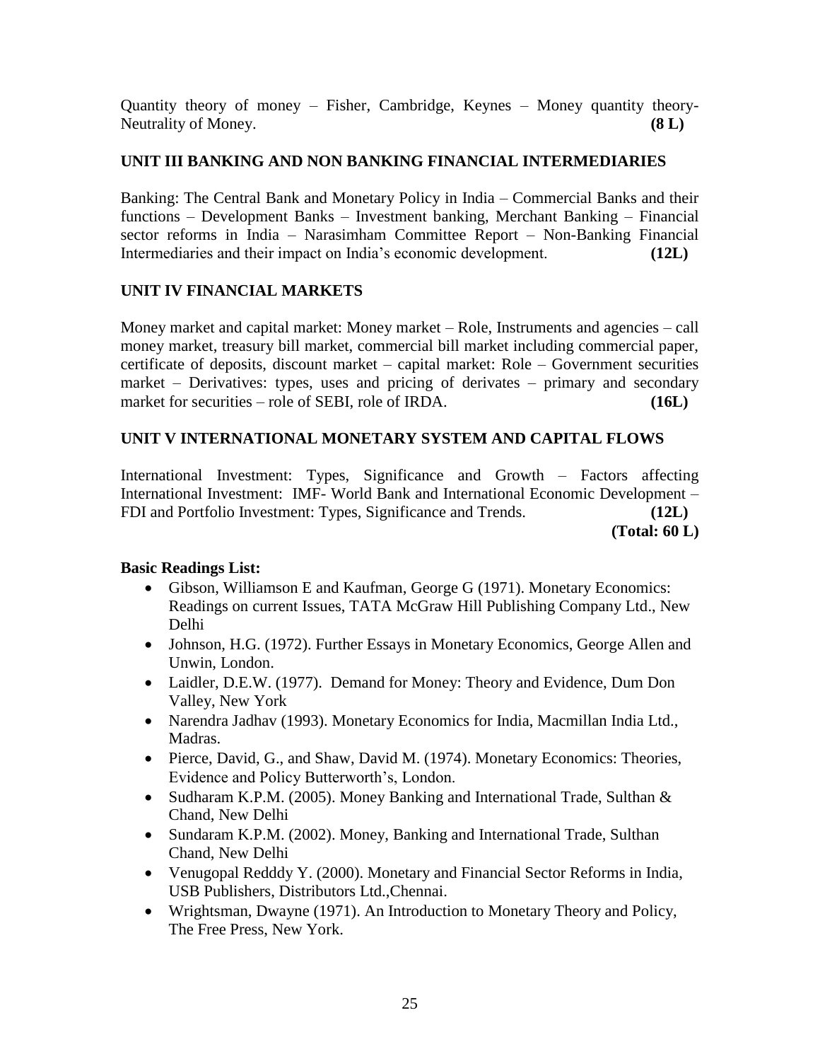Quantity theory of money – Fisher, Cambridge, Keynes – Money quantity theory- Neutrality of Money. **(8 L)**

### UNIT III BANKING AND NON BANKING FINANCIAL INTERMEDIARIES

Banking: The Central Bank and Monetary Policy in India – Commercial Banks and their functions – Development Banks – Investment banking, Merchant Banking – Financial sector reforms in India – Narasimham Committee Report – Non-Banking Financial Intermediaries and their impact on India's economic development. **(12L)**

### UNIT IV FINANCIAL MARKETS

Money market and capital market: Money market – Role, Instruments and agencies – call money market, treasury bill market, commercial bill market including commercial paper, certificate of deposits, discount market – capital market: Role – Government securities market – Derivatives: types, uses and pricing of derivates – primary and secondary market for securities – role of SEBI, role of IRDA. **(16L)**

### UNIT V INTERNATIONAL MONETARY SYSTEM AND CAPITAL FLOWS

International Investment: Types, Significance and Growth – Factors affecting International Investment: IMF- World Bank and International Economic Development – FDI and Portfolio Investment: Types, Significance and Trends. **(12L)**

**(Total: 60 L)**

**Basic Readings List:**

- Gibson, Williamson E and Kaufman, George G (1971). Monetary Economics: Readings on current Issues, TATA McGraw Hill Publishing Company Ltd., New Delhi
- Johnson, H.G. (1972). Further Essays in Monetary Economics, George Allen and Unwin, London.
- Laidler, D.E.W. (1977). Demand for Money: Theory and Evidence, Dum Don Valley, New York
- Narendra Jadhav (1993). Monetary Economics for India, Macmillan India Ltd., Madras.
- Pierce, David, G., and Shaw, David M. (1974). Monetary Economics: Theories, Evidence and Policy Butterworth's, London.
- Sudharam K.P.M. (2005). Money Banking and International Trade, Sulthan & Chand, New Delhi
- Sundaram K.P.M. (2002). Money, Banking and International Trade, Sulthan Chand, New Delhi
- Venugopal Redddy Y. (2000). Monetary and Financial Sector Reforms in India, USB Publishers, Distributors Ltd.,Chennai.
- Wrightsman, Dwayne (1971). An Introduction to Monetary Theory and Policy, The Free Press, New York.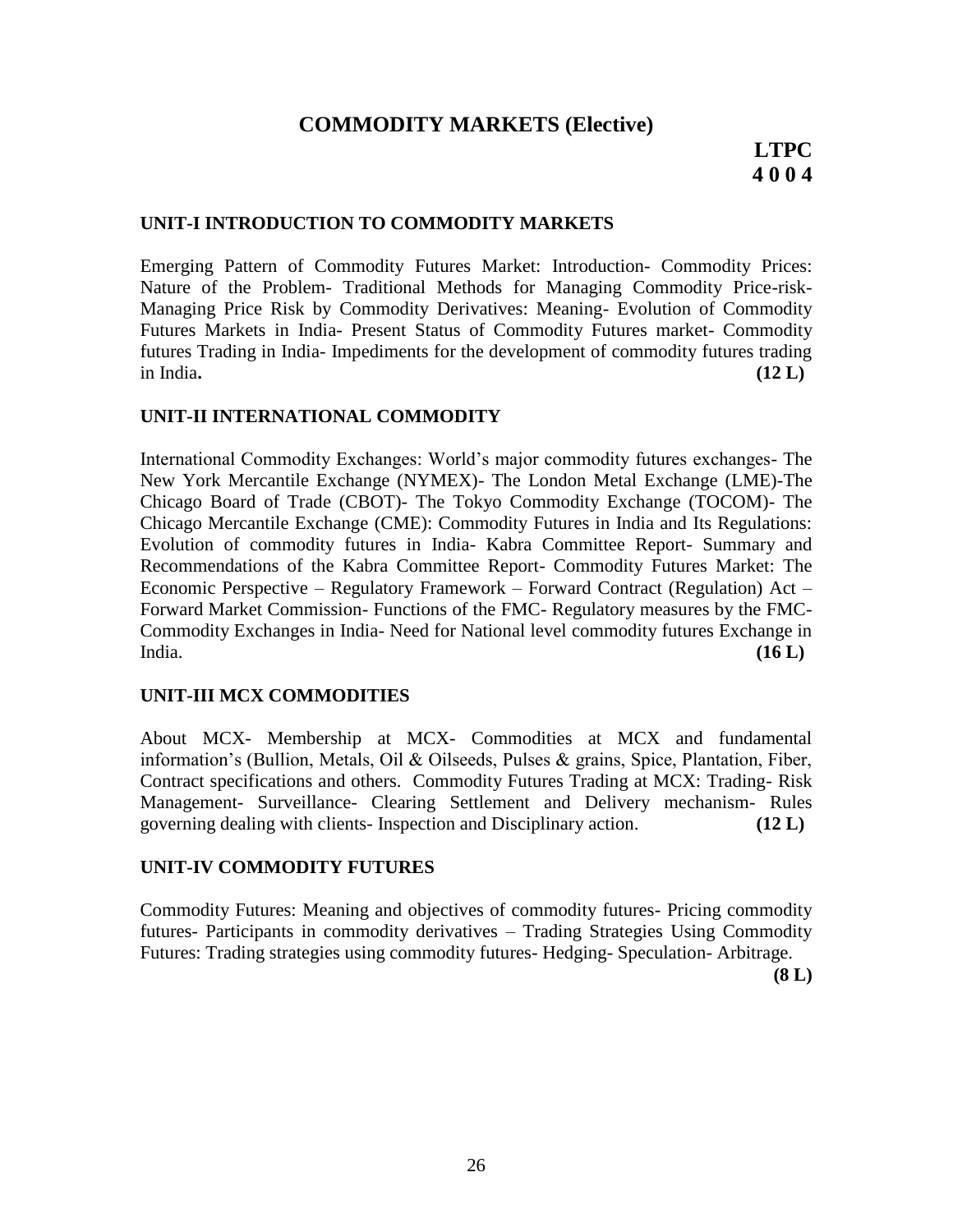# COMMODITY MARKETS (Elective)

**LTPC**
**4 0 0 4**

## UNIT-I INTRODUCTION TO COMMODITY MARKETS

Emerging Pattern of Commodity Futures Market: Introduction- Commodity Prices: Nature of the Problem- Traditional Methods for Managing Commodity Price-risk- Managing Price Risk by Commodity Derivatives: Meaning- Evolution of Commodity Futures Markets in India- Present Status of Commodity Futures market- Commodity futures Trading in India- Impediments for the development of commodity futures trading in India**.** **(12 L)**

## UNIT-II INTERNATIONAL COMMODITY

International Commodity Exchanges: World's major commodity futures exchanges- The New York Mercantile Exchange (NYMEX)- The London Metal Exchange (LME)-The Chicago Board of Trade (CBOT)- The Tokyo Commodity Exchange (TOCOM)- The Chicago Mercantile Exchange (CME): Commodity Futures in India and Its Regulations: Evolution of commodity futures in India- Kabra Committee Report- Summary and Recommendations of the Kabra Committee Report- Commodity Futures Market: The Economic Perspective – Regulatory Framework – Forward Contract (Regulation) Act – Forward Market Commission- Functions of the FMC- Regulatory measures by the FMC- Commodity Exchanges in India- Need for National level commodity futures Exchange in India. **(16 L)**

## UNIT-III MCX COMMODITIES

About MCX- Membership at MCX- Commodities at MCX and fundamental information's (Bullion, Metals, Oil & Oilseeds, Pulses & grains, Spice, Plantation, Fiber, Contract specifications and others. Commodity Futures Trading at MCX: Trading- Risk Management- Surveillance- Clearing Settlement and Delivery mechanism- Rules governing dealing with clients- Inspection and Disciplinary action. **(12 L)**

## UNIT-IV COMMODITY FUTURES

Commodity Futures: Meaning and objectives of commodity futures- Pricing commodity futures- Participants in commodity derivatives – Trading Strategies Using Commodity Futures: Trading strategies using commodity futures- Hedging- Speculation- Arbitrage. **(8 L)**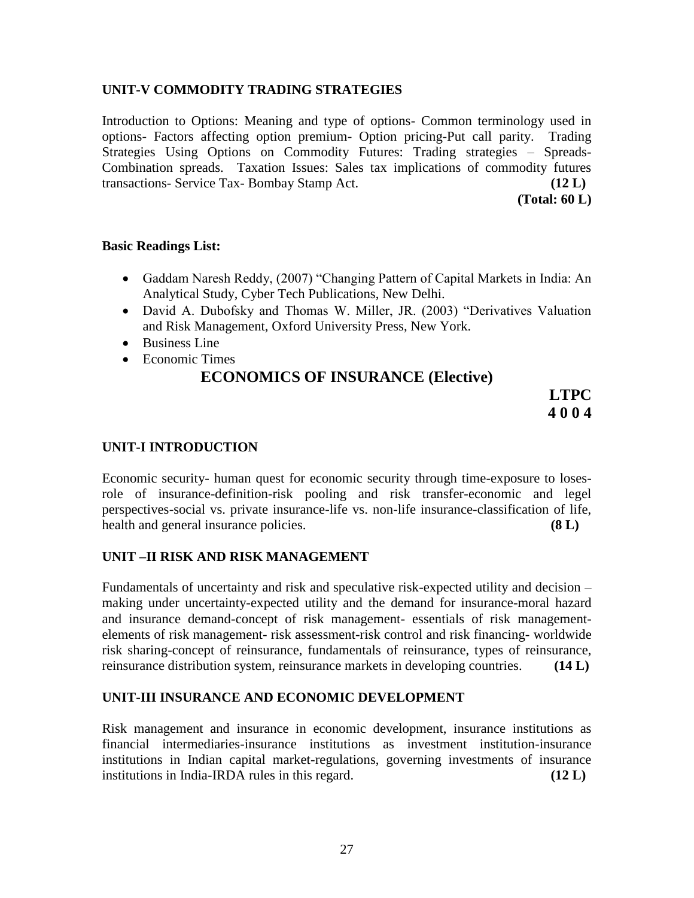### UNIT-V COMMODITY TRADING STRATEGIES

Introduction to Options: Meaning and type of options- Common terminology used in options- Factors affecting option premium- Option pricing-Put call parity. Trading Strategies Using Options on Commodity Futures: Trading strategies – Spreads-Combination spreads. Taxation Issues: Sales tax implications of commodity futures transactions- Service Tax- Bombay Stamp Act. **(12 L)**

**(Total: 60 L)**

**Basic Readings List:**

- Gaddam Naresh Reddy, (2007) "Changing Pattern of Capital Markets in India: An Analytical Study, Cyber Tech Publications, New Delhi.
- David A. Dubofsky and Thomas W. Miller, JR. (2003) "Derivatives Valuation and Risk Management, Oxford University Press, New York.
- Business Line
- Economic Times

## ECONOMICS OF INSURANCE (Elective)

**LTPC**
**4 0 0 4**

### UNIT-I INTRODUCTION

Economic security- human quest for economic security through time-exposure to loses-role of insurance-definition-risk pooling and risk transfer-economic and legel perspectives-social vs. private insurance-life vs. non-life insurance-classification of life, health and general insurance policies. **(8 L)**

### UNIT –II RISK AND RISK MANAGEMENT

Fundamentals of uncertainty and risk and speculative risk-expected utility and decision –making under uncertainty-expected utility and the demand for insurance-moral hazard and insurance demand-concept of risk management- essentials of risk management-elements of risk management- risk assessment-risk control and risk financing- worldwide risk sharing-concept of reinsurance, fundamentals of reinsurance, types of reinsurance, reinsurance distribution system, reinsurance markets in developing countries. **(14 L)**

### UNIT-III INSURANCE AND ECONOMIC DEVELOPMENT

Risk management and insurance in economic development, insurance institutions as financial intermediaries-insurance institutions as investment institution-insurance institutions in Indian capital market-regulations, governing investments of insurance institutions in India-IRDA rules in this regard. **(12 L)**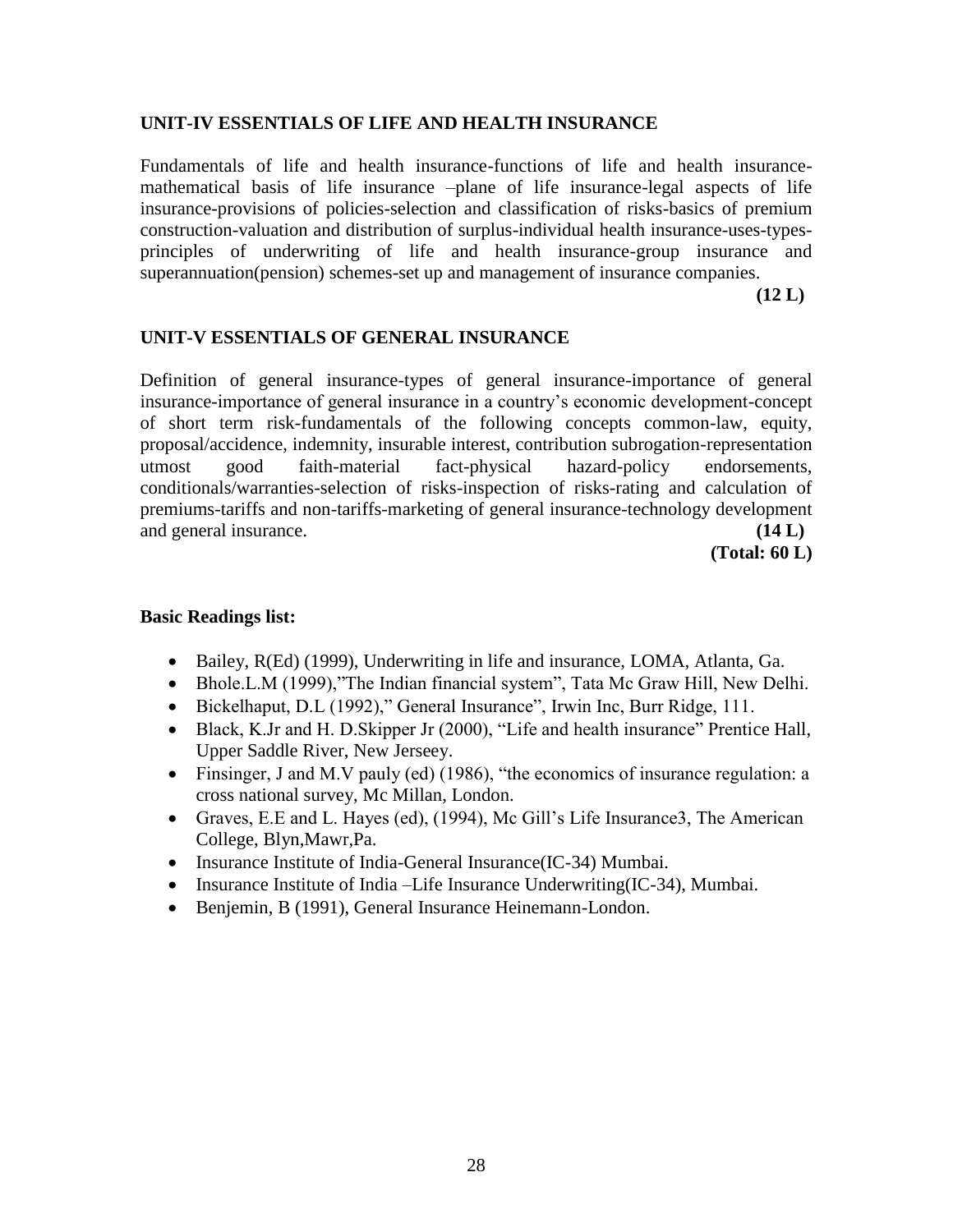### UNIT-IV ESSENTIALS OF LIFE AND HEALTH INSURANCE

Fundamentals of life and health insurance-functions of life and health insurance-mathematical basis of life insurance –plane of life insurance-legal aspects of life insurance-provisions of policies-selection and classification of risks-basics of premium construction-valuation and distribution of surplus-individual health insurance-uses-types-principles of underwriting of life and health insurance-group insurance and superannuation(pension) schemes-set up and management of insurance companies.

**(12 L)**

### UNIT-V ESSENTIALS OF GENERAL INSURANCE

Definition of general insurance-types of general insurance-importance of general insurance-importance of general insurance in a country's economic development-concept of short term risk-fundamentals of the following concepts common-law, equity, proposal/accidence, indemnity, insurable interest, contribution subrogation-representation utmost good faith-material fact-physical hazard-policy endorsements, conditionals/warranties-selection of risks-inspection of risks-rating and calculation of premiums-tariffs and non-tariffs-marketing of general insurance-technology development and general insurance. **(14 L)**

**(Total: 60 L)**

**Basic Readings list:**

- Bailey, R(Ed) (1999), Underwriting in life and insurance, LOMA, Atlanta, Ga.
- Bhole.L.M (1999),"The Indian financial system", Tata Mc Graw Hill, New Delhi.
- Bickelhaput, D.L (1992)," General Insurance", Irwin Inc, Burr Ridge, 111.
- Black, K.Jr and H. D.Skipper Jr (2000), "Life and health insurance" Prentice Hall, Upper Saddle River, New Jerseey.
- Finsinger, J and M.V pauly (ed) (1986), "the economics of insurance regulation: a cross national survey, Mc Millan, London.
- Graves, E.E and L. Hayes (ed), (1994), Mc Gill's Life Insurance3, The American College, Blyn,Mawr,Pa.
- Insurance Institute of India-General Insurance(IC-34) Mumbai.
- Insurance Institute of India –Life Insurance Underwriting(IC-34), Mumbai.
- Benjemin, B (1991), General Insurance Heinemann-London.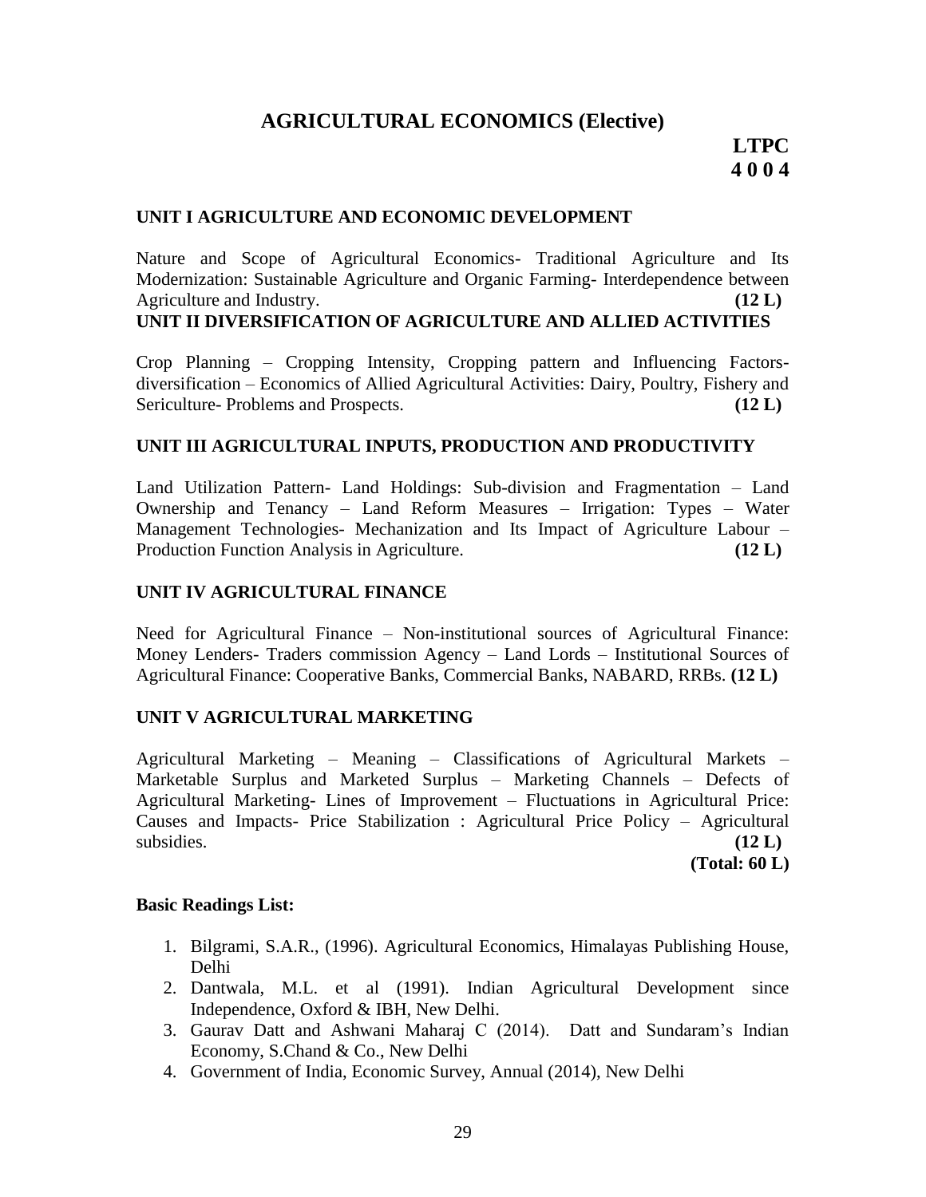# AGRICULTURAL ECONOMICS (Elective)

**LTPC**
**4 0 0 4**

### UNIT I AGRICULTURE AND ECONOMIC DEVELOPMENT

Nature and Scope of Agricultural Economics- Traditional Agriculture and Its Modernization: Sustainable Agriculture and Organic Farming- Interdependence between Agriculture and Industry. **(12 L)**

### UNIT II DIVERSIFICATION OF AGRICULTURE AND ALLIED ACTIVITIES

Crop Planning – Cropping Intensity, Cropping pattern and Influencing Factors-diversification – Economics of Allied Agricultural Activities: Dairy, Poultry, Fishery and Sericulture- Problems and Prospects. **(12 L)**

### UNIT III AGRICULTURAL INPUTS, PRODUCTION AND PRODUCTIVITY

Land Utilization Pattern- Land Holdings: Sub-division and Fragmentation – Land Ownership and Tenancy – Land Reform Measures – Irrigation: Types – Water Management Technologies- Mechanization and Its Impact of Agriculture Labour – Production Function Analysis in Agriculture. **(12 L)**

### UNIT IV AGRICULTURAL FINANCE

Need for Agricultural Finance – Non-institutional sources of Agricultural Finance: Money Lenders- Traders commission Agency – Land Lords – Institutional Sources of Agricultural Finance: Cooperative Banks, Commercial Banks, NABARD, RRBs. **(12 L)**

### UNIT V AGRICULTURAL MARKETING

Agricultural Marketing – Meaning – Classifications of Agricultural Markets – Marketable Surplus and Marketed Surplus – Marketing Channels – Defects of Agricultural Marketing- Lines of Improvement – Fluctuations in Agricultural Price: Causes and Impacts- Price Stabilization : Agricultural Price Policy – Agricultural subsidies. **(12 L)**

**(Total: 60 L)**

**Basic Readings List:**

1. Bilgrami, S.A.R., (1996). Agricultural Economics, Himalayas Publishing House, Delhi
2. Dantwala, M.L. et al (1991). Indian Agricultural Development since Independence, Oxford & IBH, New Delhi.
3. Gaurav Datt and Ashwani Maharaj C (2014). Datt and Sundaram's Indian Economy, S.Chand & Co., New Delhi
4. Government of India, Economic Survey, Annual (2014), New Delhi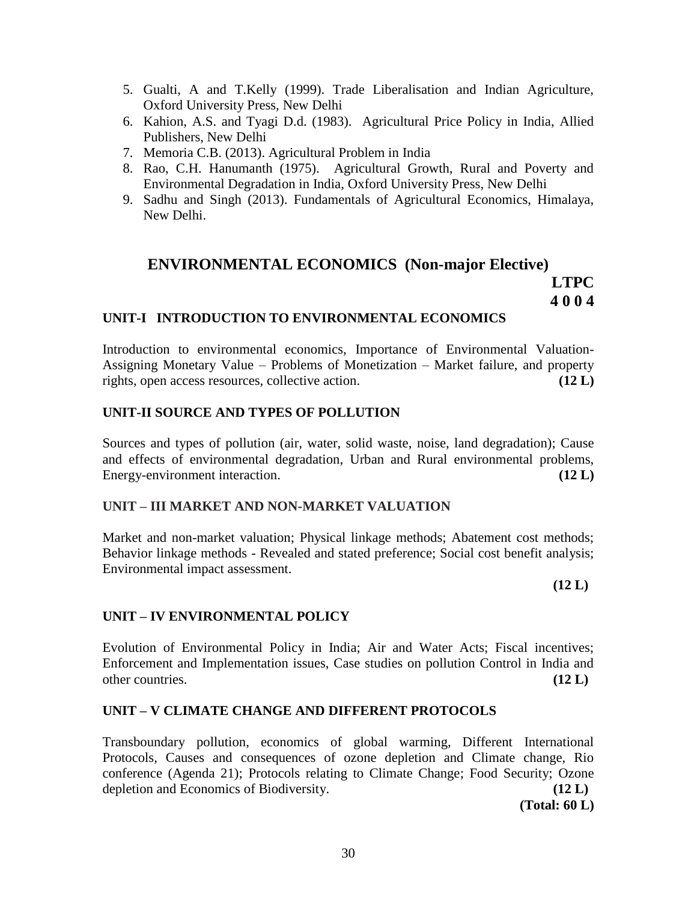5. Gualti, A and T.Kelly (1999). Trade Liberalisation and Indian Agriculture, Oxford University Press, New Delhi
6. Kahion, A.S. and Tyagi D.d. (1983). Agricultural Price Policy in India, Allied Publishers, New Delhi
7. Memoria C.B. (2013). Agricultural Problem in India
8. Rao, C.H. Hanumanth (1975). Agricultural Growth, Rural and Poverty and Environmental Degradation in India, Oxford University Press, New Delhi
9. Sadhu and Singh (2013). Fundamentals of Agricultural Economics, Himalaya, New Delhi.

## ENVIRONMENTAL ECONOMICS (Non-major Elective)

**LTPC**
**4 0 0 4**

### UNIT-I INTRODUCTION TO ENVIRONMENTAL ECONOMICS

Introduction to environmental economics, Importance of Environmental Valuation- Assigning Monetary Value – Problems of Monetization – Market failure, and property rights, open access resources, collective action. **(12 L)**

### UNIT-II SOURCE AND TYPES OF POLLUTION

Sources and types of pollution (air, water, solid waste, noise, land degradation); Cause and effects of environmental degradation, Urban and Rural environmental problems, Energy-environment interaction. **(12 L)**

### UNIT – III MARKET AND NON-MARKET VALUATION

Market and non-market valuation; Physical linkage methods; Abatement cost methods; Behavior linkage methods - Revealed and stated preference; Social cost benefit analysis; Environmental impact assessment.

**(12 L)**

### UNIT – IV ENVIRONMENTAL POLICY

Evolution of Environmental Policy in India; Air and Water Acts; Fiscal incentives; Enforcement and Implementation issues, Case studies on pollution Control in India and other countries. **(12 L)**

### UNIT – V CLIMATE CHANGE AND DIFFERENT PROTOCOLS

Transboundary pollution, economics of global warming, Different International Protocols, Causes and consequences of ozone depletion and Climate change, Rio conference (Agenda 21); Protocols relating to Climate Change; Food Security; Ozone depletion and Economics of Biodiversity. **(12 L)**

**(Total: 60 L)**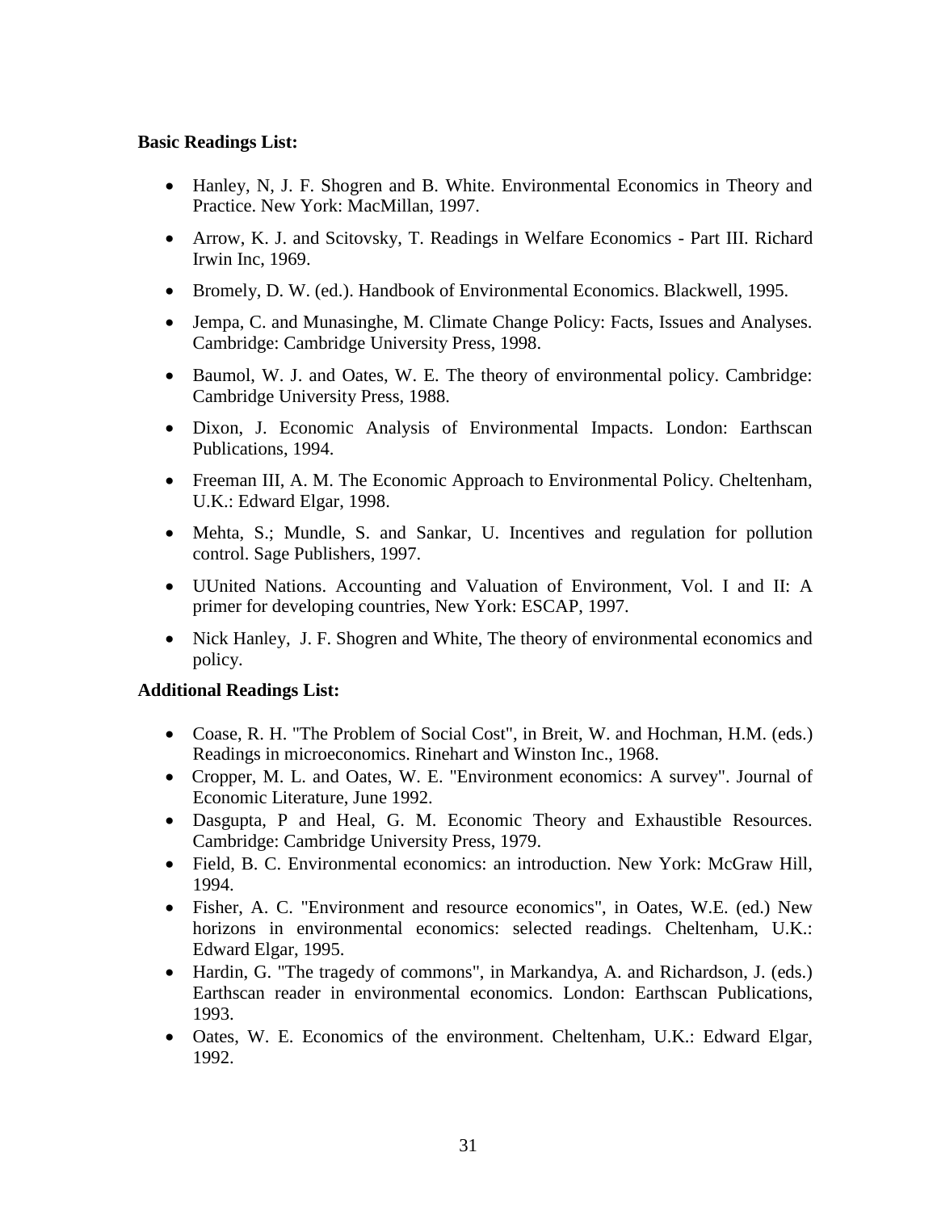**Basic Readings List:**

- Hanley, N, J. F. Shogren and B. White. Environmental Economics in Theory and Practice. New York: MacMillan, 1997.
- Arrow, K. J. and Scitovsky, T. Readings in Welfare Economics - Part III. Richard Irwin Inc, 1969.
- Bromely, D. W. (ed.). Handbook of Environmental Economics. Blackwell, 1995.
- Jempa, C. and Munasinghe, M. Climate Change Policy: Facts, Issues and Analyses. Cambridge: Cambridge University Press, 1998.
- Baumol, W. J. and Oates, W. E. The theory of environmental policy. Cambridge: Cambridge University Press, 1988.
- Dixon, J. Economic Analysis of Environmental Impacts. London: Earthscan Publications, 1994.
- Freeman III, A. M. The Economic Approach to Environmental Policy. Cheltenham, U.K.: Edward Elgar, 1998.
- Mehta, S.; Mundle, S. and Sankar, U. Incentives and regulation for pollution control. Sage Publishers, 1997.
- UUnited Nations. Accounting and Valuation of Environment, Vol. I and II: A primer for developing countries, New York: ESCAP, 1997.
- Nick Hanley, J. F. Shogren and White, The theory of environmental economics and policy.

**Additional Readings List:**

- Coase, R. H. "The Problem of Social Cost", in Breit, W. and Hochman, H.M. (eds.) Readings in microeconomics. Rinehart and Winston Inc., 1968.
- Cropper, M. L. and Oates, W. E. "Environment economics: A survey". Journal of Economic Literature, June 1992.
- Dasgupta, P and Heal, G. M. Economic Theory and Exhaustible Resources. Cambridge: Cambridge University Press, 1979.
- Field, B. C. Environmental economics: an introduction. New York: McGraw Hill, 1994.
- Fisher, A. C. "Environment and resource economics", in Oates, W.E. (ed.) New horizons in environmental economics: selected readings. Cheltenham, U.K.: Edward Elgar, 1995.
- Hardin, G. "The tragedy of commons", in Markandya, A. and Richardson, J. (eds.) Earthscan reader in environmental economics. London: Earthscan Publications, 1993.
- Oates, W. E. Economics of the environment. Cheltenham, U.K.: Edward Elgar, 1992.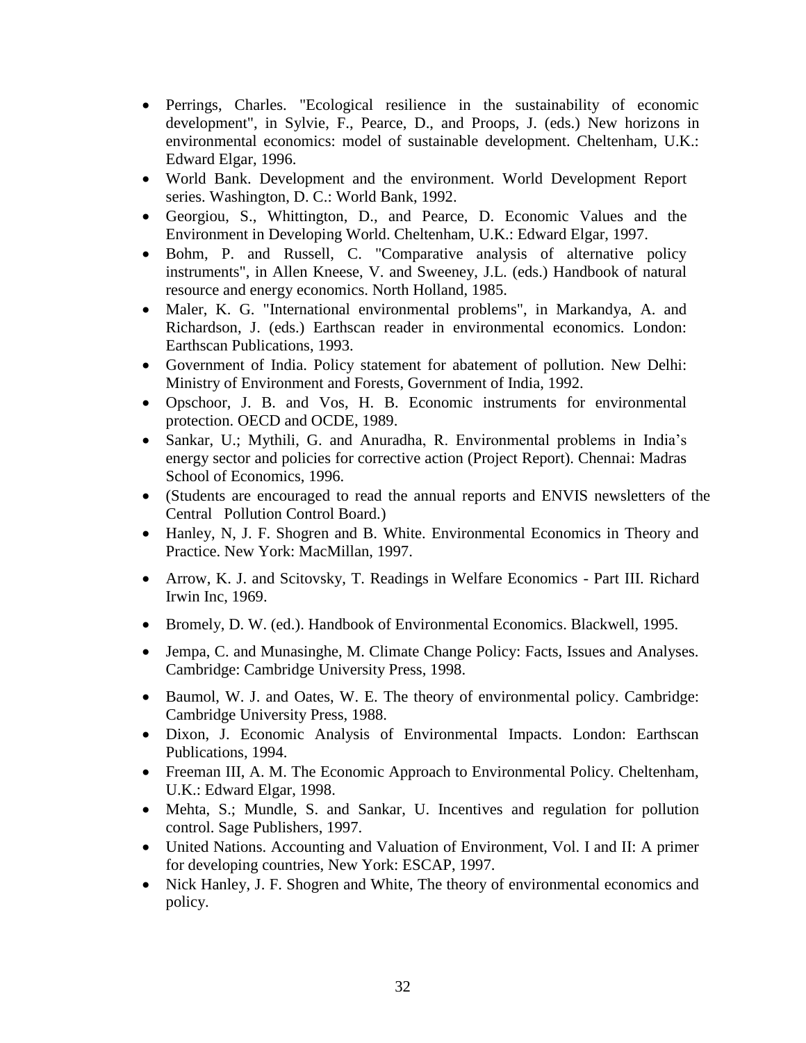- Perrings, Charles. "Ecological resilience in the sustainability of economic development", in Sylvie, F., Pearce, D., and Proops, J. (eds.) New horizons in environmental economics: model of sustainable development. Cheltenham, U.K.: Edward Elgar, 1996.
- World Bank. Development and the environment. World Development Report series. Washington, D. C.: World Bank, 1992.
- Georgiou, S., Whittington, D., and Pearce, D. Economic Values and the Environment in Developing World. Cheltenham, U.K.: Edward Elgar, 1997.
- Bohm, P. and Russell, C. "Comparative analysis of alternative policy instruments", in Allen Kneese, V. and Sweeney, J.L. (eds.) Handbook of natural resource and energy economics. North Holland, 1985.
- Maler, K. G. "International environmental problems", in Markandya, A. and Richardson, J. (eds.) Earthscan reader in environmental economics. London: Earthscan Publications, 1993.
- Government of India. Policy statement for abatement of pollution. New Delhi: Ministry of Environment and Forests, Government of India, 1992.
- Opschoor, J. B. and Vos, H. B. Economic instruments for environmental protection. OECD and OCDE, 1989.
- Sankar, U.; Mythili, G. and Anuradha, R. Environmental problems in India's energy sector and policies for corrective action (Project Report). Chennai: Madras School of Economics, 1996.
- (Students are encouraged to read the annual reports and ENVIS newsletters of the Central Pollution Control Board.)
- Hanley, N, J. F. Shogren and B. White. Environmental Economics in Theory and Practice. New York: MacMillan, 1997.
- Arrow, K. J. and Scitovsky, T. Readings in Welfare Economics - Part III. Richard Irwin Inc, 1969.
- Bromely, D. W. (ed.). Handbook of Environmental Economics. Blackwell, 1995.
- Jempa, C. and Munasinghe, M. Climate Change Policy: Facts, Issues and Analyses. Cambridge: Cambridge University Press, 1998.
- Baumol, W. J. and Oates, W. E. The theory of environmental policy. Cambridge: Cambridge University Press, 1988.
- Dixon, J. Economic Analysis of Environmental Impacts. London: Earthscan Publications, 1994.
- Freeman III, A. M. The Economic Approach to Environmental Policy. Cheltenham, U.K.: Edward Elgar, 1998.
- Mehta, S.; Mundle, S. and Sankar, U. Incentives and regulation for pollution control. Sage Publishers, 1997.
- United Nations. Accounting and Valuation of Environment, Vol. I and II: A primer for developing countries, New York: ESCAP, 1997.
- Nick Hanley, J. F. Shogren and White, The theory of environmental economics and policy.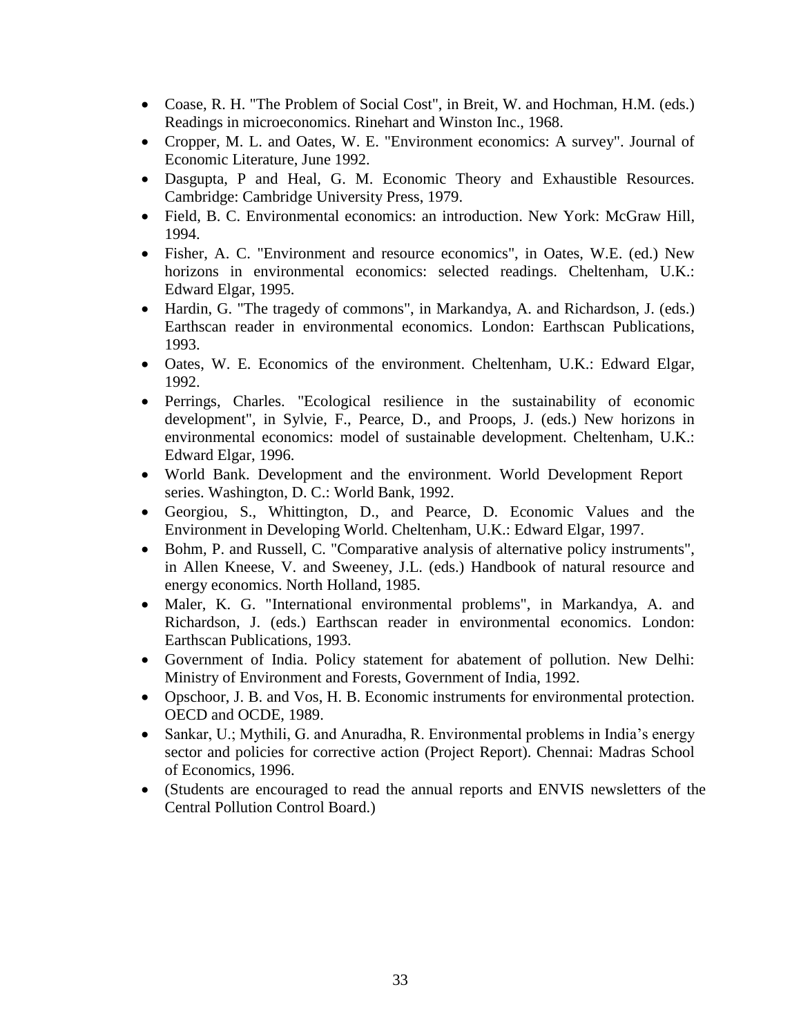- Coase, R. H. "The Problem of Social Cost", in Breit, W. and Hochman, H.M. (eds.) Readings in microeconomics. Rinehart and Winston Inc., 1968.
- Cropper, M. L. and Oates, W. E. "Environment economics: A survey". Journal of Economic Literature, June 1992.
- Dasgupta, P and Heal, G. M. Economic Theory and Exhaustible Resources. Cambridge: Cambridge University Press, 1979.
- Field, B. C. Environmental economics: an introduction. New York: McGraw Hill, 1994.
- Fisher, A. C. "Environment and resource economics", in Oates, W.E. (ed.) New horizons in environmental economics: selected readings. Cheltenham, U.K.: Edward Elgar, 1995.
- Hardin, G. "The tragedy of commons", in Markandya, A. and Richardson, J. (eds.) Earthscan reader in environmental economics. London: Earthscan Publications, 1993.
- Oates, W. E. Economics of the environment. Cheltenham, U.K.: Edward Elgar, 1992.
- Perrings, Charles. "Ecological resilience in the sustainability of economic development", in Sylvie, F., Pearce, D., and Proops, J. (eds.) New horizons in environmental economics: model of sustainable development. Cheltenham, U.K.: Edward Elgar, 1996.
- World Bank. Development and the environment. World Development Report series. Washington, D. C.: World Bank, 1992.
- Georgiou, S., Whittington, D., and Pearce, D. Economic Values and the Environment in Developing World. Cheltenham, U.K.: Edward Elgar, 1997.
- Bohm, P. and Russell, C. "Comparative analysis of alternative policy instruments", in Allen Kneese, V. and Sweeney, J.L. (eds.) Handbook of natural resource and energy economics. North Holland, 1985.
- Maler, K. G. "International environmental problems", in Markandya, A. and Richardson, J. (eds.) Earthscan reader in environmental economics. London: Earthscan Publications, 1993.
- Government of India. Policy statement for abatement of pollution. New Delhi: Ministry of Environment and Forests, Government of India, 1992.
- Opschoor, J. B. and Vos, H. B. Economic instruments for environmental protection. OECD and OCDE, 1989.
- Sankar, U.; Mythili, G. and Anuradha, R. Environmental problems in India's energy sector and policies for corrective action (Project Report). Chennai: Madras School of Economics, 1996.
- (Students are encouraged to read the annual reports and ENVIS newsletters of the Central Pollution Control Board.)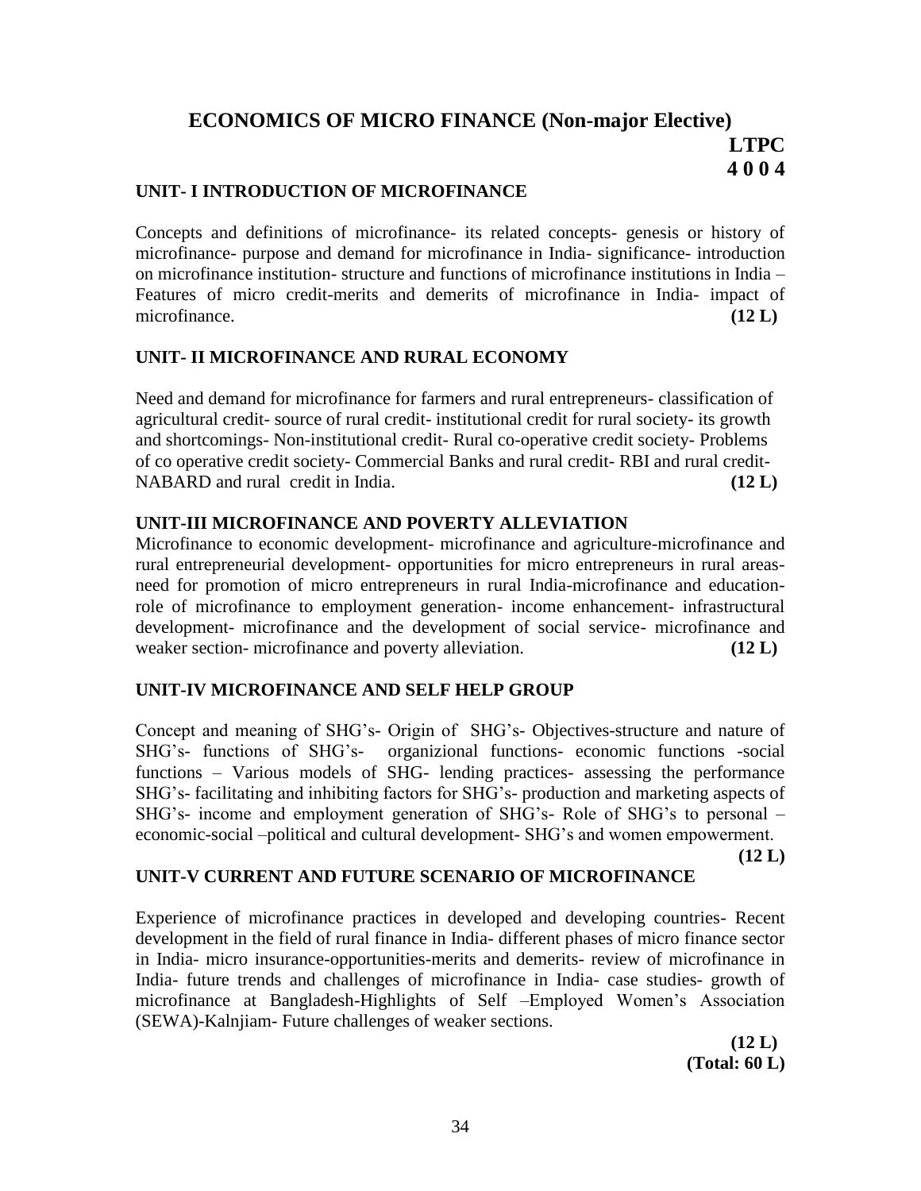## ECONOMICS OF MICRO FINANCE (Non-major Elective)

**LTPC**
**4 0 0 4**

### UNIT- I INTRODUCTION OF MICROFINANCE

Concepts and definitions of microfinance- its related concepts- genesis or history of microfinance- purpose and demand for microfinance in India- significance- introduction on microfinance institution- structure and functions of microfinance institutions in India – Features of micro credit-merits and demerits of microfinance in India- impact of microfinance. **(12 L)**

### UNIT- II MICROFINANCE AND RURAL ECONOMY

Need and demand for microfinance for farmers and rural entrepreneurs- classification of agricultural credit- source of rural credit- institutional credit for rural society- its growth and shortcomings- Non-institutional credit- Rural co-operative credit society- Problems of co operative credit society- Commercial Banks and rural credit- RBI and rural credit- NABARD and rural credit in India. **(12 L)**

### UNIT-III MICROFINANCE AND POVERTY ALLEVIATION

Microfinance to economic development- microfinance and agriculture-microfinance and rural entrepreneurial development- opportunities for micro entrepreneurs in rural areas- need for promotion of micro entrepreneurs in rural India-microfinance and education- role of microfinance to employment generation- income enhancement- infrastructural development- microfinance and the development of social service- microfinance and weaker section- microfinance and poverty alleviation. **(12 L)**

### UNIT-IV MICROFINANCE AND SELF HELP GROUP

Concept and meaning of SHG's- Origin of SHG's- Objectives-structure and nature of SHG's- functions of SHG's- organizional functions- economic functions -social functions – Various models of SHG- lending practices- assessing the performance SHG's- facilitating and inhibiting factors for SHG's- production and marketing aspects of SHG's- income and employment generation of SHG's- Role of SHG's to personal – economic-social –political and cultural development- SHG's and women empowerment. **(12 L)**

### UNIT-V CURRENT AND FUTURE SCENARIO OF MICROFINANCE

Experience of microfinance practices in developed and developing countries- Recent development in the field of rural finance in India- different phases of micro finance sector in India- micro insurance-opportunities-merits and demerits- review of microfinance in India- future trends and challenges of microfinance in India- case studies- growth of microfinance at Bangladesh-Highlights of Self –Employed Women's Association (SEWA)-Kalnjiam- Future challenges of weaker sections.

**(12 L)**
**(Total: 60 L)**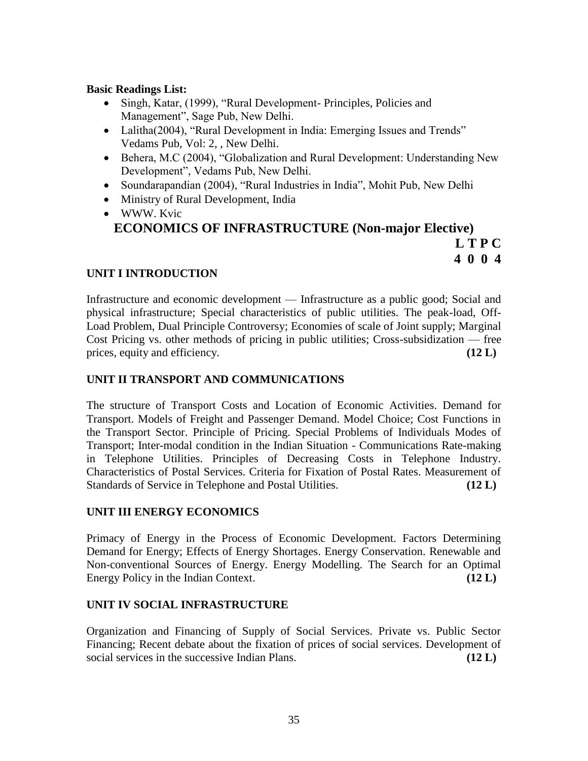**Basic Readings List:**

- Singh, Katar, (1999), "Rural Development- Principles, Policies and Management", Sage Pub, New Delhi.
- Lalitha(2004), "Rural Development in India: Emerging Issues and Trends" Vedams Pub, Vol: 2, , New Delhi.
- Behera, M.C (2004), "Globalization and Rural Development: Understanding New Development", Vedams Pub, New Delhi.
- Soundarapandian (2004), "Rural Industries in India", Mohit Pub, New Delhi
- Ministry of Rural Development, India
- WWW. Kvic

## ECONOMICS OF INFRASTRUCTURE (Non-major Elective)

| L | T | P | C |
|---|---|---|---|
| 4 | 0 | 0 | 4 |

### UNIT I INTRODUCTION

Infrastructure and economic development — Infrastructure as a public good; Social and physical infrastructure; Special characteristics of public utilities. The peak-load, Off-Load Problem, Dual Principle Controversy; Economies of scale of Joint supply; Marginal Cost Pricing vs. other methods of pricing in public utilities; Cross-subsidization — free prices, equity and efficiency. **(12 L)**

### UNIT II TRANSPORT AND COMMUNICATIONS

The structure of Transport Costs and Location of Economic Activities. Demand for Transport. Models of Freight and Passenger Demand. Model Choice; Cost Functions in the Transport Sector. Principle of Pricing. Special Problems of Individuals Modes of Transport; Inter-modal condition in the Indian Situation - Communications Rate-making in Telephone Utilities. Principles of Decreasing Costs in Telephone Industry. Characteristics of Postal Services. Criteria for Fixation of Postal Rates. Measurement of Standards of Service in Telephone and Postal Utilities. **(12 L)**

### UNIT III ENERGY ECONOMICS

Primacy of Energy in the Process of Economic Development. Factors Determining Demand for Energy; Effects of Energy Shortages. Energy Conservation. Renewable and Non-conventional Sources of Energy. Energy Modelling. The Search for an Optimal Energy Policy in the Indian Context. **(12 L)**

### UNIT IV SOCIAL INFRASTRUCTURE

Organization and Financing of Supply of Social Services. Private vs. Public Sector Financing; Recent debate about the fixation of prices of social services. Development of social services in the successive Indian Plans. **(12 L)**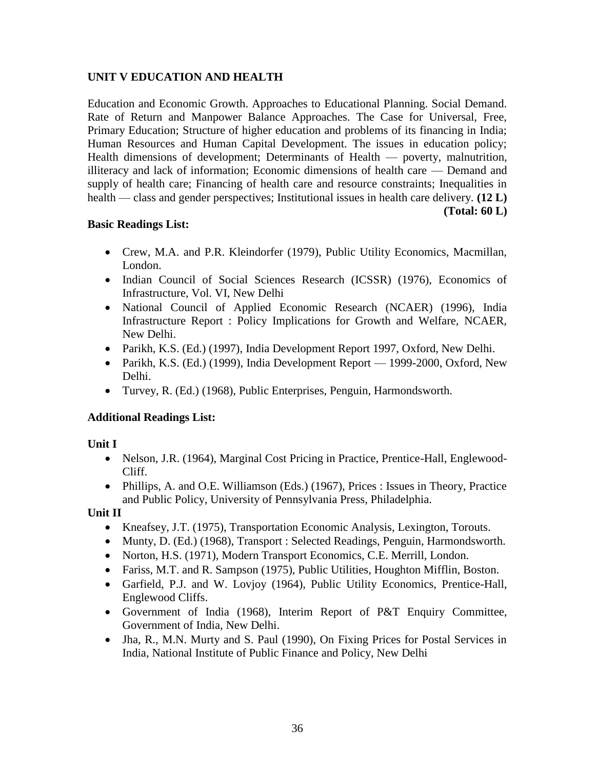**UNIT V EDUCATION AND HEALTH**

Education and Economic Growth. Approaches to Educational Planning. Social Demand. Rate of Return and Manpower Balance Approaches. The Case for Universal, Free, Primary Education; Structure of higher education and problems of its financing in India; Human Resources and Human Capital Development. The issues in education policy; Health dimensions of development; Determinants of Health — poverty, malnutrition, illiteracy and lack of information; Economic dimensions of health care — Demand and supply of health care; Financing of health care and resource constraints; Inequalities in health — class and gender perspectives; Institutional issues in health care delivery. **(12 L)**

**(Total: 60 L)**

**Basic Readings List:**

- Crew, M.A. and P.R. Kleindorfer (1979), Public Utility Economics, Macmillan, London.
- Indian Council of Social Sciences Research (ICSSR) (1976), Economics of Infrastructure, Vol. VI, New Delhi
- National Council of Applied Economic Research (NCAER) (1996), India Infrastructure Report : Policy Implications for Growth and Welfare, NCAER, New Delhi.
- Parikh, K.S. (Ed.) (1997), India Development Report 1997, Oxford, New Delhi.
- Parikh, K.S. (Ed.) (1999), India Development Report — 1999-2000, Oxford, New Delhi.
- Turvey, R. (Ed.) (1968), Public Enterprises, Penguin, Harmondsworth.

**Additional Readings List:**

**Unit I**

- Nelson, J.R. (1964), Marginal Cost Pricing in Practice, Prentice-Hall, Englewood-Cliff.
- Phillips, A. and O.E. Williamson (Eds.) (1967), Prices : Issues in Theory, Practice and Public Policy, University of Pennsylvania Press, Philadelphia.

**Unit II**

- Kneafsey, J.T. (1975), Transportation Economic Analysis, Lexington, Torouts.
- Munty, D. (Ed.) (1968), Transport : Selected Readings, Penguin, Harmondsworth.
- Norton, H.S. (1971), Modern Transport Economics, C.E. Merrill, London.
- Fariss, M.T. and R. Sampson (1975), Public Utilities, Houghton Mifflin, Boston.
- Garfield, P.J. and W. Lovjoy (1964), Public Utility Economics, Prentice-Hall, Englewood Cliffs.
- Government of India (1968), Interim Report of P&T Enquiry Committee, Government of India, New Delhi.
- Jha, R., M.N. Murty and S. Paul (1990), On Fixing Prices for Postal Services in India, National Institute of Public Finance and Policy, New Delhi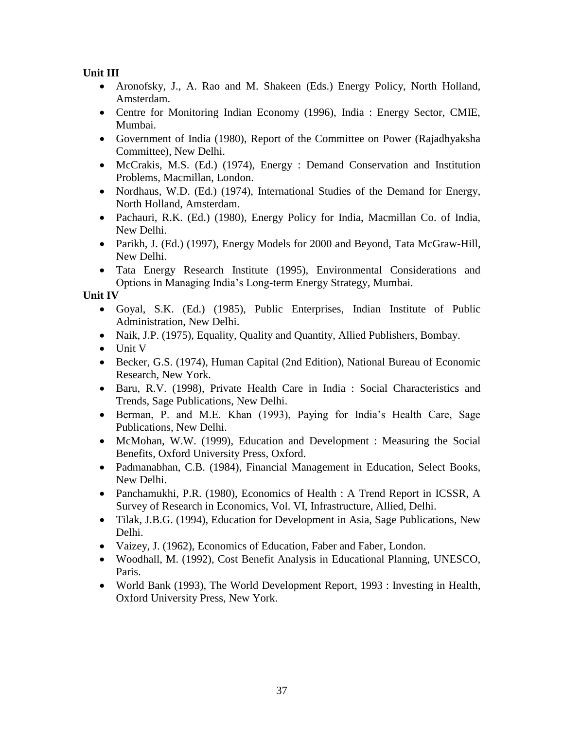**Unit III**

- Aronofsky, J., A. Rao and M. Shakeen (Eds.) Energy Policy, North Holland, Amsterdam.
- Centre for Monitoring Indian Economy (1996), India : Energy Sector, CMIE, Mumbai.
- Government of India (1980), Report of the Committee on Power (Rajadhyaksha Committee), New Delhi.
- McCrakis, M.S. (Ed.) (1974), Energy : Demand Conservation and Institution Problems, Macmillan, London.
- Nordhaus, W.D. (Ed.) (1974), International Studies of the Demand for Energy, North Holland, Amsterdam.
- Pachauri, R.K. (Ed.) (1980), Energy Policy for India, Macmillan Co. of India, New Delhi.
- Parikh, J. (Ed.) (1997), Energy Models for 2000 and Beyond, Tata McGraw-Hill, New Delhi.
- Tata Energy Research Institute (1995), Environmental Considerations and Options in Managing India's Long-term Energy Strategy, Mumbai.

**Unit IV**

- Goyal, S.K. (Ed.) (1985), Public Enterprises, Indian Institute of Public Administration, New Delhi.
- Naik, J.P. (1975), Equality, Quality and Quantity, Allied Publishers, Bombay.
- Unit V
- Becker, G.S. (1974), Human Capital (2nd Edition), National Bureau of Economic Research, New York.
- Baru, R.V. (1998), Private Health Care in India : Social Characteristics and Trends, Sage Publications, New Delhi.
- Berman, P. and M.E. Khan (1993), Paying for India's Health Care, Sage Publications, New Delhi.
- McMohan, W.W. (1999), Education and Development : Measuring the Social Benefits, Oxford University Press, Oxford.
- Padmanabhan, C.B. (1984), Financial Management in Education, Select Books, New Delhi.
- Panchamukhi, P.R. (1980), Economics of Health : A Trend Report in ICSSR, A Survey of Research in Economics, Vol. VI, Infrastructure, Allied, Delhi.
- Tilak, J.B.G. (1994), Education for Development in Asia, Sage Publications, New Delhi.
- Vaizey, J. (1962), Economics of Education, Faber and Faber, London.
- Woodhall, M. (1992), Cost Benefit Analysis in Educational Planning, UNESCO, Paris.
- World Bank (1993), The World Development Report, 1993 : Investing in Health, Oxford University Press, New York.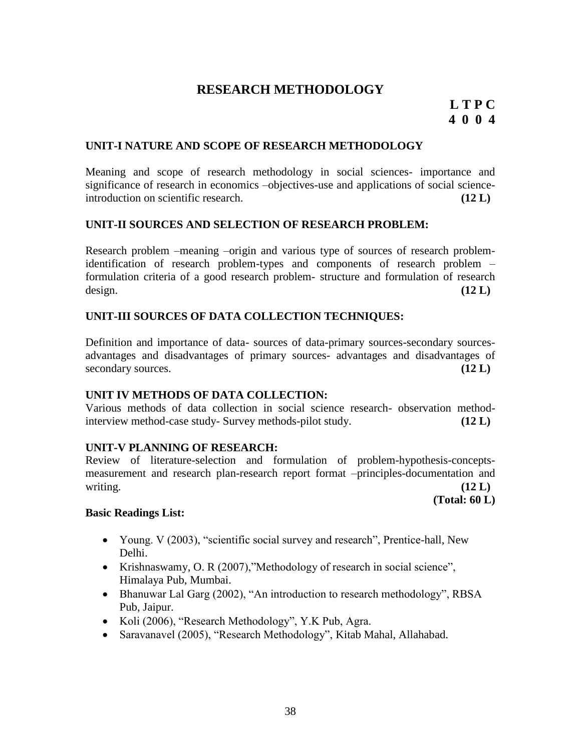# RESEARCH METHODOLOGY

**L T P C**
**4 0 0 4**

## UNIT-I NATURE AND SCOPE OF RESEARCH METHODOLOGY

Meaning and scope of research methodology in social sciences- importance and significance of research in economics –objectives-use and applications of social science-introduction on scientific research. **(12 L)**

## UNIT-II SOURCES AND SELECTION OF RESEARCH PROBLEM:

Research problem –meaning –origin and various type of sources of research problem-identification of research problem-types and components of research problem –formulation criteria of a good research problem- structure and formulation of research design. **(12 L)**

## UNIT-III SOURCES OF DATA COLLECTION TECHNIQUES:

Definition and importance of data- sources of data-primary sources-secondary sources-advantages and disadvantages of primary sources- advantages and disadvantages of secondary sources. **(12 L)**

## UNIT IV METHODS OF DATA COLLECTION:

Various methods of data collection in social science research- observation method-interview method-case study- Survey methods-pilot study. **(12 L)**

## UNIT-V PLANNING OF RESEARCH:

Review of literature-selection and formulation of problem-hypothesis-concepts-measurement and research plan-research report format –principles-documentation and writing. **(12 L)**

**(Total: 60 L)**

**Basic Readings List:**

- Young. V (2003), "scientific social survey and research", Prentice-hall, New Delhi.
- Krishnaswamy, O. R (2007),"Methodology of research in social science", Himalaya Pub, Mumbai.
- Bhanuwar Lal Garg (2002), "An introduction to research methodology", RBSA Pub, Jaipur.
- Koli (2006), "Research Methodology", Y.K Pub, Agra.
- Saravanavel (2005), "Research Methodology", Kitab Mahal, Allahabad.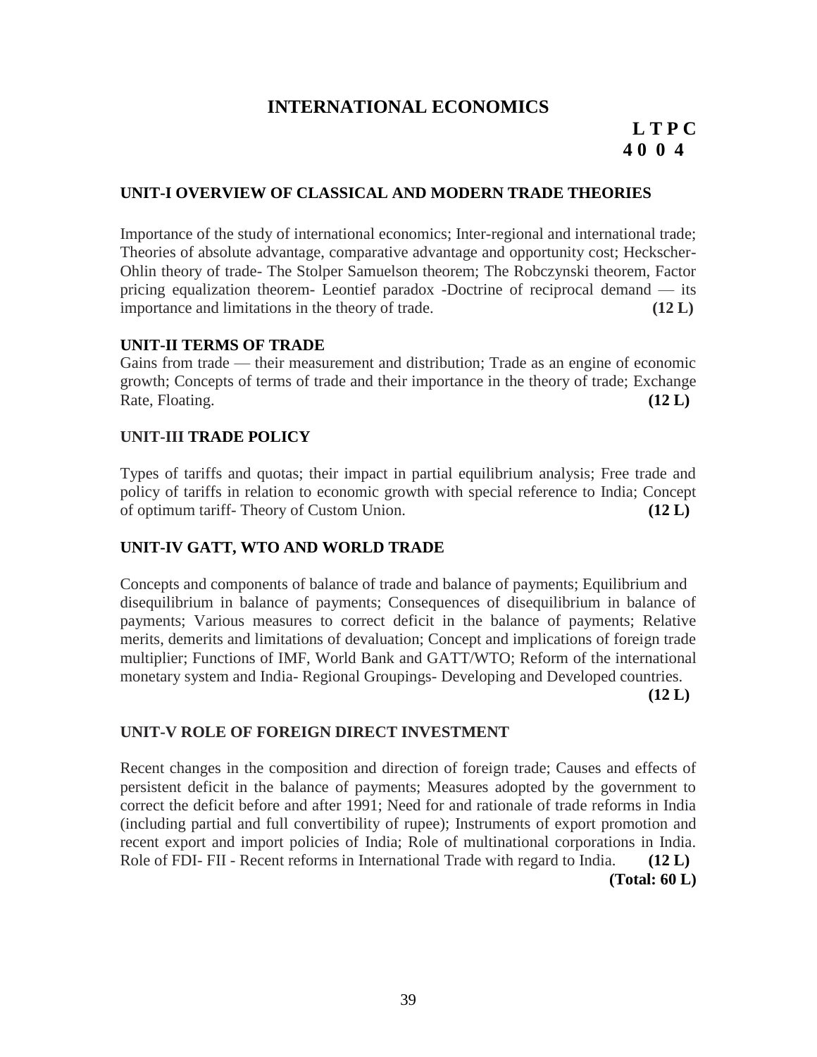# INTERNATIONAL ECONOMICS

**L T P C**
**4 0 0 4**

### UNIT-I OVERVIEW OF CLASSICAL AND MODERN TRADE THEORIES

Importance of the study of international economics; Inter-regional and international trade; Theories of absolute advantage, comparative advantage and opportunity cost; Heckscher-Ohlin theory of trade- The Stolper Samuelson theorem; The Robczynski theorem, Factor pricing equalization theorem- Leontief paradox -Doctrine of reciprocal demand — its importance and limitations in the theory of trade. **(12 L)**

### UNIT-II TERMS OF TRADE

Gains from trade — their measurement and distribution; Trade as an engine of economic growth; Concepts of terms of trade and their importance in the theory of trade; Exchange Rate, Floating. **(12 L)**

### UNIT-III TRADE POLICY

Types of tariffs and quotas; their impact in partial equilibrium analysis; Free trade and policy of tariffs in relation to economic growth with special reference to India; Concept of optimum tariff- Theory of Custom Union. **(12 L)**

### UNIT-IV GATT, WTO AND WORLD TRADE

Concepts and components of balance of trade and balance of payments; Equilibrium and disequilibrium in balance of payments; Consequences of disequilibrium in balance of payments; Various measures to correct deficit in the balance of payments; Relative merits, demerits and limitations of devaluation; Concept and implications of foreign trade multiplier; Functions of IMF, World Bank and GATT/WTO; Reform of the international monetary system and India- Regional Groupings- Developing and Developed countries. **(12 L)**

### UNIT-V ROLE OF FOREIGN DIRECT INVESTMENT

Recent changes in the composition and direction of foreign trade; Causes and effects of persistent deficit in the balance of payments; Measures adopted by the government to correct the deficit before and after 1991; Need for and rationale of trade reforms in India (including partial and full convertibility of rupee); Instruments of export promotion and recent export and import policies of India; Role of multinational corporations in India. Role of FDI- FII - Recent reforms in International Trade with regard to India. **(12 L)**

**(Total: 60 L)**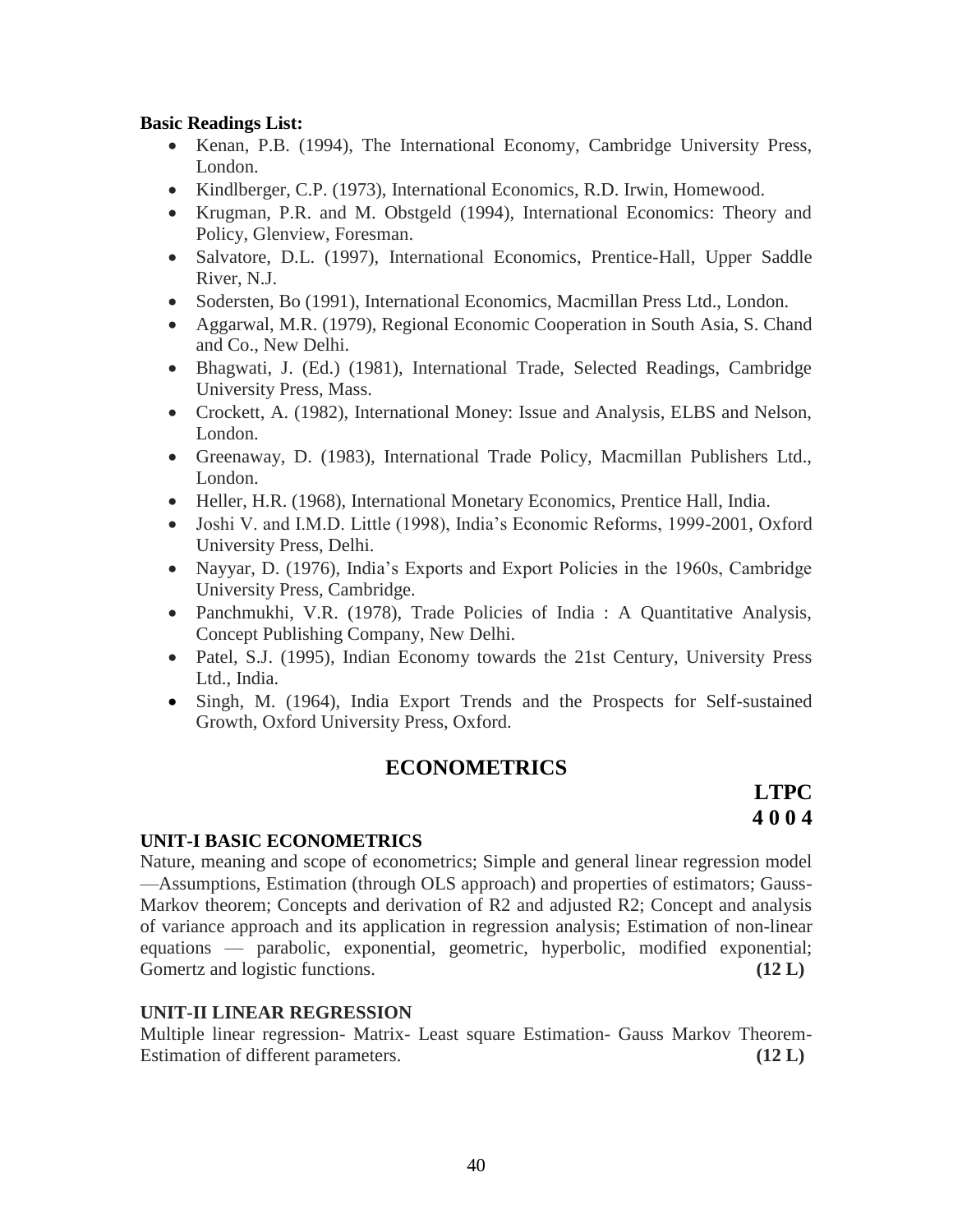**Basic Readings List:**

- Kenan, P.B. (1994), The International Economy, Cambridge University Press, London.
- Kindlberger, C.P. (1973), International Economics, R.D. Irwin, Homewood.
- Krugman, P.R. and M. Obstgeld (1994), International Economics: Theory and Policy, Glenview, Foresman.
- Salvatore, D.L. (1997), International Economics, Prentice-Hall, Upper Saddle River, N.J.
- Sodersten, Bo (1991), International Economics, Macmillan Press Ltd., London.
- Aggarwal, M.R. (1979), Regional Economic Cooperation in South Asia, S. Chand and Co., New Delhi.
- Bhagwati, J. (Ed.) (1981), International Trade, Selected Readings, Cambridge University Press, Mass.
- Crockett, A. (1982), International Money: Issue and Analysis, ELBS and Nelson, London.
- Greenaway, D. (1983), International Trade Policy, Macmillan Publishers Ltd., London.
- Heller, H.R. (1968), International Monetary Economics, Prentice Hall, India.
- Joshi V. and I.M.D. Little (1998), India's Economic Reforms, 1999-2001, Oxford University Press, Delhi.
- Nayyar, D. (1976), India's Exports and Export Policies in the 1960s, Cambridge University Press, Cambridge.
- Panchmukhi, V.R. (1978), Trade Policies of India : A Quantitative Analysis, Concept Publishing Company, New Delhi.
- Patel, S.J. (1995), Indian Economy towards the 21st Century, University Press Ltd., India.
- Singh, M. (1964), India Export Trends and the Prospects for Self-sustained Growth, Oxford University Press, Oxford.

## ECONOMETRICS

**LTPC**
**4 0 0 4**

### UNIT-I BASIC ECONOMETRICS

Nature, meaning and scope of econometrics; Simple and general linear regression model —Assumptions, Estimation (through OLS approach) and properties of estimators; Gauss-Markov theorem; Concepts and derivation of R2 and adjusted R2; Concept and analysis of variance approach and its application in regression analysis; Estimation of non-linear equations — parabolic, exponential, geometric, hyperbolic, modified exponential; Gomertz and logistic functions. **(12 L)**

### UNIT-II LINEAR REGRESSION

Multiple linear regression- Matrix- Least square Estimation- Gauss Markov Theorem- Estimation of different parameters. **(12 L)**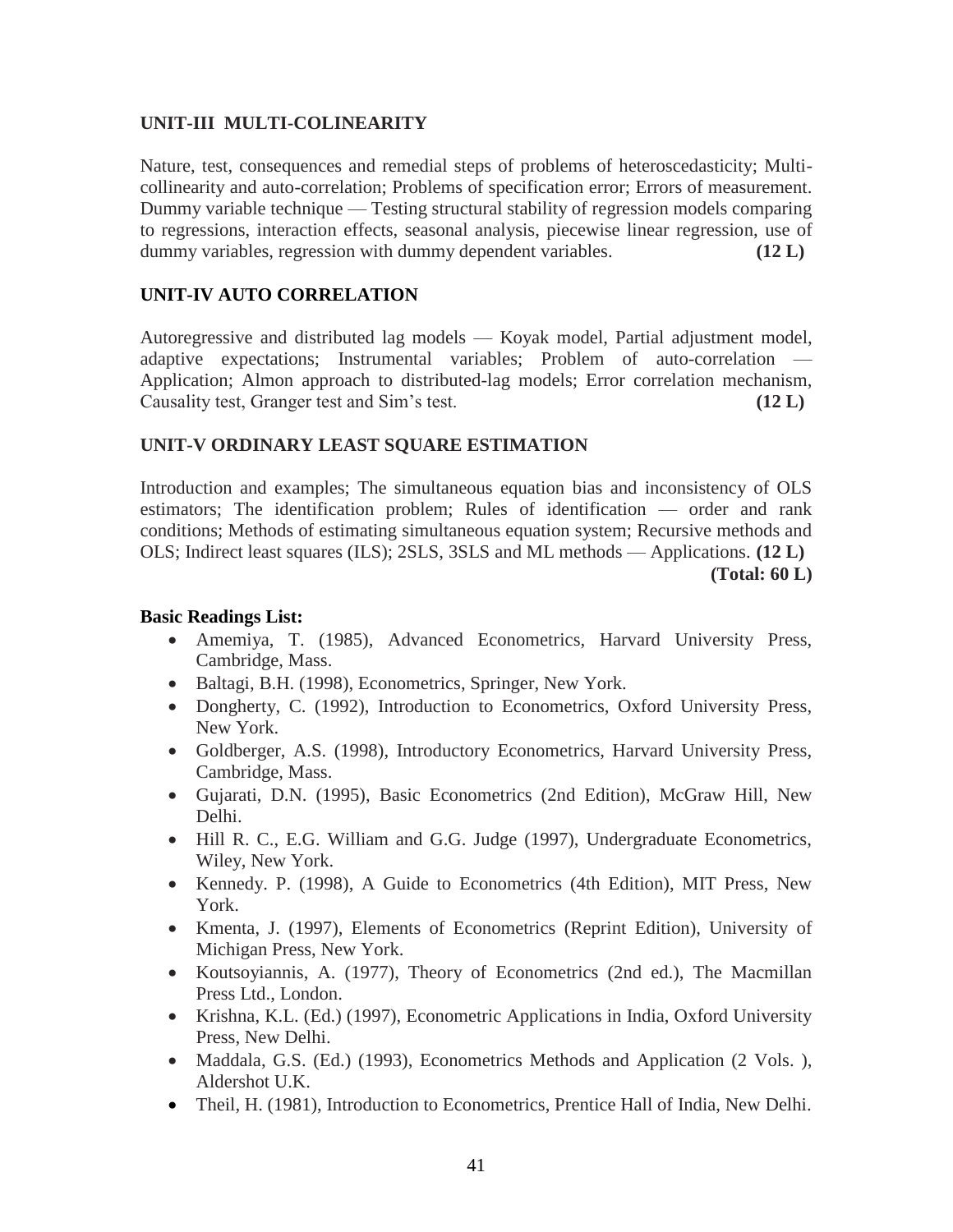### UNIT-III MULTI-COLINEARITY

Nature, test, consequences and remedial steps of problems of heteroscedasticity; Multi-collinearity and auto-correlation; Problems of specification error; Errors of measurement. Dummy variable technique — Testing structural stability of regression models comparing to regressions, interaction effects, seasonal analysis, piecewise linear regression, use of dummy variables, regression with dummy dependent variables. **(12 L)**

### UNIT-IV AUTO CORRELATION

Autoregressive and distributed lag models — Koyak model, Partial adjustment model, adaptive expectations; Instrumental variables; Problem of auto-correlation — Application; Almon approach to distributed-lag models; Error correlation mechanism, Causality test, Granger test and Sim's test. **(12 L)**

### UNIT-V ORDINARY LEAST SQUARE ESTIMATION

Introduction and examples; The simultaneous equation bias and inconsistency of OLS estimators; The identification problem; Rules of identification — order and rank conditions; Methods of estimating simultaneous equation system; Recursive methods and OLS; Indirect least squares (ILS); 2SLS, 3SLS and ML methods — Applications. **(12 L)**

**(Total: 60 L)**

**Basic Readings List:**

- Amemiya, T. (1985), Advanced Econometrics, Harvard University Press, Cambridge, Mass.
- Baltagi, B.H. (1998), Econometrics, Springer, New York.
- Dongherty, C. (1992), Introduction to Econometrics, Oxford University Press, New York.
- Goldberger, A.S. (1998), Introductory Econometrics, Harvard University Press, Cambridge, Mass.
- Gujarati, D.N. (1995), Basic Econometrics (2nd Edition), McGraw Hill, New Delhi.
- Hill R. C., E.G. William and G.G. Judge (1997), Undergraduate Econometrics, Wiley, New York.
- Kennedy. P. (1998), A Guide to Econometrics (4th Edition), MIT Press, New York.
- Kmenta, J. (1997), Elements of Econometrics (Reprint Edition), University of Michigan Press, New York.
- Koutsoyiannis, A. (1977), Theory of Econometrics (2nd ed.), The Macmillan Press Ltd., London.
- Krishna, K.L. (Ed.) (1997), Econometric Applications in India, Oxford University Press, New Delhi.
- Maddala, G.S. (Ed.) (1993), Econometrics Methods and Application (2 Vols. ), Aldershot U.K.
- Theil, H. (1981), Introduction to Econometrics, Prentice Hall of India, New Delhi.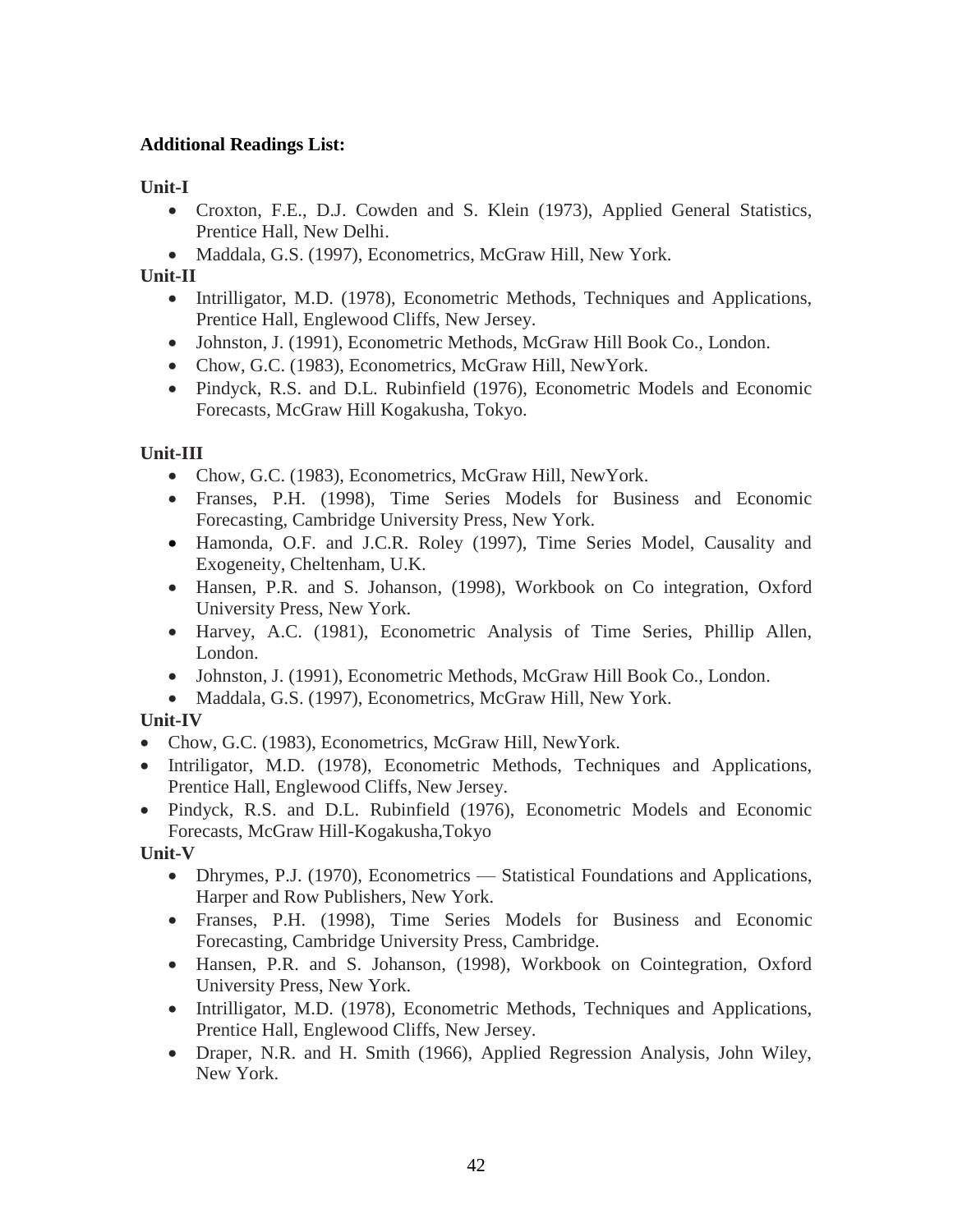**Additional Readings List:**

**Unit-I**

- Croxton, F.E., D.J. Cowden and S. Klein (1973), Applied General Statistics, Prentice Hall, New Delhi.
- Maddala, G.S. (1997), Econometrics, McGraw Hill, New York.

**Unit-II**

- Intrilligator, M.D. (1978), Econometric Methods, Techniques and Applications, Prentice Hall, Englewood Cliffs, New Jersey.
- Johnston, J. (1991), Econometric Methods, McGraw Hill Book Co., London.
- Chow, G.C. (1983), Econometrics, McGraw Hill, NewYork.
- Pindyck, R.S. and D.L. Rubinfield (1976), Econometric Models and Economic Forecasts, McGraw Hill Kogakusha, Tokyo.

**Unit-III**

- Chow, G.C. (1983), Econometrics, McGraw Hill, NewYork.
- Franses, P.H. (1998), Time Series Models for Business and Economic Forecasting, Cambridge University Press, New York.
- Hamonda, O.F. and J.C.R. Roley (1997), Time Series Model, Causality and Exogeneity, Cheltenham, U.K.
- Hansen, P.R. and S. Johanson, (1998), Workbook on Co integration, Oxford University Press, New York.
- Harvey, A.C. (1981), Econometric Analysis of Time Series, Phillip Allen, London.
- Johnston, J. (1991), Econometric Methods, McGraw Hill Book Co., London.
- Maddala, G.S. (1997), Econometrics, McGraw Hill, New York.

**Unit-IV**

- Chow, G.C. (1983), Econometrics, McGraw Hill, NewYork.
- Intriligator, M.D. (1978), Econometric Methods, Techniques and Applications, Prentice Hall, Englewood Cliffs, New Jersey.
- Pindyck, R.S. and D.L. Rubinfield (1976), Econometric Models and Economic Forecasts, McGraw Hill-Kogakusha,Tokyo

**Unit-V**

- Dhrymes, P.J. (1970), Econometrics — Statistical Foundations and Applications, Harper and Row Publishers, New York.
- Franses, P.H. (1998), Time Series Models for Business and Economic Forecasting, Cambridge University Press, Cambridge.
- Hansen, P.R. and S. Johanson, (1998), Workbook on Cointegration, Oxford University Press, New York.
- Intrilligator, M.D. (1978), Econometric Methods, Techniques and Applications, Prentice Hall, Englewood Cliffs, New Jersey.
- Draper, N.R. and H. Smith (1966), Applied Regression Analysis, John Wiley, New York.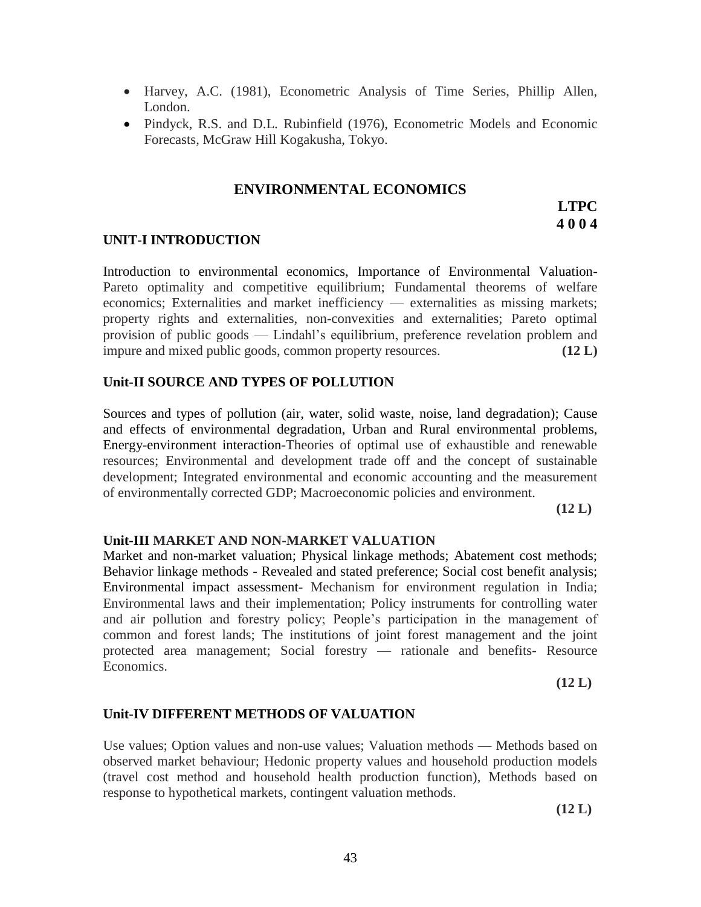- Harvey, A.C. (1981), Econometric Analysis of Time Series, Phillip Allen, London.
- Pindyck, R.S. and D.L. Rubinfield (1976), Econometric Models and Economic Forecasts, McGraw Hill Kogakusha, Tokyo.

## ENVIRONMENTAL ECONOMICS

**LTPC**
**4 0 0 4**

### UNIT-I INTRODUCTION

Introduction to environmental economics, Importance of Environmental Valuation-Pareto optimality and competitive equilibrium; Fundamental theorems of welfare economics; Externalities and market inefficiency — externalities as missing markets; property rights and externalities, non-convexities and externalities; Pareto optimal provision of public goods — Lindahl's equilibrium, preference revelation problem and impure and mixed public goods, common property resources. **(12 L)**

### Unit-II SOURCE AND TYPES OF POLLUTION

Sources and types of pollution (air, water, solid waste, noise, land degradation); Cause and effects of environmental degradation, Urban and Rural environmental problems, Energy-environment interaction-Theories of optimal use of exhaustible and renewable resources; Environmental and development trade off and the concept of sustainable development; Integrated environmental and economic accounting and the measurement of environmentally corrected GDP; Macroeconomic policies and environment.

**(12 L)**

### Unit-III MARKET AND NON-MARKET VALUATION

Market and non-market valuation; Physical linkage methods; Abatement cost methods; Behavior linkage methods - Revealed and stated preference; Social cost benefit analysis; Environmental impact assessment- Mechanism for environment regulation in India; Environmental laws and their implementation; Policy instruments for controlling water and air pollution and forestry policy; People's participation in the management of common and forest lands; The institutions of joint forest management and the joint protected area management; Social forestry — rationale and benefits- Resource Economics.

**(12 L)**

### Unit-IV DIFFERENT METHODS OF VALUATION

Use values; Option values and non-use values; Valuation methods — Methods based on observed market behaviour; Hedonic property values and household production models (travel cost method and household health production function), Methods based on response to hypothetical markets, contingent valuation methods.

**(12 L)**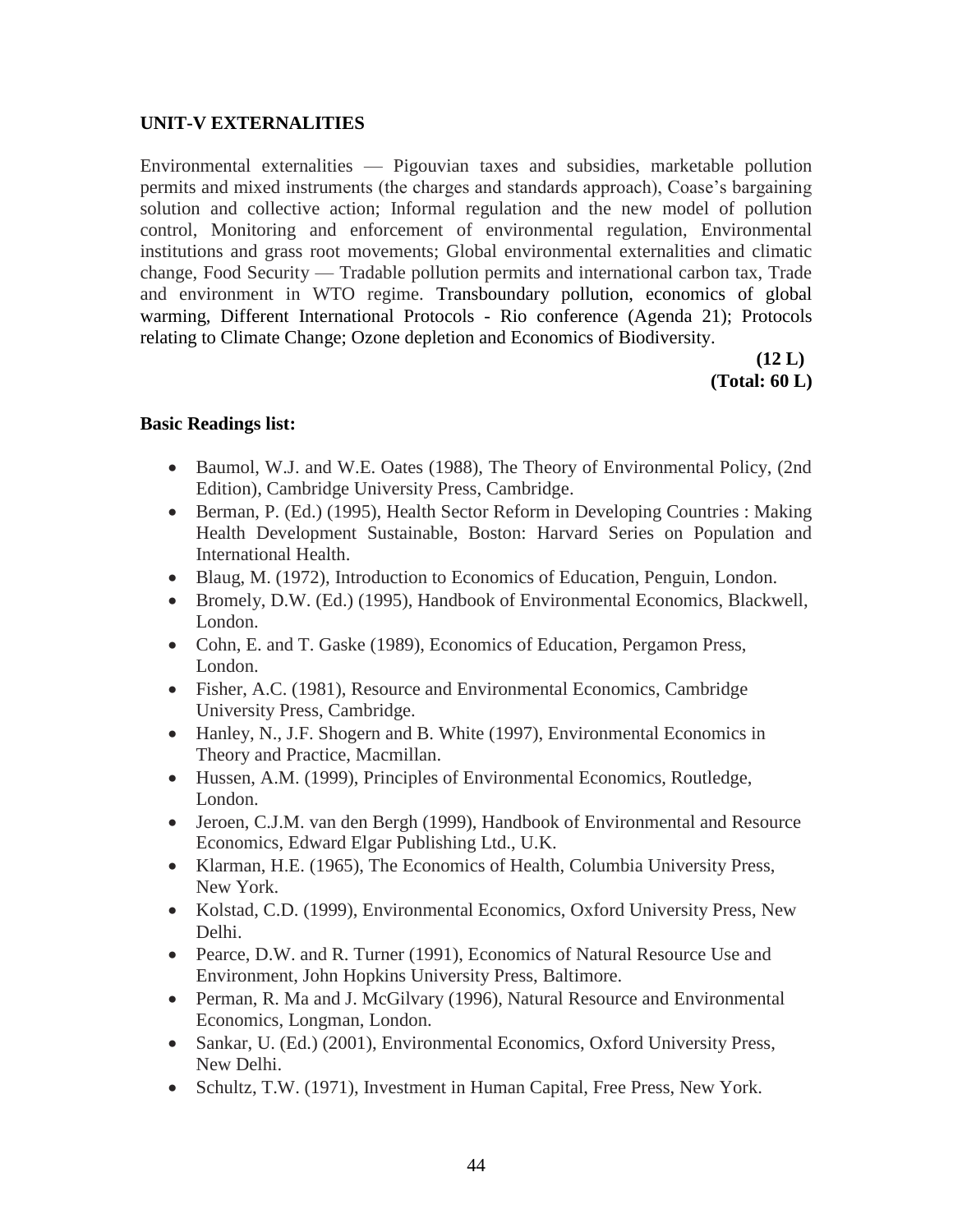**UNIT-V EXTERNALITIES**

Environmental externalities — Pigouvian taxes and subsidies, marketable pollution permits and mixed instruments (the charges and standards approach), Coase's bargaining solution and collective action; Informal regulation and the new model of pollution control, Monitoring and enforcement of environmental regulation, Environmental institutions and grass root movements; Global environmental externalities and climatic change, Food Security — Tradable pollution permits and international carbon tax, Trade and environment in WTO regime. Transboundary pollution, economics of global warming, Different International Protocols - Rio conference (Agenda 21); Protocols relating to Climate Change; Ozone depletion and Economics of Biodiversity.

**(12 L)**

**(Total: 60 L)**

**Basic Readings list:**

- Baumol, W.J. and W.E. Oates (1988), The Theory of Environmental Policy, (2nd Edition), Cambridge University Press, Cambridge.
- Berman, P. (Ed.) (1995), Health Sector Reform in Developing Countries : Making Health Development Sustainable, Boston: Harvard Series on Population and International Health.
- Blaug, M. (1972), Introduction to Economics of Education, Penguin, London.
- Bromely, D.W. (Ed.) (1995), Handbook of Environmental Economics, Blackwell, London.
- Cohn, E. and T. Gaske (1989), Economics of Education, Pergamon Press, London.
- Fisher, A.C. (1981), Resource and Environmental Economics, Cambridge University Press, Cambridge.
- Hanley, N., J.F. Shogern and B. White (1997), Environmental Economics in Theory and Practice, Macmillan.
- Hussen, A.M. (1999), Principles of Environmental Economics, Routledge, London.
- Jeroen, C.J.M. van den Bergh (1999), Handbook of Environmental and Resource Economics, Edward Elgar Publishing Ltd., U.K.
- Klarman, H.E. (1965), The Economics of Health, Columbia University Press, New York.
- Kolstad, C.D. (1999), Environmental Economics, Oxford University Press, New Delhi.
- Pearce, D.W. and R. Turner (1991), Economics of Natural Resource Use and Environment, John Hopkins University Press, Baltimore.
- Perman, R. Ma and J. McGilvary (1996), Natural Resource and Environmental Economics, Longman, London.
- Sankar, U. (Ed.) (2001), Environmental Economics, Oxford University Press, New Delhi.
- Schultz, T.W. (1971), Investment in Human Capital, Free Press, New York.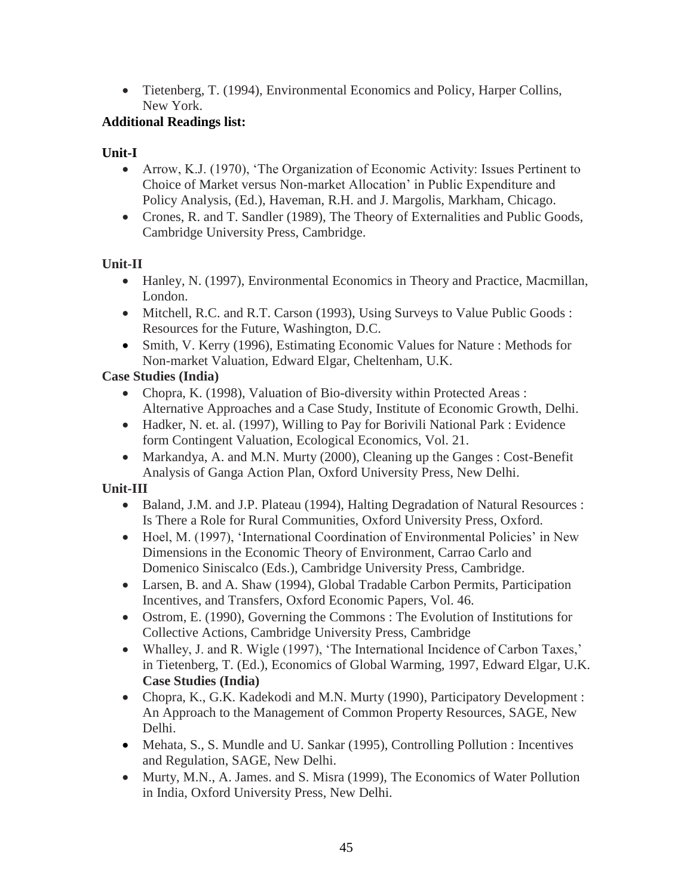- Tietenberg, T. (1994), Environmental Economics and Policy, Harper Collins, New York.

**Additional Readings list:**

**Unit-I**

- Arrow, K.J. (1970), 'The Organization of Economic Activity: Issues Pertinent to Choice of Market versus Non-market Allocation' in Public Expenditure and Policy Analysis, (Ed.), Haveman, R.H. and J. Margolis, Markham, Chicago.
- Crones, R. and T. Sandler (1989), The Theory of Externalities and Public Goods, Cambridge University Press, Cambridge.

**Unit-II**

- Hanley, N. (1997), Environmental Economics in Theory and Practice, Macmillan, London.
- Mitchell, R.C. and R.T. Carson (1993), Using Surveys to Value Public Goods : Resources for the Future, Washington, D.C.
- Smith, V. Kerry (1996), Estimating Economic Values for Nature : Methods for Non-market Valuation, Edward Elgar, Cheltenham, U.K.

**Case Studies (India)**

- Chopra, K. (1998), Valuation of Bio-diversity within Protected Areas : Alternative Approaches and a Case Study, Institute of Economic Growth, Delhi.
- Hadker, N. et. al. (1997), Willing to Pay for Borivili National Park : Evidence form Contingent Valuation, Ecological Economics, Vol. 21.
- Markandya, A. and M.N. Murty (2000), Cleaning up the Ganges : Cost-Benefit Analysis of Ganga Action Plan, Oxford University Press, New Delhi.

**Unit-III**

- Baland, J.M. and J.P. Plateau (1994), Halting Degradation of Natural Resources : Is There a Role for Rural Communities, Oxford University Press, Oxford.
- Hoel, M. (1997), 'International Coordination of Environmental Policies' in New Dimensions in the Economic Theory of Environment, Carrao Carlo and Domenico Siniscalco (Eds.), Cambridge University Press, Cambridge.
- Larsen, B. and A. Shaw (1994), Global Tradable Carbon Permits, Participation Incentives, and Transfers, Oxford Economic Papers, Vol. 46.
- Ostrom, E. (1990), Governing the Commons : The Evolution of Institutions for Collective Actions, Cambridge University Press, Cambridge
- Whalley, J. and R. Wigle (1997), 'The International Incidence of Carbon Taxes,' in Tietenberg, T. (Ed.), Economics of Global Warming, 1997, Edward Elgar, U.K.

**Case Studies (India)**

- Chopra, K., G.K. Kadekodi and M.N. Murty (1990), Participatory Development : An Approach to the Management of Common Property Resources, SAGE, New Delhi.
- Mehata, S., S. Mundle and U. Sankar (1995), Controlling Pollution : Incentives and Regulation, SAGE, New Delhi.
- Murty, M.N., A. James. and S. Misra (1999), The Economics of Water Pollution in India, Oxford University Press, New Delhi.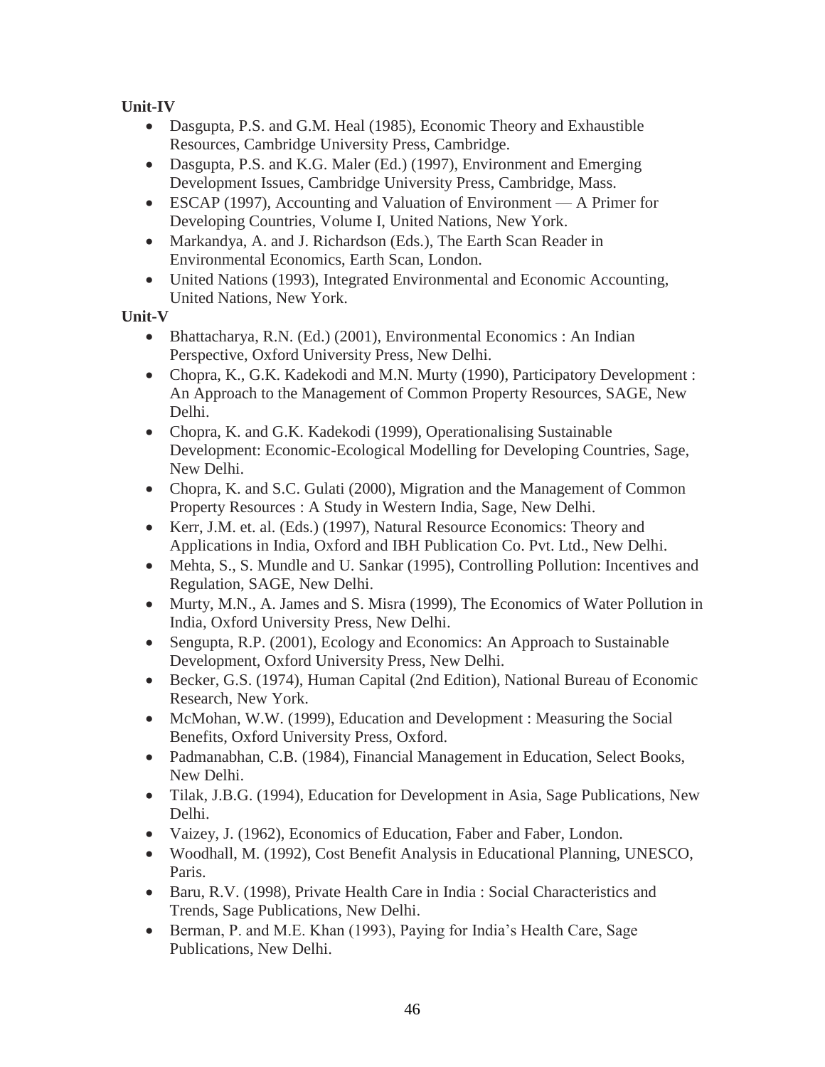**Unit-IV**

- Dasgupta, P.S. and G.M. Heal (1985), Economic Theory and Exhaustible Resources, Cambridge University Press, Cambridge.
- Dasgupta, P.S. and K.G. Maler (Ed.) (1997), Environment and Emerging Development Issues, Cambridge University Press, Cambridge, Mass.
- ESCAP (1997), Accounting and Valuation of Environment — A Primer for Developing Countries, Volume I, United Nations, New York.
- Markandya, A. and J. Richardson (Eds.), The Earth Scan Reader in Environmental Economics, Earth Scan, London.
- United Nations (1993), Integrated Environmental and Economic Accounting, United Nations, New York.

**Unit-V**

- Bhattacharya, R.N. (Ed.) (2001), Environmental Economics : An Indian Perspective, Oxford University Press, New Delhi.
- Chopra, K., G.K. Kadekodi and M.N. Murty (1990), Participatory Development : An Approach to the Management of Common Property Resources, SAGE, New Delhi.
- Chopra, K. and G.K. Kadekodi (1999), Operationalising Sustainable Development: Economic-Ecological Modelling for Developing Countries, Sage, New Delhi.
- Chopra, K. and S.C. Gulati (2000), Migration and the Management of Common Property Resources : A Study in Western India, Sage, New Delhi.
- Kerr, J.M. et. al. (Eds.) (1997), Natural Resource Economics: Theory and Applications in India, Oxford and IBH Publication Co. Pvt. Ltd., New Delhi.
- Mehta, S., S. Mundle and U. Sankar (1995), Controlling Pollution: Incentives and Regulation, SAGE, New Delhi.
- Murty, M.N., A. James and S. Misra (1999), The Economics of Water Pollution in India, Oxford University Press, New Delhi.
- Sengupta, R.P. (2001), Ecology and Economics: An Approach to Sustainable Development, Oxford University Press, New Delhi.
- Becker, G.S. (1974), Human Capital (2nd Edition), National Bureau of Economic Research, New York.
- McMohan, W.W. (1999), Education and Development : Measuring the Social Benefits, Oxford University Press, Oxford.
- Padmanabhan, C.B. (1984), Financial Management in Education, Select Books, New Delhi.
- Tilak, J.B.G. (1994), Education for Development in Asia, Sage Publications, New Delhi.
- Vaizey, J. (1962), Economics of Education, Faber and Faber, London.
- Woodhall, M. (1992), Cost Benefit Analysis in Educational Planning, UNESCO, Paris.
- Baru, R.V. (1998), Private Health Care in India : Social Characteristics and Trends, Sage Publications, New Delhi.
- Berman, P. and M.E. Khan (1993), Paying for India's Health Care, Sage Publications, New Delhi.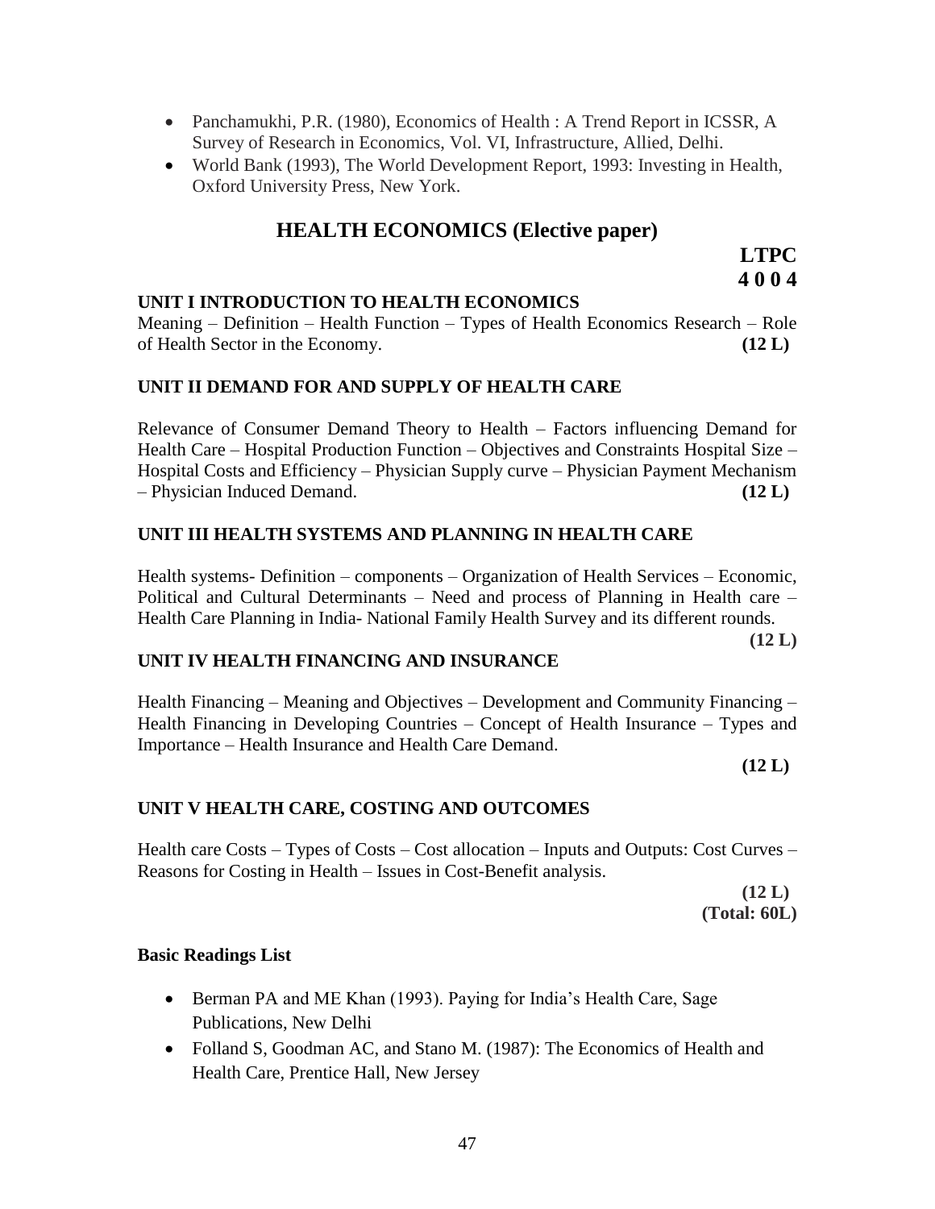- Panchamukhi, P.R. (1980), Economics of Health : A Trend Report in ICSSR, A Survey of Research in Economics, Vol. VI, Infrastructure, Allied, Delhi.
- World Bank (1993), The World Development Report, 1993: Investing in Health, Oxford University Press, New York.

## HEALTH ECONOMICS (Elective paper)

**LTPC**
**4 0 0 4**

### UNIT I INTRODUCTION TO HEALTH ECONOMICS

Meaning – Definition – Health Function – Types of Health Economics Research – Role of Health Sector in the Economy. **(12 L)**

### UNIT II DEMAND FOR AND SUPPLY OF HEALTH CARE

Relevance of Consumer Demand Theory to Health – Factors influencing Demand for Health Care – Hospital Production Function – Objectives and Constraints Hospital Size – Hospital Costs and Efficiency – Physician Supply curve – Physician Payment Mechanism – Physician Induced Demand. **(12 L)**

### UNIT III HEALTH SYSTEMS AND PLANNING IN HEALTH CARE

Health systems- Definition – components – Organization of Health Services – Economic, Political and Cultural Determinants – Need and process of Planning in Health care – Health Care Planning in India- National Family Health Survey and its different rounds. **(12 L)**

### UNIT IV HEALTH FINANCING AND INSURANCE

Health Financing – Meaning and Objectives – Development and Community Financing – Health Financing in Developing Countries – Concept of Health Insurance – Types and Importance – Health Insurance and Health Care Demand. **(12 L)**

### UNIT V HEALTH CARE, COSTING AND OUTCOMES

Health care Costs – Types of Costs – Cost allocation – Inputs and Outputs: Cost Curves – Reasons for Costing in Health – Issues in Cost-Benefit analysis. **(12 L)**

**(Total: 60L)**

**Basic Readings List**

- Berman PA and ME Khan (1993). Paying for India's Health Care, Sage Publications, New Delhi
- Folland S, Goodman AC, and Stano M. (1987): The Economics of Health and Health Care, Prentice Hall, New Jersey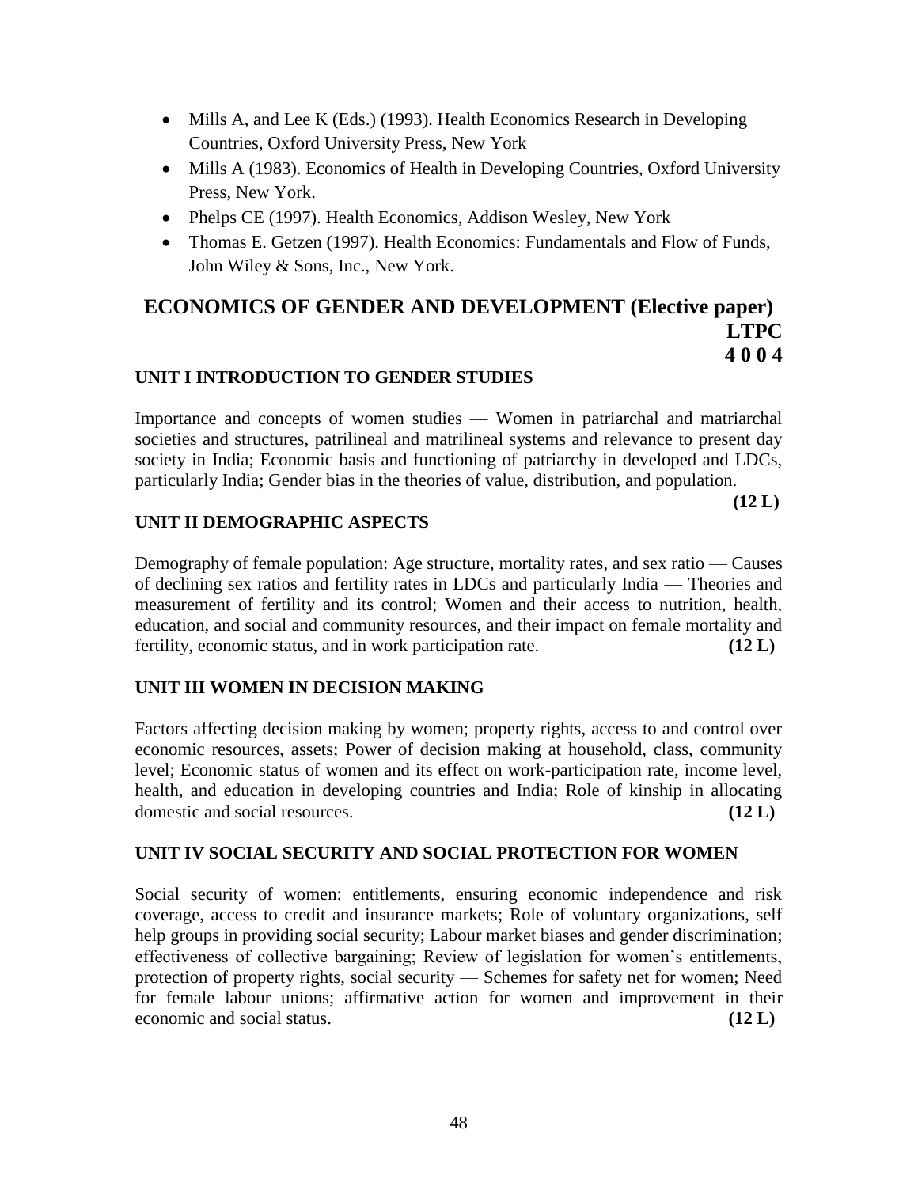- Mills A, and Lee K (Eds.) (1993). Health Economics Research in Developing Countries, Oxford University Press, New York
- Mills A (1983). Economics of Health in Developing Countries, Oxford University Press, New York.
- Phelps CE (1997). Health Economics, Addison Wesley, New York
- Thomas E. Getzen (1997). Health Economics: Fundamentals and Flow of Funds, John Wiley & Sons, Inc., New York.

## ECONOMICS OF GENDER AND DEVELOPMENT (Elective paper)

**LTPC**
**4 0 0 4**

### UNIT I INTRODUCTION TO GENDER STUDIES

Importance and concepts of women studies — Women in patriarchal and matriarchal societies and structures, patrilineal and matrilineal systems and relevance to present day society in India; Economic basis and functioning of patriarchy in developed and LDCs, particularly India; Gender bias in the theories of value, distribution, and population. **(12 L)**

### UNIT II DEMOGRAPHIC ASPECTS

Demography of female population: Age structure, mortality rates, and sex ratio — Causes of declining sex ratios and fertility rates in LDCs and particularly India — Theories and measurement of fertility and its control; Women and their access to nutrition, health, education, and social and community resources, and their impact on female mortality and fertility, economic status, and in work participation rate. **(12 L)**

### UNIT III WOMEN IN DECISION MAKING

Factors affecting decision making by women; property rights, access to and control over economic resources, assets; Power of decision making at household, class, community level; Economic status of women and its effect on work-participation rate, income level, health, and education in developing countries and India; Role of kinship in allocating domestic and social resources. **(12 L)**

### UNIT IV SOCIAL SECURITY AND SOCIAL PROTECTION FOR WOMEN

Social security of women: entitlements, ensuring economic independence and risk coverage, access to credit and insurance markets; Role of voluntary organizations, self help groups in providing social security; Labour market biases and gender discrimination; effectiveness of collective bargaining; Review of legislation for women's entitlements, protection of property rights, social security — Schemes for safety net for women; Need for female labour unions; affirmative action for women and improvement in their economic and social status. **(12 L)**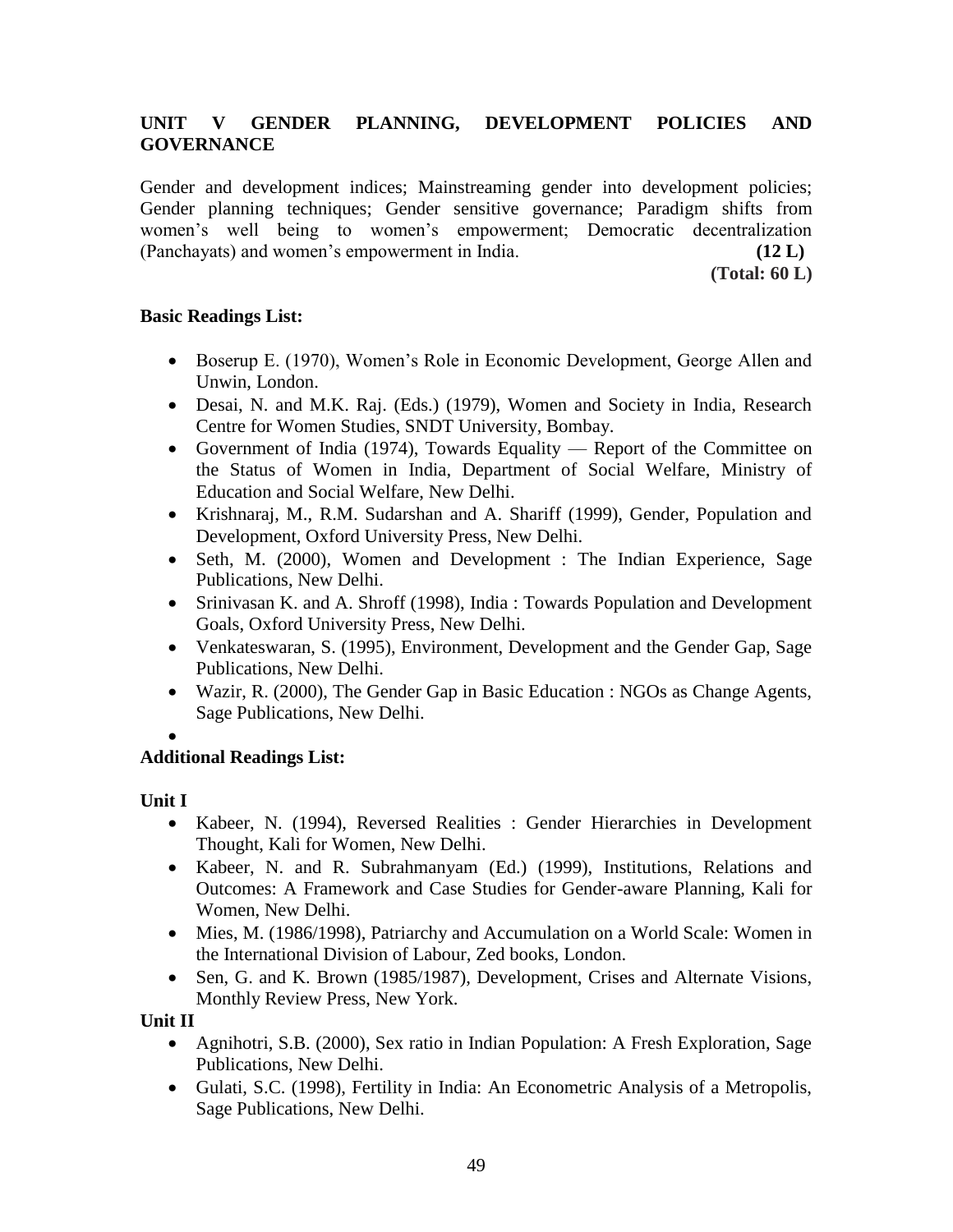### UNIT V GENDER PLANNING, DEVELOPMENT POLICIES AND GOVERNANCE

Gender and development indices; Mainstreaming gender into development policies; Gender planning techniques; Gender sensitive governance; Paradigm shifts from women's well being to women's empowerment; Democratic decentralization (Panchayats) and women's empowerment in India. **(12 L)**

**(Total: 60 L)**

**Basic Readings List:**

- Boserup E. (1970), Women's Role in Economic Development, George Allen and Unwin, London.
- Desai, N. and M.K. Raj. (Eds.) (1979), Women and Society in India, Research Centre for Women Studies, SNDT University, Bombay.
- Government of India (1974), Towards Equality — Report of the Committee on the Status of Women in India, Department of Social Welfare, Ministry of Education and Social Welfare, New Delhi.
- Krishnaraj, M., R.M. Sudarshan and A. Shariff (1999), Gender, Population and Development, Oxford University Press, New Delhi.
- Seth, M. (2000), Women and Development : The Indian Experience, Sage Publications, New Delhi.
- Srinivasan K. and A. Shroff (1998), India : Towards Population and Development Goals, Oxford University Press, New Delhi.
- Venkateswaran, S. (1995), Environment, Development and the Gender Gap, Sage Publications, New Delhi.
- Wazir, R. (2000), The Gender Gap in Basic Education : NGOs as Change Agents, Sage Publications, New Delhi.

**Additional Readings List:**

**Unit I**

- Kabeer, N. (1994), Reversed Realities : Gender Hierarchies in Development Thought, Kali for Women, New Delhi.
- Kabeer, N. and R. Subrahmanyam (Ed.) (1999), Institutions, Relations and Outcomes: A Framework and Case Studies for Gender-aware Planning, Kali for Women, New Delhi.
- Mies, M. (1986/1998), Patriarchy and Accumulation on a World Scale: Women in the International Division of Labour, Zed books, London.
- Sen, G. and K. Brown (1985/1987), Development, Crises and Alternate Visions, Monthly Review Press, New York.

**Unit II**

- Agnihotri, S.B. (2000), Sex ratio in Indian Population: A Fresh Exploration, Sage Publications, New Delhi.
- Gulati, S.C. (1998), Fertility in India: An Econometric Analysis of a Metropolis, Sage Publications, New Delhi.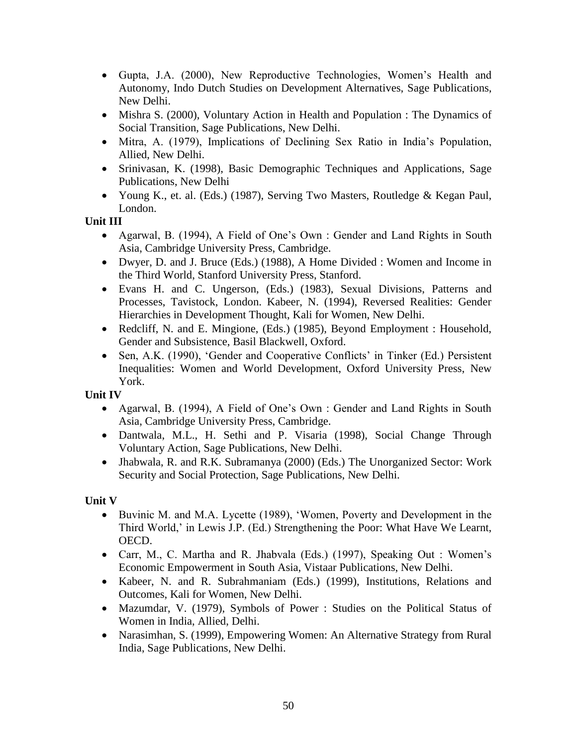- Gupta, J.A. (2000), New Reproductive Technologies, Women's Health and Autonomy, Indo Dutch Studies on Development Alternatives, Sage Publications, New Delhi.
- Mishra S. (2000), Voluntary Action in Health and Population : The Dynamics of Social Transition, Sage Publications, New Delhi.
- Mitra, A. (1979), Implications of Declining Sex Ratio in India's Population, Allied, New Delhi.
- Srinivasan, K. (1998), Basic Demographic Techniques and Applications, Sage Publications, New Delhi
- Young K., et. al. (Eds.) (1987), Serving Two Masters, Routledge & Kegan Paul, London.

**Unit III**

- Agarwal, B. (1994), A Field of One's Own : Gender and Land Rights in South Asia, Cambridge University Press, Cambridge.
- Dwyer, D. and J. Bruce (Eds.) (1988), A Home Divided : Women and Income in the Third World, Stanford University Press, Stanford.
- Evans H. and C. Ungerson, (Eds.) (1983), Sexual Divisions, Patterns and Processes, Tavistock, London. Kabeer, N. (1994), Reversed Realities: Gender Hierarchies in Development Thought, Kali for Women, New Delhi.
- Redcliff, N. and E. Mingione, (Eds.) (1985), Beyond Employment : Household, Gender and Subsistence, Basil Blackwell, Oxford.
- Sen, A.K. (1990), 'Gender and Cooperative Conflicts' in Tinker (Ed.) Persistent Inequalities: Women and World Development, Oxford University Press, New York.

**Unit IV**

- Agarwal, B. (1994), A Field of One's Own : Gender and Land Rights in South Asia, Cambridge University Press, Cambridge.
- Dantwala, M.L., H. Sethi and P. Visaria (1998), Social Change Through Voluntary Action, Sage Publications, New Delhi.
- Jhabwala, R. and R.K. Subramanya (2000) (Eds.) The Unorganized Sector: Work Security and Social Protection, Sage Publications, New Delhi.

**Unit V**

- Buvinic M. and M.A. Lycette (1989), 'Women, Poverty and Development in the Third World,' in Lewis J.P. (Ed.) Strengthening the Poor: What Have We Learnt, OECD.
- Carr, M., C. Martha and R. Jhabvala (Eds.) (1997), Speaking Out : Women's Economic Empowerment in South Asia, Vistaar Publications, New Delhi.
- Kabeer, N. and R. Subrahmaniam (Eds.) (1999), Institutions, Relations and Outcomes, Kali for Women, New Delhi.
- Mazumdar, V. (1979), Symbols of Power : Studies on the Political Status of Women in India, Allied, Delhi.
- Narasimhan, S. (1999), Empowering Women: An Alternative Strategy from Rural India, Sage Publications, New Delhi.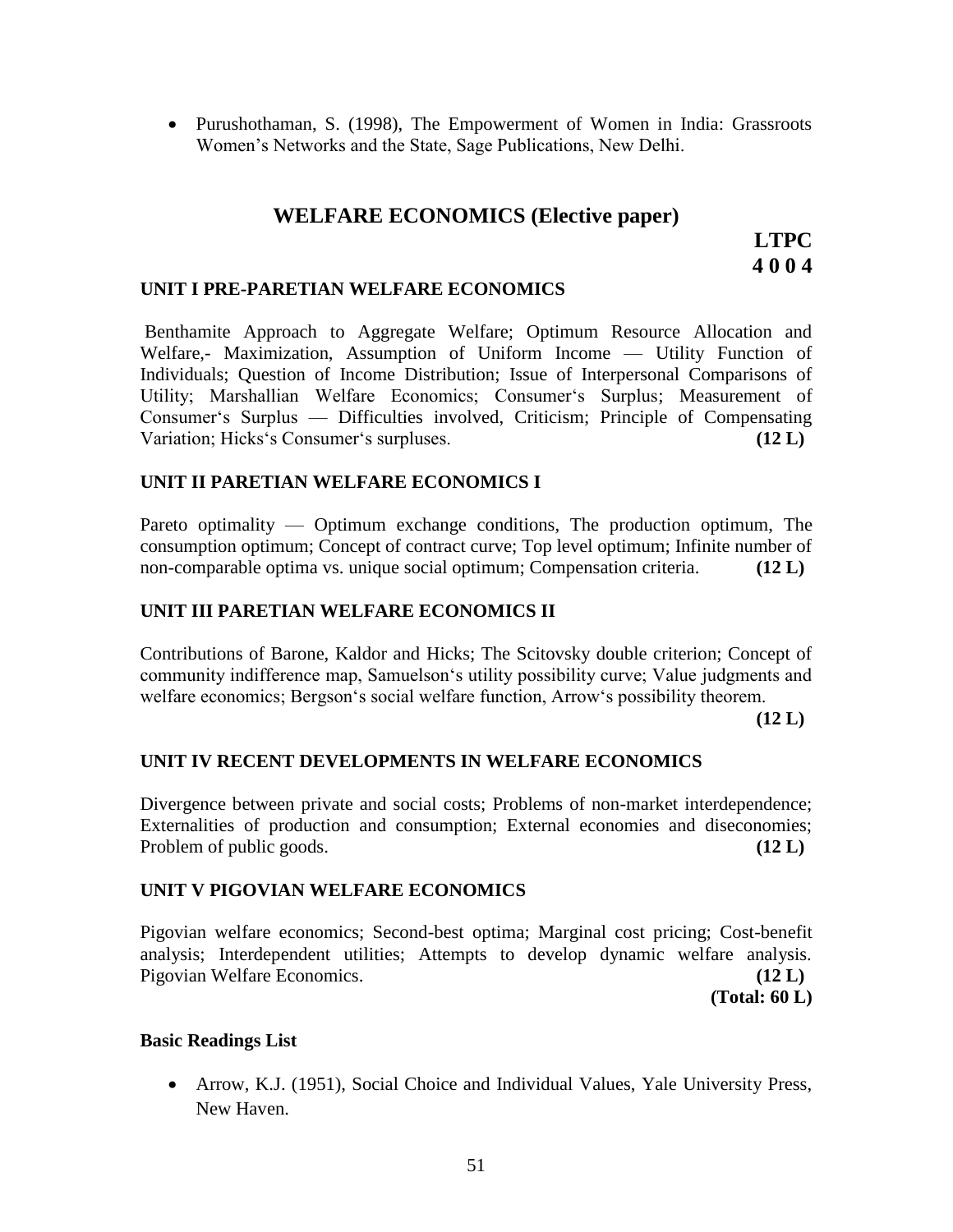- Purushothaman, S. (1998), The Empowerment of Women in India: Grassroots Women's Networks and the State, Sage Publications, New Delhi.

## WELFARE ECONOMICS (Elective paper)

**LTPC**
**4 0 0 4**

### UNIT I PRE-PARETIAN WELFARE ECONOMICS

Benthamite Approach to Aggregate Welfare; Optimum Resource Allocation and Welfare,- Maximization, Assumption of Uniform Income — Utility Function of Individuals; Question of Income Distribution; Issue of Interpersonal Comparisons of Utility; Marshallian Welfare Economics; Consumer's Surplus; Measurement of Consumer's Surplus — Difficulties involved, Criticism; Principle of Compensating Variation; Hicks's Consumer's surpluses. **(12 L)**

### UNIT II PARETIAN WELFARE ECONOMICS I

Pareto optimality — Optimum exchange conditions, The production optimum, The consumption optimum; Concept of contract curve; Top level optimum; Infinite number of non-comparable optima vs. unique social optimum; Compensation criteria. **(12 L)**

### UNIT III PARETIAN WELFARE ECONOMICS II

Contributions of Barone, Kaldor and Hicks; The Scitovsky double criterion; Concept of community indifference map, Samuelson's utility possibility curve; Value judgments and welfare economics; Bergson's social welfare function, Arrow's possibility theorem.

**(12 L)**

### UNIT IV RECENT DEVELOPMENTS IN WELFARE ECONOMICS

Divergence between private and social costs; Problems of non-market interdependence; Externalities of production and consumption; External economies and diseconomies; Problem of public goods. **(12 L)**

### UNIT V PIGOVIAN WELFARE ECONOMICS

Pigovian welfare economics; Second-best optima; Marginal cost pricing; Cost-benefit analysis; Interdependent utilities; Attempts to develop dynamic welfare analysis. Pigovian Welfare Economics. **(12 L)**

**(Total: 60 L)**

### Basic Readings List

- Arrow, K.J. (1951), Social Choice and Individual Values, Yale University Press, New Haven.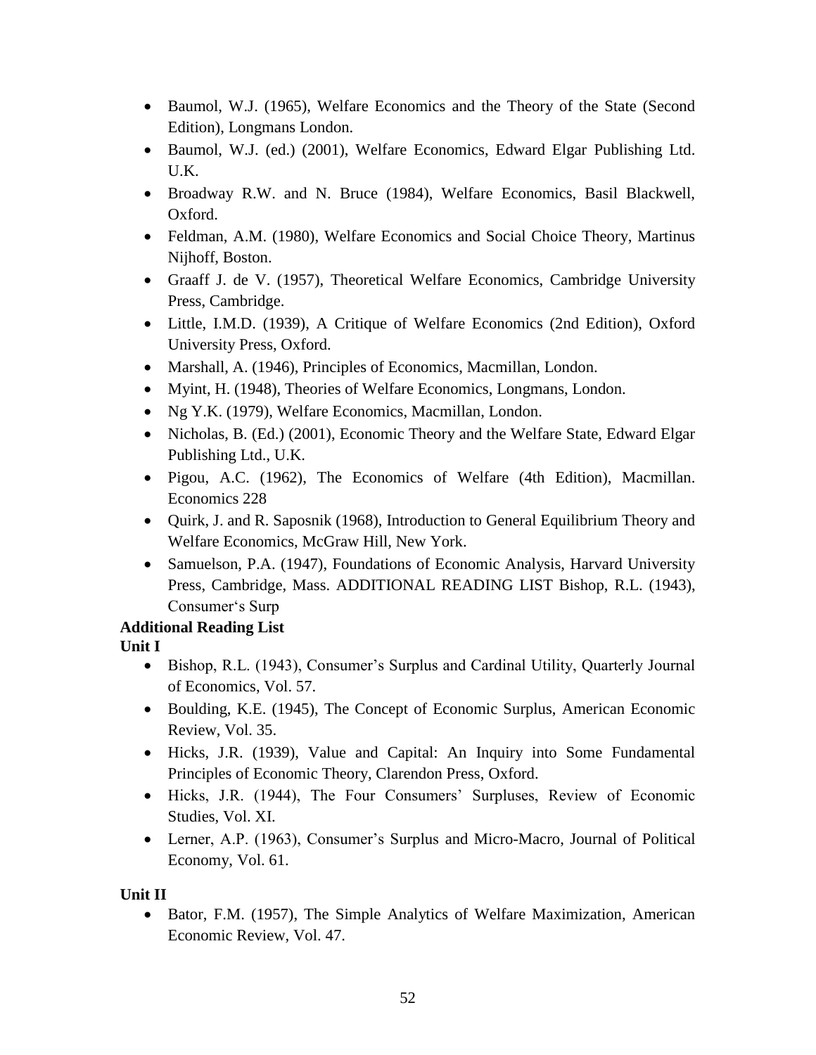- Baumol, W.J. (1965), Welfare Economics and the Theory of the State (Second Edition), Longmans London.
- Baumol, W.J. (ed.) (2001), Welfare Economics, Edward Elgar Publishing Ltd. U.K.
- Broadway R.W. and N. Bruce (1984), Welfare Economics, Basil Blackwell, Oxford.
- Feldman, A.M. (1980), Welfare Economics and Social Choice Theory, Martinus Nijhoff, Boston.
- Graaff J. de V. (1957), Theoretical Welfare Economics, Cambridge University Press, Cambridge.
- Little, I.M.D. (1939), A Critique of Welfare Economics (2nd Edition), Oxford University Press, Oxford.
- Marshall, A. (1946), Principles of Economics, Macmillan, London.
- Myint, H. (1948), Theories of Welfare Economics, Longmans, London.
- Ng Y.K. (1979), Welfare Economics, Macmillan, London.
- Nicholas, B. (Ed.) (2001), Economic Theory and the Welfare State, Edward Elgar Publishing Ltd., U.K.
- Pigou, A.C. (1962), The Economics of Welfare (4th Edition), Macmillan. Economics 228
- Quirk, J. and R. Saposnik (1968), Introduction to General Equilibrium Theory and Welfare Economics, McGraw Hill, New York.
- Samuelson, P.A. (1947), Foundations of Economic Analysis, Harvard University Press, Cambridge, Mass. ADDITIONAL READING LIST Bishop, R.L. (1943), Consumer‘s Surp

**Additional Reading List**

**Unit I**

- Bishop, R.L. (1943), Consumer's Surplus and Cardinal Utility, Quarterly Journal of Economics, Vol. 57.
- Boulding, K.E. (1945), The Concept of Economic Surplus, American Economic Review, Vol. 35.
- Hicks, J.R. (1939), Value and Capital: An Inquiry into Some Fundamental Principles of Economic Theory, Clarendon Press, Oxford.
- Hicks, J.R. (1944), The Four Consumers' Surpluses, Review of Economic Studies, Vol. XI.
- Lerner, A.P. (1963), Consumer's Surplus and Micro-Macro, Journal of Political Economy, Vol. 61.

**Unit II**

- Bator, F.M. (1957), The Simple Analytics of Welfare Maximization, American Economic Review, Vol. 47.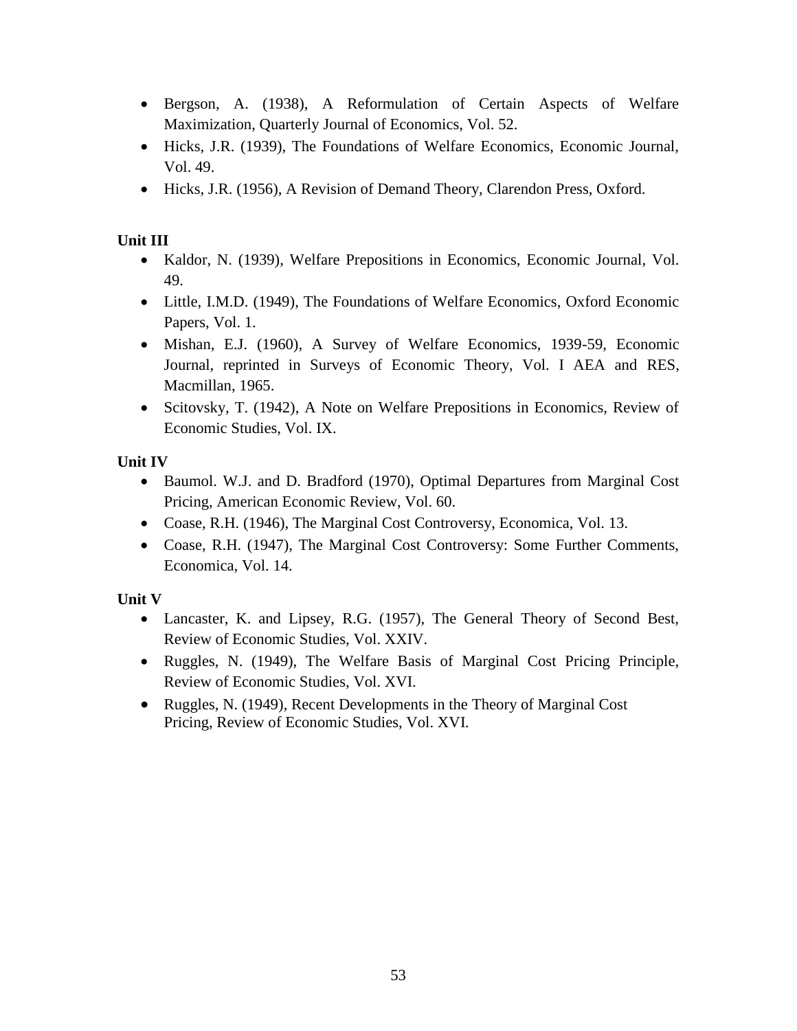- Bergson, A. (1938), A Reformulation of Certain Aspects of Welfare Maximization, Quarterly Journal of Economics, Vol. 52.
- Hicks, J.R. (1939), The Foundations of Welfare Economics, Economic Journal, Vol. 49.
- Hicks, J.R. (1956), A Revision of Demand Theory, Clarendon Press, Oxford.

**Unit III**

- Kaldor, N. (1939), Welfare Prepositions in Economics, Economic Journal, Vol. 49.
- Little, I.M.D. (1949), The Foundations of Welfare Economics, Oxford Economic Papers, Vol. 1.
- Mishan, E.J. (1960), A Survey of Welfare Economics, 1939-59, Economic Journal, reprinted in Surveys of Economic Theory, Vol. I AEA and RES, Macmillan, 1965.
- Scitovsky, T. (1942), A Note on Welfare Prepositions in Economics, Review of Economic Studies, Vol. IX.

**Unit IV**

- Baumol. W.J. and D. Bradford (1970), Optimal Departures from Marginal Cost Pricing, American Economic Review, Vol. 60.
- Coase, R.H. (1946), The Marginal Cost Controversy, Economica, Vol. 13.
- Coase, R.H. (1947), The Marginal Cost Controversy: Some Further Comments, Economica, Vol. 14.

**Unit V**

- Lancaster, K. and Lipsey, R.G. (1957), The General Theory of Second Best, Review of Economic Studies, Vol. XXIV.
- Ruggles, N. (1949), The Welfare Basis of Marginal Cost Pricing Principle, Review of Economic Studies, Vol. XVI.
- Ruggles, N. (1949), Recent Developments in the Theory of Marginal Cost Pricing, Review of Economic Studies, Vol. XVI.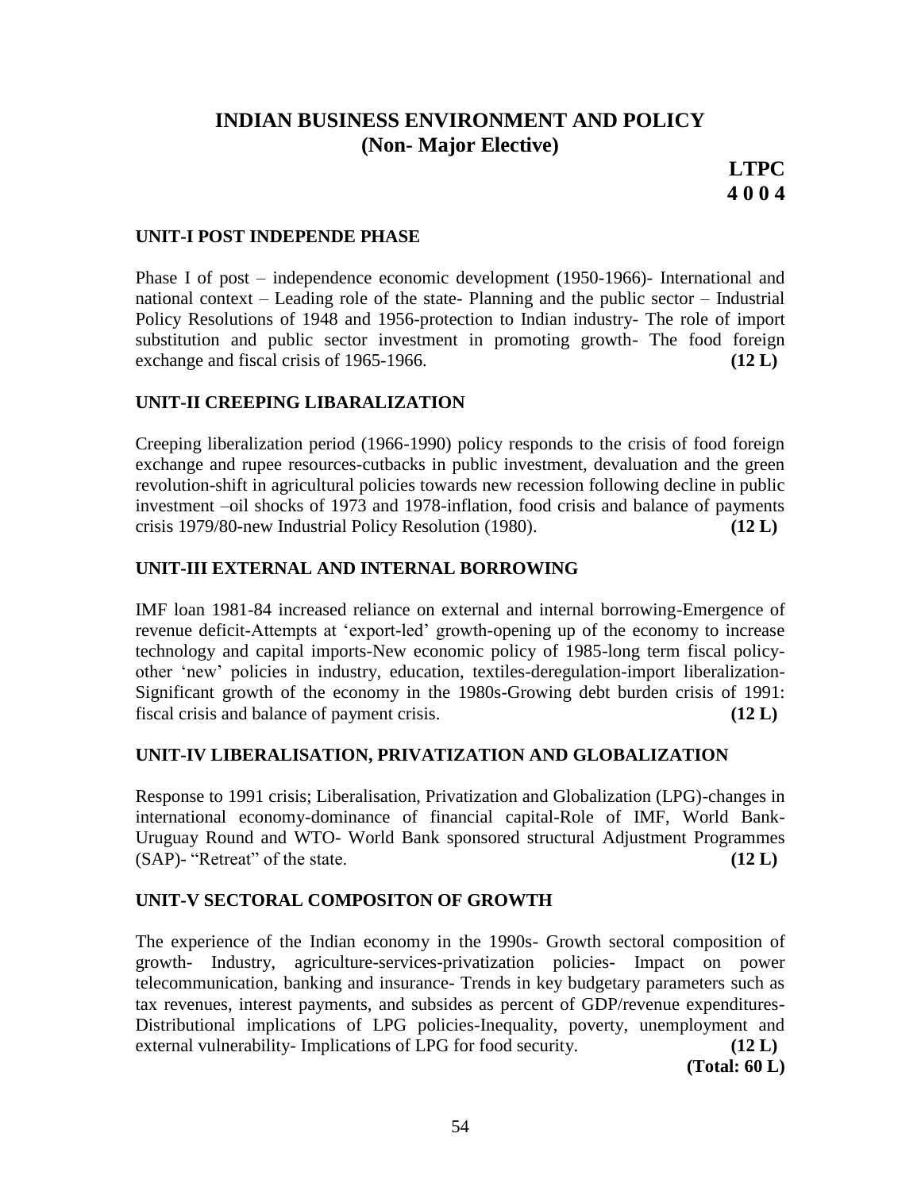# INDIAN BUSINESS ENVIRONMENT AND POLICY
## (Non- Major Elective)

**LTPC**
**4 0 0 4**

### UNIT-I POST INDEPENDE PHASE

Phase I of post – independence economic development (1950-1966)- International and national context – Leading role of the state- Planning and the public sector – Industrial Policy Resolutions of 1948 and 1956-protection to Indian industry- The role of import substitution and public sector investment in promoting growth- The food foreign exchange and fiscal crisis of 1965-1966. **(12 L)**

### UNIT-II CREEPING LIBARALIZATION

Creeping liberalization period (1966-1990) policy responds to the crisis of food foreign exchange and rupee resources-cutbacks in public investment, devaluation and the green revolution-shift in agricultural policies towards new recession following decline in public investment –oil shocks of 1973 and 1978-inflation, food crisis and balance of payments crisis 1979/80-new Industrial Policy Resolution (1980). **(12 L)**

### UNIT-III EXTERNAL AND INTERNAL BORROWING

IMF loan 1981-84 increased reliance on external and internal borrowing-Emergence of revenue deficit-Attempts at 'export-led' growth-opening up of the economy to increase technology and capital imports-New economic policy of 1985-long term fiscal policy-other 'new' policies in industry, education, textiles-deregulation-import liberalization-Significant growth of the economy in the 1980s-Growing debt burden crisis of 1991: fiscal crisis and balance of payment crisis. **(12 L)**

### UNIT-IV LIBERALISATION, PRIVATIZATION AND GLOBALIZATION

Response to 1991 crisis; Liberalisation, Privatization and Globalization (LPG)-changes in international economy-dominance of financial capital-Role of IMF, World Bank-Uruguay Round and WTO- World Bank sponsored structural Adjustment Programmes (SAP)- "Retreat" of the state. **(12 L)**

### UNIT-V SECTORAL COMPOSITON OF GROWTH

The experience of the Indian economy in the 1990s- Growth sectoral composition of growth- Industry, agriculture-services-privatization policies- Impact on power telecommunication, banking and insurance- Trends in key budgetary parameters such as tax revenues, interest payments, and subsides as percent of GDP/revenue expenditures-Distributional implications of LPG policies-Inequality, poverty, unemployment and external vulnerability- Implications of LPG for food security. **(12 L)**

**(Total: 60 L)**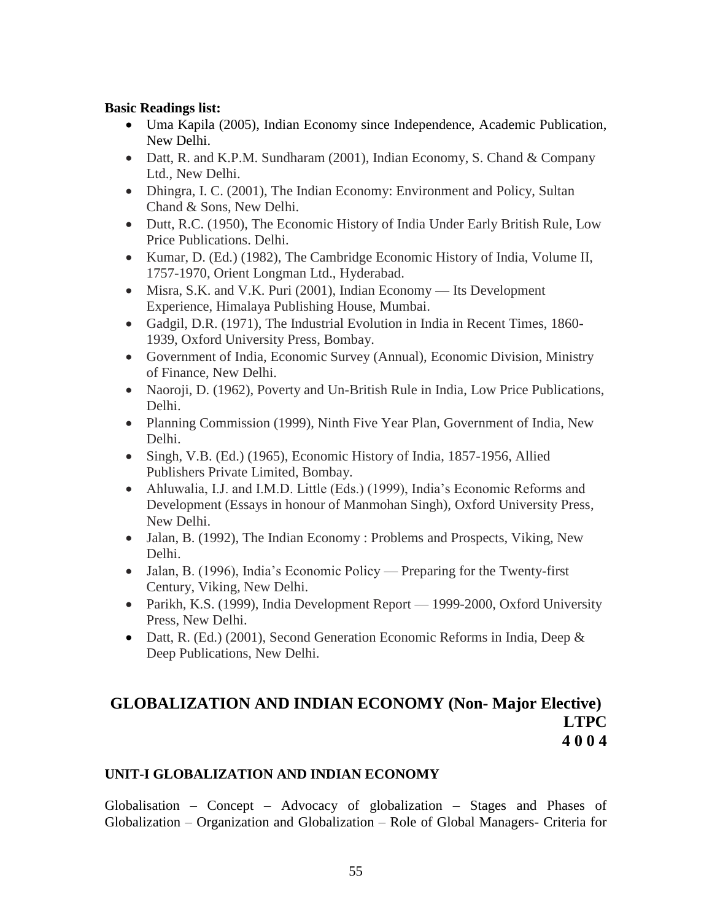**Basic Readings list:**

- Uma Kapila (2005), Indian Economy since Independence, Academic Publication, New Delhi.
- Datt, R. and K.P.M. Sundharam (2001), Indian Economy, S. Chand & Company Ltd., New Delhi.
- Dhingra, I. C. (2001), The Indian Economy: Environment and Policy, Sultan Chand & Sons, New Delhi.
- Dutt, R.C. (1950), The Economic History of India Under Early British Rule, Low Price Publications. Delhi.
- Kumar, D. (Ed.) (1982), The Cambridge Economic History of India, Volume II, 1757-1970, Orient Longman Ltd., Hyderabad.
- Misra, S.K. and V.K. Puri (2001), Indian Economy — Its Development Experience, Himalaya Publishing House, Mumbai.
- Gadgil, D.R. (1971), The Industrial Evolution in India in Recent Times, 1860-1939, Oxford University Press, Bombay.
- Government of India, Economic Survey (Annual), Economic Division, Ministry of Finance, New Delhi.
- Naoroji, D. (1962), Poverty and Un-British Rule in India, Low Price Publications, Delhi.
- Planning Commission (1999), Ninth Five Year Plan, Government of India, New Delhi.
- Singh, V.B. (Ed.) (1965), Economic History of India, 1857-1956, Allied Publishers Private Limited, Bombay.
- Ahluwalia, I.J. and I.M.D. Little (Eds.) (1999), India's Economic Reforms and Development (Essays in honour of Manmohan Singh), Oxford University Press, New Delhi.
- Jalan, B. (1992), The Indian Economy : Problems and Prospects, Viking, New Delhi.
- Jalan, B. (1996), India's Economic Policy — Preparing for the Twenty-first Century, Viking, New Delhi.
- Parikh, K.S. (1999), India Development Report — 1999-2000, Oxford University Press, New Delhi.
- Datt, R. (Ed.) (2001), Second Generation Economic Reforms in India, Deep & Deep Publications, New Delhi.

## GLOBALIZATION AND INDIAN ECONOMY (Non- Major Elective)

**LTPC**
**4 0 0 4**

### UNIT-I GLOBALIZATION AND INDIAN ECONOMY

Globalisation – Concept – Advocacy of globalization – Stages and Phases of Globalization – Organization and Globalization – Role of Global Managers- Criteria for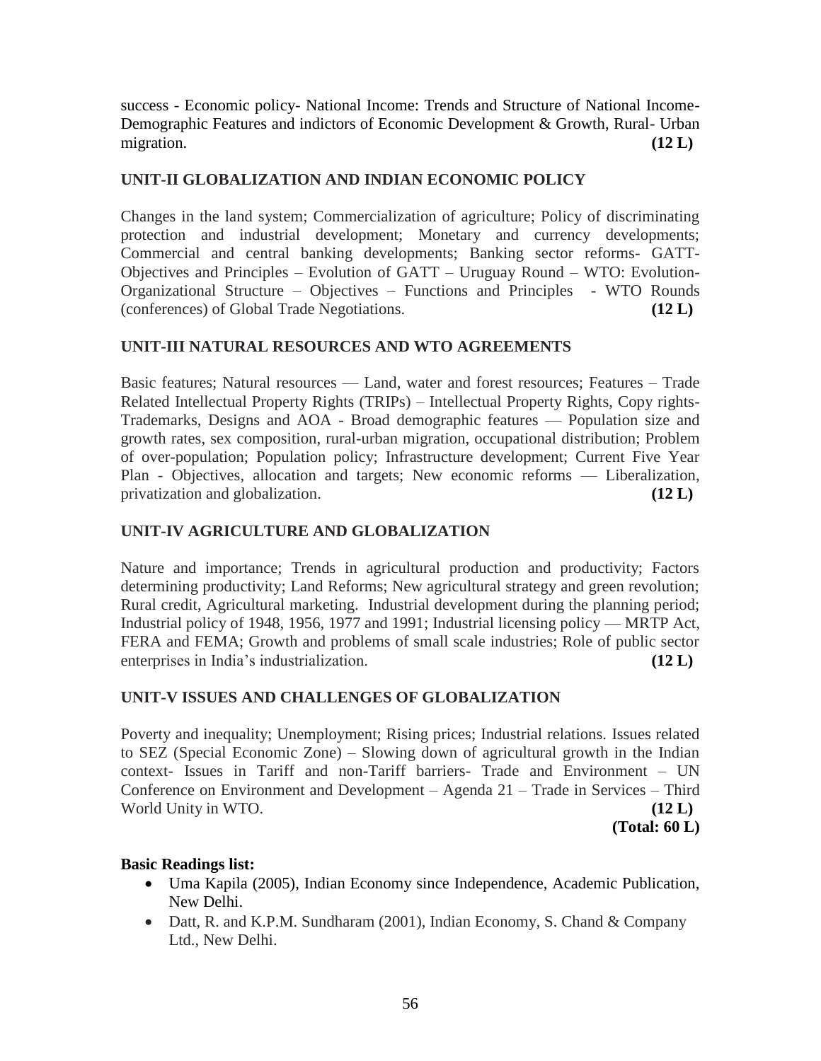success - Economic policy- National Income: Trends and Structure of National Income- Demographic Features and indictors of Economic Development & Growth, Rural- Urban migration. **(12 L)**

### UNIT-II GLOBALIZATION AND INDIAN ECONOMIC POLICY

Changes in the land system; Commercialization of agriculture; Policy of discriminating protection and industrial development; Monetary and currency developments; Commercial and central banking developments; Banking sector reforms- GATT- Objectives and Principles – Evolution of GATT – Uruguay Round – WTO: Evolution- Organizational Structure – Objectives – Functions and Principles - WTO Rounds (conferences) of Global Trade Negotiations. **(12 L)**

### UNIT-III NATURAL RESOURCES AND WTO AGREEMENTS

Basic features; Natural resources — Land, water and forest resources; Features – Trade Related Intellectual Property Rights (TRIPs) – Intellectual Property Rights, Copy rights- Trademarks, Designs and AOA - Broad demographic features — Population size and growth rates, sex composition, rural-urban migration, occupational distribution; Problem of over-population; Population policy; Infrastructure development; Current Five Year Plan - Objectives, allocation and targets; New economic reforms — Liberalization, privatization and globalization. **(12 L)**

### UNIT-IV AGRICULTURE AND GLOBALIZATION

Nature and importance; Trends in agricultural production and productivity; Factors determining productivity; Land Reforms; New agricultural strategy and green revolution; Rural credit, Agricultural marketing. Industrial development during the planning period; Industrial policy of 1948, 1956, 1977 and 1991; Industrial licensing policy — MRTP Act, FERA and FEMA; Growth and problems of small scale industries; Role of public sector enterprises in India's industrialization. **(12 L)**

### UNIT-V ISSUES AND CHALLENGES OF GLOBALIZATION

Poverty and inequality; Unemployment; Rising prices; Industrial relations. Issues related to SEZ (Special Economic Zone) – Slowing down of agricultural growth in the Indian context- Issues in Tariff and non-Tariff barriers- Trade and Environment – UN Conference on Environment and Development – Agenda 21 – Trade in Services – Third World Unity in WTO. **(12 L)**

**(Total: 60 L)**

**Basic Readings list:**

- Uma Kapila (2005), Indian Economy since Independence, Academic Publication, New Delhi.
- Datt, R. and K.P.M. Sundharam (2001), Indian Economy, S. Chand & Company Ltd., New Delhi.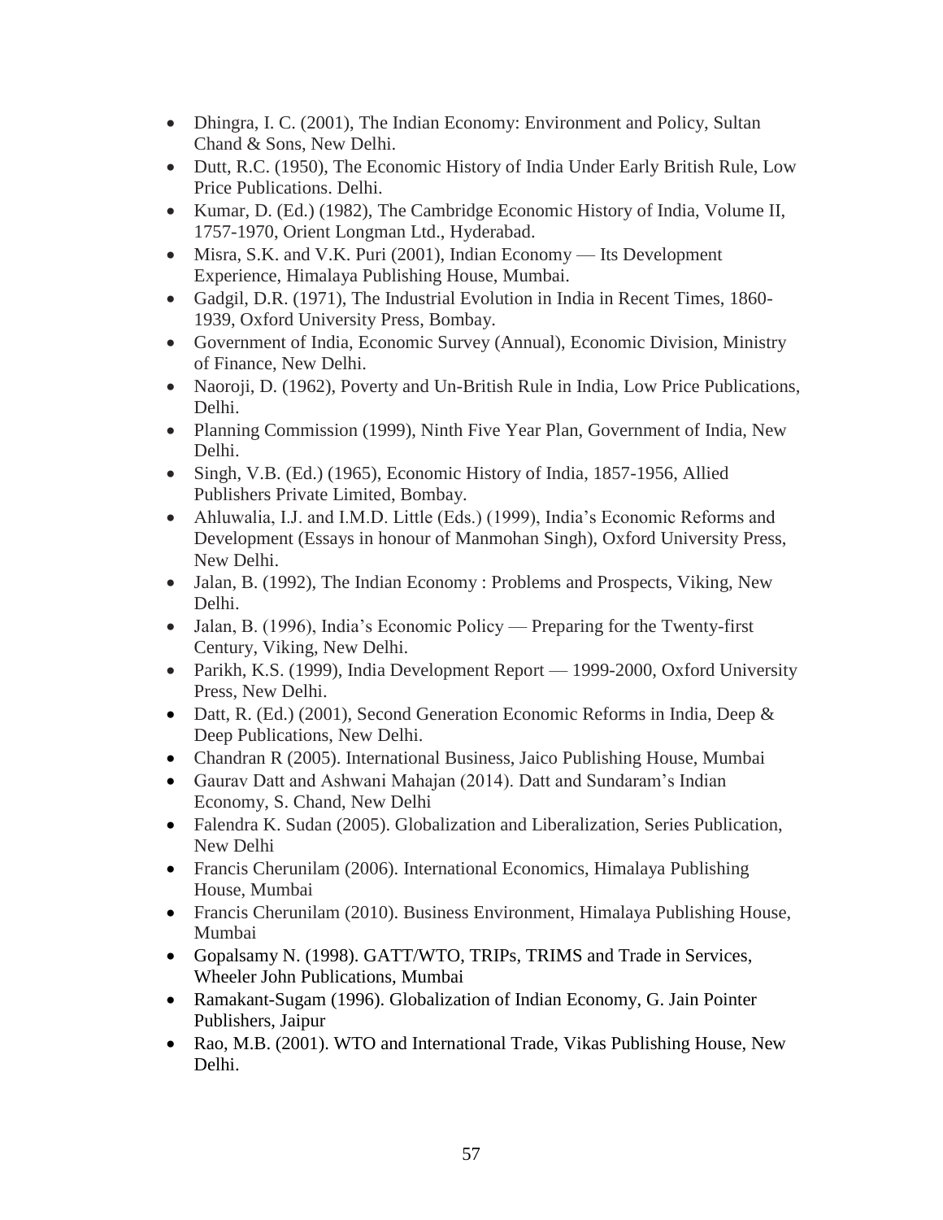- Dhingra, I. C. (2001), The Indian Economy: Environment and Policy, Sultan Chand & Sons, New Delhi.
- Dutt, R.C. (1950), The Economic History of India Under Early British Rule, Low Price Publications. Delhi.
- Kumar, D. (Ed.) (1982), The Cambridge Economic History of India, Volume II, 1757-1970, Orient Longman Ltd., Hyderabad.
- Misra, S.K. and V.K. Puri (2001), Indian Economy — Its Development Experience, Himalaya Publishing House, Mumbai.
- Gadgil, D.R. (1971), The Industrial Evolution in India in Recent Times, 1860-1939, Oxford University Press, Bombay.
- Government of India, Economic Survey (Annual), Economic Division, Ministry of Finance, New Delhi.
- Naoroji, D. (1962), Poverty and Un-British Rule in India, Low Price Publications, Delhi.
- Planning Commission (1999), Ninth Five Year Plan, Government of India, New Delhi.
- Singh, V.B. (Ed.) (1965), Economic History of India, 1857-1956, Allied Publishers Private Limited, Bombay.
- Ahluwalia, I.J. and I.M.D. Little (Eds.) (1999), India's Economic Reforms and Development (Essays in honour of Manmohan Singh), Oxford University Press, New Delhi.
- Jalan, B. (1992), The Indian Economy : Problems and Prospects, Viking, New Delhi.
- Jalan, B. (1996), India's Economic Policy — Preparing for the Twenty-first Century, Viking, New Delhi.
- Parikh, K.S. (1999), India Development Report — 1999-2000, Oxford University Press, New Delhi.
- Datt, R. (Ed.) (2001), Second Generation Economic Reforms in India, Deep & Deep Publications, New Delhi.
- Chandran R (2005). International Business, Jaico Publishing House, Mumbai
- Gaurav Datt and Ashwani Mahajan (2014). Datt and Sundaram's Indian Economy, S. Chand, New Delhi
- Falendra K. Sudan (2005). Globalization and Liberalization, Series Publication, New Delhi
- Francis Cherunilam (2006). International Economics, Himalaya Publishing House, Mumbai
- Francis Cherunilam (2010). Business Environment, Himalaya Publishing House, Mumbai
- Gopalsamy N. (1998). GATT/WTO, TRIPs, TRIMS and Trade in Services, Wheeler John Publications, Mumbai
- Ramakant-Sugam (1996). Globalization of Indian Economy, G. Jain Pointer Publishers, Jaipur
- Rao, M.B. (2001). WTO and International Trade, Vikas Publishing House, New Delhi.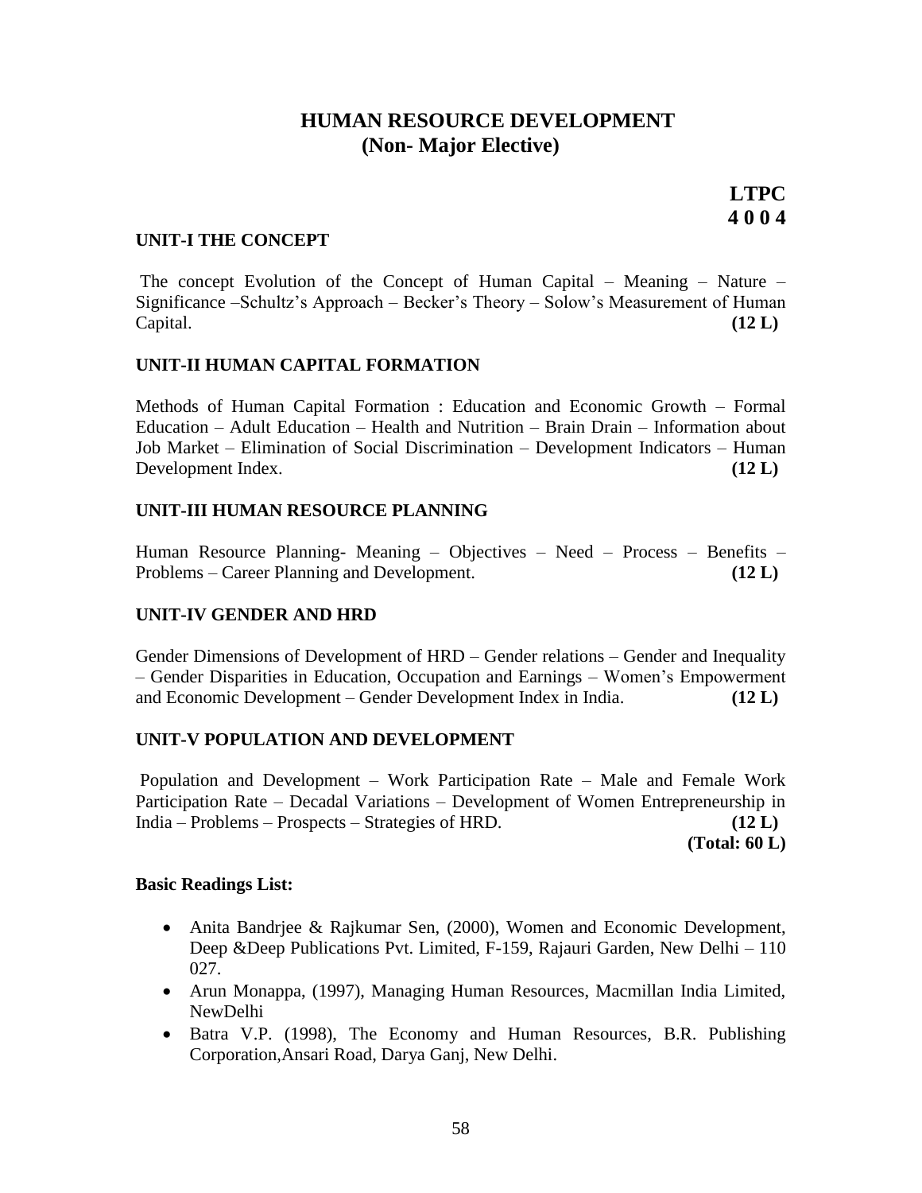# HUMAN RESOURCE DEVELOPMENT
## (Non- Major Elective)

**LTPC**
**4 0 0 4**

### UNIT-I THE CONCEPT

The concept Evolution of the Concept of Human Capital – Meaning – Nature – Significance –Schultz's Approach – Becker's Theory – Solow's Measurement of Human Capital. **(12 L)**

### UNIT-II HUMAN CAPITAL FORMATION

Methods of Human Capital Formation : Education and Economic Growth – Formal Education – Adult Education – Health and Nutrition – Brain Drain – Information about Job Market – Elimination of Social Discrimination – Development Indicators – Human Development Index. **(12 L)**

### UNIT-III HUMAN RESOURCE PLANNING

Human Resource Planning- Meaning – Objectives – Need – Process – Benefits – Problems – Career Planning and Development. **(12 L)**

### UNIT-IV GENDER AND HRD

Gender Dimensions of Development of HRD – Gender relations – Gender and Inequality – Gender Disparities in Education, Occupation and Earnings – Women's Empowerment and Economic Development – Gender Development Index in India. **(12 L)**

### UNIT-V POPULATION AND DEVELOPMENT

Population and Development – Work Participation Rate – Male and Female Work Participation Rate – Decadal Variations – Development of Women Entrepreneurship in India – Problems – Prospects – Strategies of HRD. **(12 L)**

**(Total: 60 L)**

**Basic Readings List:**

- Anita Bandrjee & Rajkumar Sen, (2000), Women and Economic Development, Deep &Deep Publications Pvt. Limited, F-159, Rajauri Garden, New Delhi – 110 027.
- Arun Monappa, (1997), Managing Human Resources, Macmillan India Limited, NewDelhi
- Batra V.P. (1998), The Economy and Human Resources, B.R. Publishing Corporation,Ansari Road, Darya Ganj, New Delhi.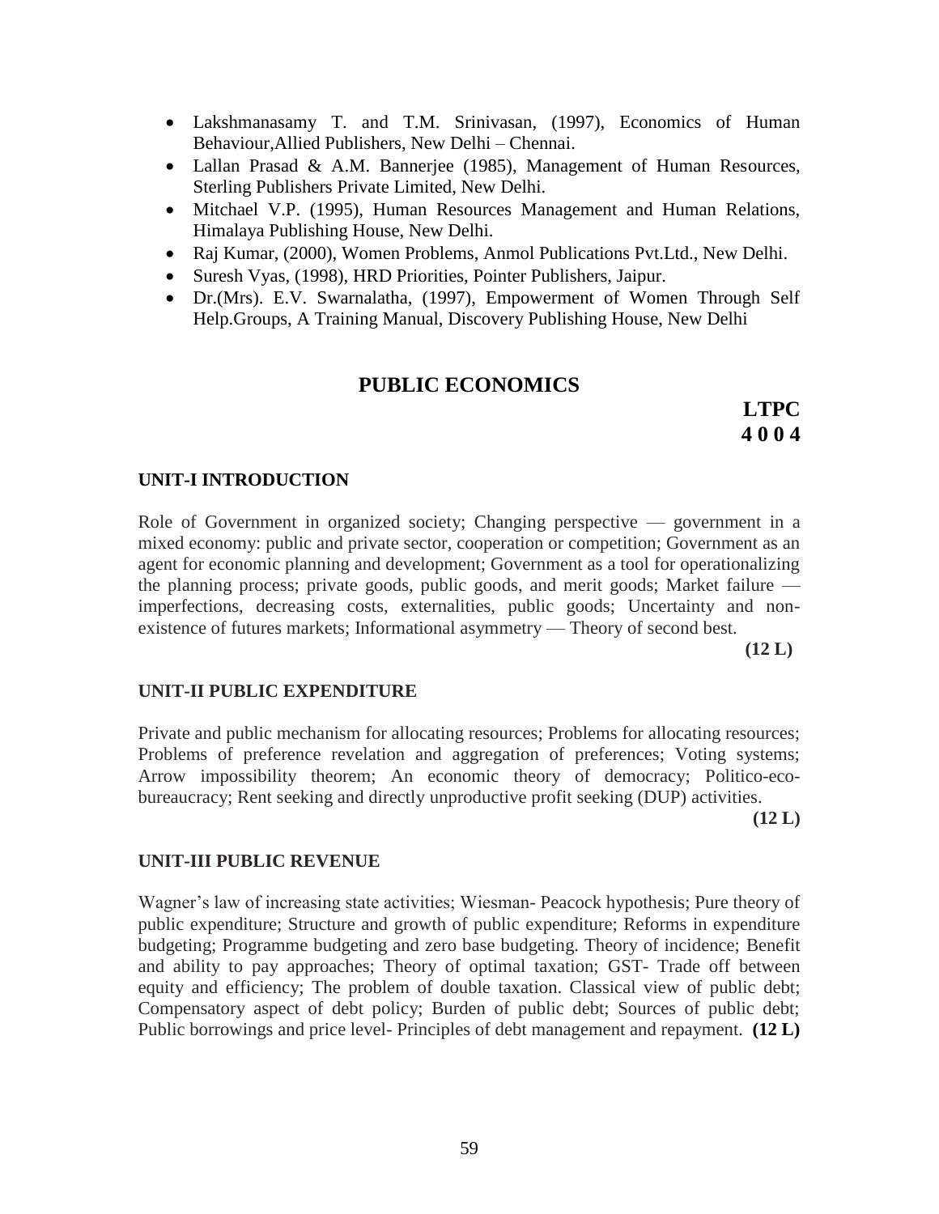- Lakshmanasamy T. and T.M. Srinivasan, (1997), Economics of Human Behaviour,Allied Publishers, New Delhi – Chennai.
- Lallan Prasad & A.M. Bannerjee (1985), Management of Human Resources, Sterling Publishers Private Limited, New Delhi.
- Mitchael V.P. (1995), Human Resources Management and Human Relations, Himalaya Publishing House, New Delhi.
- Raj Kumar, (2000), Women Problems, Anmol Publications Pvt.Ltd., New Delhi.
- Suresh Vyas, (1998), HRD Priorities, Pointer Publishers, Jaipur.
- Dr.(Mrs). E.V. Swarnalatha, (1997), Empowerment of Women Through Self Help.Groups, A Training Manual, Discovery Publishing House, New Delhi

## PUBLIC ECONOMICS

**LTPC**
**4 0 0 4**

### UNIT-I INTRODUCTION

Role of Government in organized society; Changing perspective — government in a mixed economy: public and private sector, cooperation or competition; Government as an agent for economic planning and development; Government as a tool for operationalizing the planning process; private goods, public goods, and merit goods; Market failure — imperfections, decreasing costs, externalities, public goods; Uncertainty and non-existence of futures markets; Informational asymmetry — Theory of second best.

**(12 L)**

### UNIT-II PUBLIC EXPENDITURE

Private and public mechanism for allocating resources; Problems for allocating resources; Problems of preference revelation and aggregation of preferences; Voting systems; Arrow impossibility theorem; An economic theory of democracy; Politico-eco-bureaucracy; Rent seeking and directly unproductive profit seeking (DUP) activities.

**(12 L)**

### UNIT-III PUBLIC REVENUE

Wagner's law of increasing state activities; Wiesman- Peacock hypothesis; Pure theory of public expenditure; Structure and growth of public expenditure; Reforms in expenditure budgeting; Programme budgeting and zero base budgeting. Theory of incidence; Benefit and ability to pay approaches; Theory of optimal taxation; GST- Trade off between equity and efficiency; The problem of double taxation. Classical view of public debt; Compensatory aspect of debt policy; Burden of public debt; Sources of public debt; Public borrowings and price level- Principles of debt management and repayment. **(12 L)**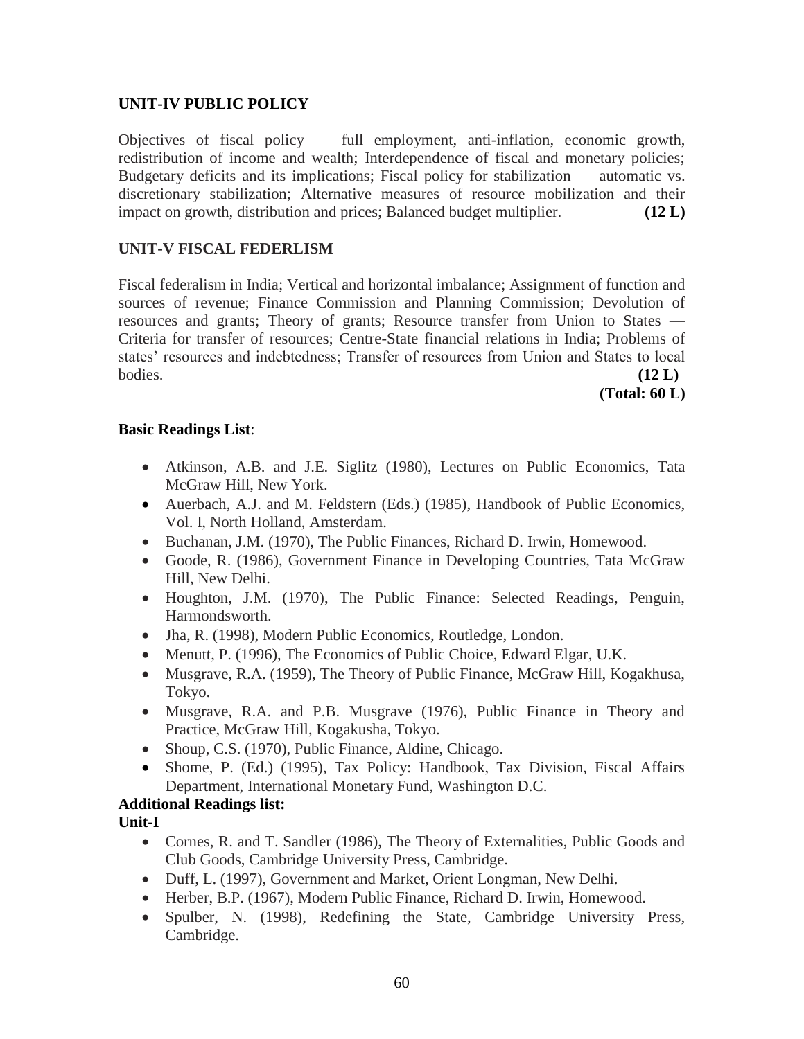### UNIT-IV PUBLIC POLICY

Objectives of fiscal policy — full employment, anti-inflation, economic growth, redistribution of income and wealth; Interdependence of fiscal and monetary policies; Budgetary deficits and its implications; Fiscal policy for stabilization — automatic vs. discretionary stabilization; Alternative measures of resource mobilization and their impact on growth, distribution and prices; Balanced budget multiplier. **(12 L)**

### UNIT-V FISCAL FEDERLISM

Fiscal federalism in India; Vertical and horizontal imbalance; Assignment of function and sources of revenue; Finance Commission and Planning Commission; Devolution of resources and grants; Theory of grants; Resource transfer from Union to States — Criteria for transfer of resources; Centre-State financial relations in India; Problems of states' resources and indebtedness; Transfer of resources from Union and States to local bodies. **(12 L)**

**(Total: 60 L)**

**Basic Readings List**:

- Atkinson, A.B. and J.E. Siglitz (1980), Lectures on Public Economics, Tata McGraw Hill, New York.
- Auerbach, A.J. and M. Feldstern (Eds.) (1985), Handbook of Public Economics, Vol. I, North Holland, Amsterdam.
- Buchanan, J.M. (1970), The Public Finances, Richard D. Irwin, Homewood.
- Goode, R. (1986), Government Finance in Developing Countries, Tata McGraw Hill, New Delhi.
- Houghton, J.M. (1970), The Public Finance: Selected Readings, Penguin, Harmondsworth.
- Jha, R. (1998), Modern Public Economics, Routledge, London.
- Menutt, P. (1996), The Economics of Public Choice, Edward Elgar, U.K.
- Musgrave, R.A. (1959), The Theory of Public Finance, McGraw Hill, Kogakhusa, Tokyo.
- Musgrave, R.A. and P.B. Musgrave (1976), Public Finance in Theory and Practice, McGraw Hill, Kogakusha, Tokyo.
- Shoup, C.S. (1970), Public Finance, Aldine, Chicago.
- Shome, P. (Ed.) (1995), Tax Policy: Handbook, Tax Division, Fiscal Affairs Department, International Monetary Fund, Washington D.C.

**Additional Readings list:**

**Unit-I**

- Cornes, R. and T. Sandler (1986), The Theory of Externalities, Public Goods and Club Goods, Cambridge University Press, Cambridge.
- Duff, L. (1997), Government and Market, Orient Longman, New Delhi.
- Herber, B.P. (1967), Modern Public Finance, Richard D. Irwin, Homewood.
- Spulber, N. (1998), Redefining the State, Cambridge University Press, Cambridge.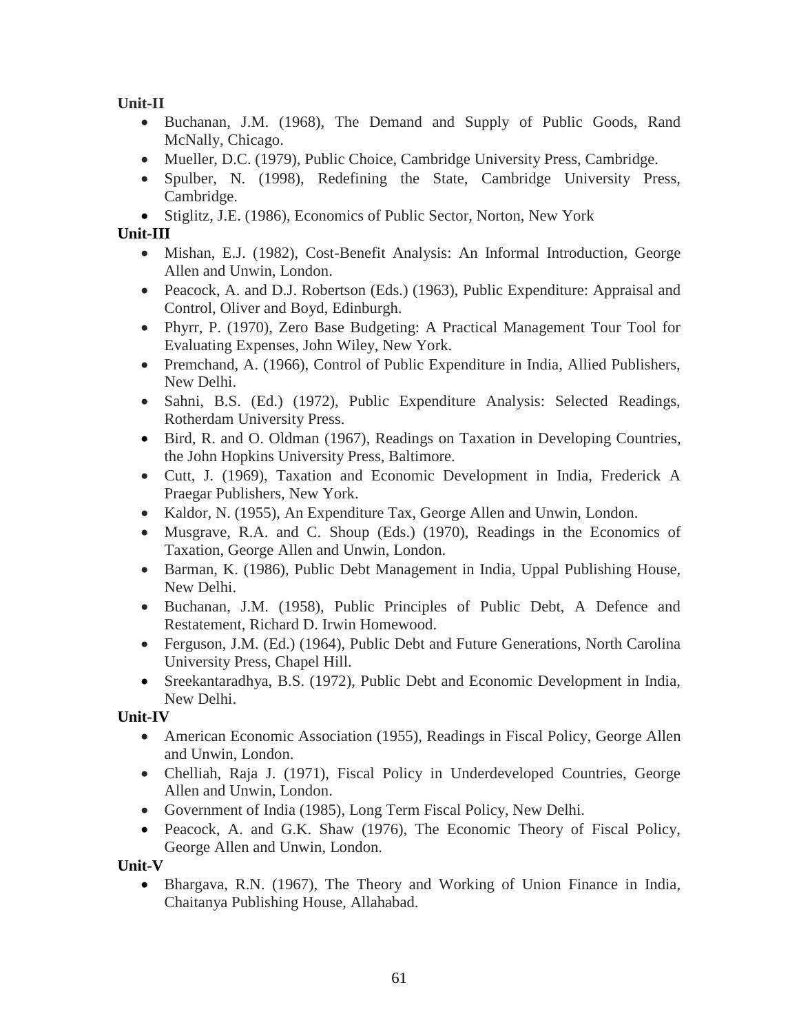**Unit-II**

- Buchanan, J.M. (1968), The Demand and Supply of Public Goods, Rand McNally, Chicago.
- Mueller, D.C. (1979), Public Choice, Cambridge University Press, Cambridge.
- Spulber, N. (1998), Redefining the State, Cambridge University Press, Cambridge.
- Stiglitz, J.E. (1986), Economics of Public Sector, Norton, New York

**Unit-III**

- Mishan, E.J. (1982), Cost-Benefit Analysis: An Informal Introduction, George Allen and Unwin, London.
- Peacock, A. and D.J. Robertson (Eds.) (1963), Public Expenditure: Appraisal and Control, Oliver and Boyd, Edinburgh.
- Phyrr, P. (1970), Zero Base Budgeting: A Practical Management Tour Tool for Evaluating Expenses, John Wiley, New York.
- Premchand, A. (1966), Control of Public Expenditure in India, Allied Publishers, New Delhi.
- Sahni, B.S. (Ed.) (1972), Public Expenditure Analysis: Selected Readings, Rotherdam University Press.
- Bird, R. and O. Oldman (1967), Readings on Taxation in Developing Countries, the John Hopkins University Press, Baltimore.
- Cutt, J. (1969), Taxation and Economic Development in India, Frederick A Praegar Publishers, New York.
- Kaldor, N. (1955), An Expenditure Tax, George Allen and Unwin, London.
- Musgrave, R.A. and C. Shoup (Eds.) (1970), Readings in the Economics of Taxation, George Allen and Unwin, London.
- Barman, K. (1986), Public Debt Management in India, Uppal Publishing House, New Delhi.
- Buchanan, J.M. (1958), Public Principles of Public Debt, A Defence and Restatement, Richard D. Irwin Homewood.
- Ferguson, J.M. (Ed.) (1964), Public Debt and Future Generations, North Carolina University Press, Chapel Hill.
- Sreekantaradhya, B.S. (1972), Public Debt and Economic Development in India, New Delhi.

**Unit-IV**

- American Economic Association (1955), Readings in Fiscal Policy, George Allen and Unwin, London.
- Chelliah, Raja J. (1971), Fiscal Policy in Underdeveloped Countries, George Allen and Unwin, London.
- Government of India (1985), Long Term Fiscal Policy, New Delhi.
- Peacock, A. and G.K. Shaw (1976), The Economic Theory of Fiscal Policy, George Allen and Unwin, London.

**Unit-V**

- Bhargava, R.N. (1967), The Theory and Working of Union Finance in India, Chaitanya Publishing House, Allahabad.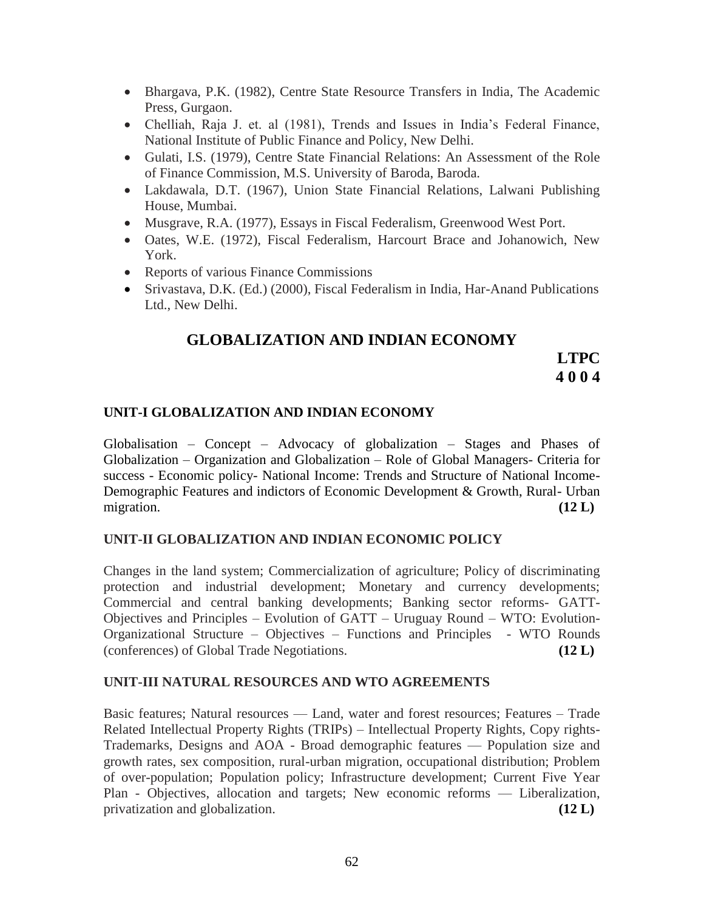- Bhargava, P.K. (1982), Centre State Resource Transfers in India, The Academic Press, Gurgaon.
- Chelliah, Raja J. et. al (1981), Trends and Issues in India's Federal Finance, National Institute of Public Finance and Policy, New Delhi.
- Gulati, I.S. (1979), Centre State Financial Relations: An Assessment of the Role of Finance Commission, M.S. University of Baroda, Baroda.
- Lakdawala, D.T. (1967), Union State Financial Relations, Lalwani Publishing House, Mumbai.
- Musgrave, R.A. (1977), Essays in Fiscal Federalism, Greenwood West Port.
- Oates, W.E. (1972), Fiscal Federalism, Harcourt Brace and Johanowich, New York.
- Reports of various Finance Commissions
- Srivastava, D.K. (Ed.) (2000), Fiscal Federalism in India, Har-Anand Publications Ltd., New Delhi.

## GLOBALIZATION AND INDIAN ECONOMY

**LTPC**
**4 0 0 4**

### UNIT-I GLOBALIZATION AND INDIAN ECONOMY

Globalisation – Concept – Advocacy of globalization – Stages and Phases of Globalization – Organization and Globalization – Role of Global Managers- Criteria for success - Economic policy- National Income: Trends and Structure of National Income- Demographic Features and indictors of Economic Development & Growth, Rural- Urban migration. **(12 L)**

### UNIT-II GLOBALIZATION AND INDIAN ECONOMIC POLICY

Changes in the land system; Commercialization of agriculture; Policy of discriminating protection and industrial development; Monetary and currency developments; Commercial and central banking developments; Banking sector reforms- GATT- Objectives and Principles – Evolution of GATT – Uruguay Round – WTO: Evolution- Organizational Structure – Objectives – Functions and Principles - WTO Rounds (conferences) of Global Trade Negotiations. **(12 L)**

### UNIT-III NATURAL RESOURCES AND WTO AGREEMENTS

Basic features; Natural resources — Land, water and forest resources; Features – Trade Related Intellectual Property Rights (TRIPs) – Intellectual Property Rights, Copy rights- Trademarks, Designs and AOA - Broad demographic features — Population size and growth rates, sex composition, rural-urban migration, occupational distribution; Problem of over-population; Population policy; Infrastructure development; Current Five Year Plan - Objectives, allocation and targets; New economic reforms — Liberalization, privatization and globalization. **(12 L)**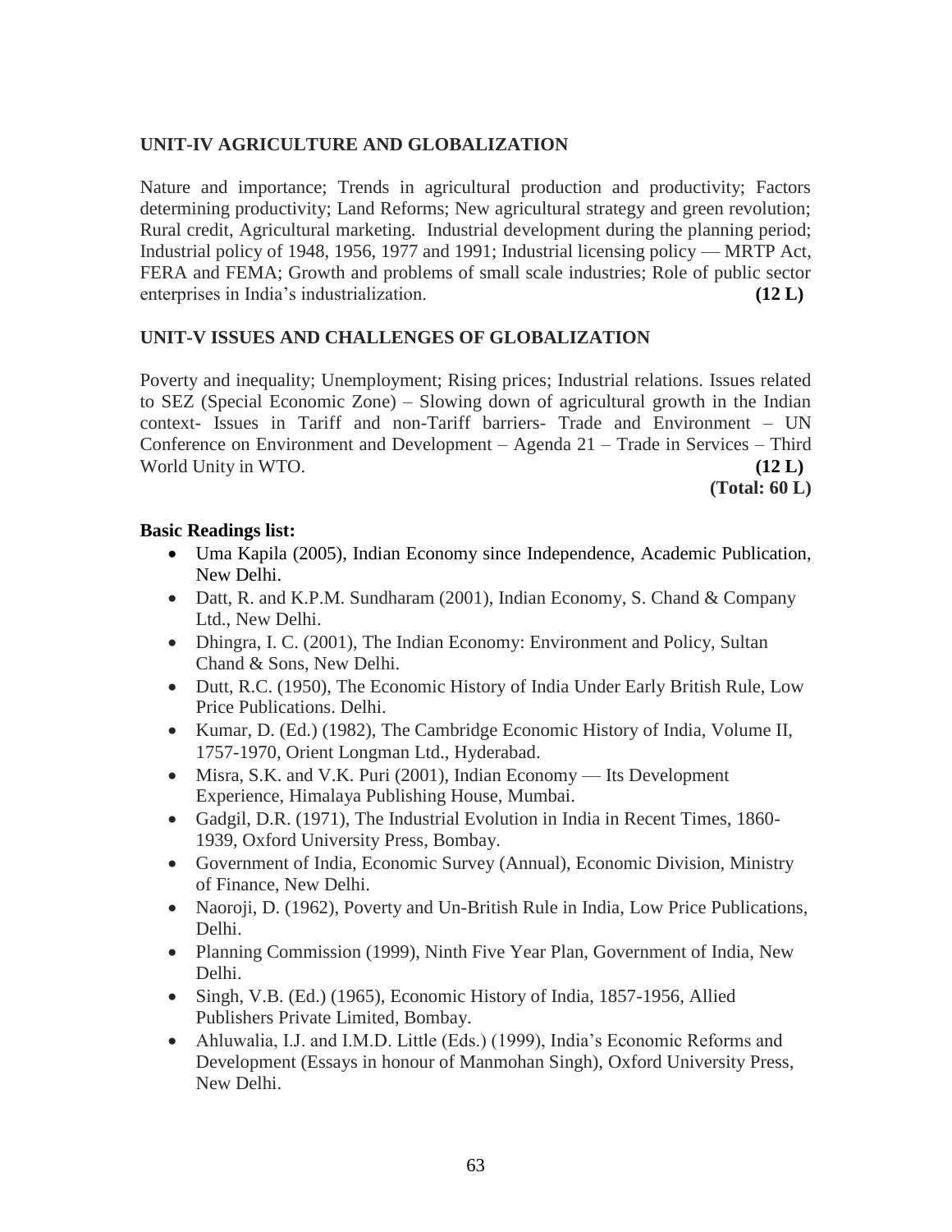## UNIT-IV AGRICULTURE AND GLOBALIZATION

Nature and importance; Trends in agricultural production and productivity; Factors determining productivity; Land Reforms; New agricultural strategy and green revolution; Rural credit, Agricultural marketing. Industrial development during the planning period; Industrial policy of 1948, 1956, 1977 and 1991; Industrial licensing policy — MRTP Act, FERA and FEMA; Growth and problems of small scale industries; Role of public sector enterprises in India's industrialization. **(12 L)**

## UNIT-V ISSUES AND CHALLENGES OF GLOBALIZATION

Poverty and inequality; Unemployment; Rising prices; Industrial relations. Issues related to SEZ (Special Economic Zone) – Slowing down of agricultural growth in the Indian context- Issues in Tariff and non-Tariff barriers- Trade and Environment – UN Conference on Environment and Development – Agenda 21 – Trade in Services – Third World Unity in WTO. **(12 L)**

**(Total: 60 L)**

**Basic Readings list:**

- Uma Kapila (2005), Indian Economy since Independence, Academic Publication, New Delhi.
- Datt, R. and K.P.M. Sundharam (2001), Indian Economy, S. Chand & Company Ltd., New Delhi.
- Dhingra, I. C. (2001), The Indian Economy: Environment and Policy, Sultan Chand & Sons, New Delhi.
- Dutt, R.C. (1950), The Economic History of India Under Early British Rule, Low Price Publications. Delhi.
- Kumar, D. (Ed.) (1982), The Cambridge Economic History of India, Volume II, 1757-1970, Orient Longman Ltd., Hyderabad.
- Misra, S.K. and V.K. Puri (2001), Indian Economy — Its Development Experience, Himalaya Publishing House, Mumbai.
- Gadgil, D.R. (1971), The Industrial Evolution in India in Recent Times, 1860-1939, Oxford University Press, Bombay.
- Government of India, Economic Survey (Annual), Economic Division, Ministry of Finance, New Delhi.
- Naoroji, D. (1962), Poverty and Un-British Rule in India, Low Price Publications, Delhi.
- Planning Commission (1999), Ninth Five Year Plan, Government of India, New Delhi.
- Singh, V.B. (Ed.) (1965), Economic History of India, 1857-1956, Allied Publishers Private Limited, Bombay.
- Ahluwalia, I.J. and I.M.D. Little (Eds.) (1999), India's Economic Reforms and Development (Essays in honour of Manmohan Singh), Oxford University Press, New Delhi.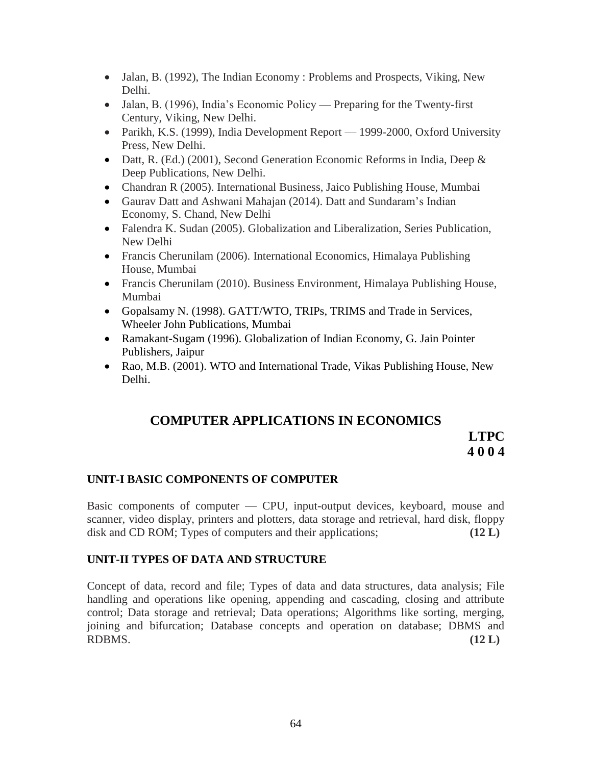- Jalan, B. (1992), The Indian Economy : Problems and Prospects, Viking, New Delhi.
- Jalan, B. (1996), India's Economic Policy — Preparing for the Twenty-first Century, Viking, New Delhi.
- Parikh, K.S. (1999), India Development Report — 1999-2000, Oxford University Press, New Delhi.
- Datt, R. (Ed.) (2001), Second Generation Economic Reforms in India, Deep & Deep Publications, New Delhi.
- Chandran R (2005). International Business, Jaico Publishing House, Mumbai
- Gaurav Datt and Ashwani Mahajan (2014). Datt and Sundaram's Indian Economy, S. Chand, New Delhi
- Falendra K. Sudan (2005). Globalization and Liberalization, Series Publication, New Delhi
- Francis Cherunilam (2006). International Economics, Himalaya Publishing House, Mumbai
- Francis Cherunilam (2010). Business Environment, Himalaya Publishing House, Mumbai
- Gopalsamy N. (1998). GATT/WTO, TRIPs, TRIMS and Trade in Services, Wheeler John Publications, Mumbai
- Ramakant-Sugam (1996). Globalization of Indian Economy, G. Jain Pointer Publishers, Jaipur
- Rao, M.B. (2001). WTO and International Trade, Vikas Publishing House, New Delhi.

## COMPUTER APPLICATIONS IN ECONOMICS

**LTPC**
**4 0 0 4**

### UNIT-I BASIC COMPONENTS OF COMPUTER

Basic components of computer — CPU, input-output devices, keyboard, mouse and scanner, video display, printers and plotters, data storage and retrieval, hard disk, floppy disk and CD ROM; Types of computers and their applications; **(12 L)**

### UNIT-II TYPES OF DATA AND STRUCTURE

Concept of data, record and file; Types of data and data structures, data analysis; File handling and operations like opening, appending and cascading, closing and attribute control; Data storage and retrieval; Data operations; Algorithms like sorting, merging, joining and bifurcation; Database concepts and operation on database; DBMS and RDBMS. **(12 L)**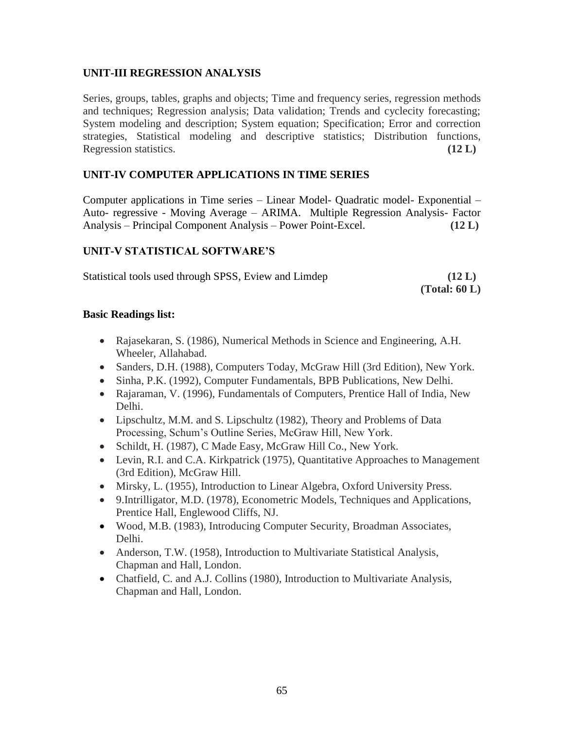## UNIT-III REGRESSION ANALYSIS

Series, groups, tables, graphs and objects; Time and frequency series, regression methods and techniques; Regression analysis; Data validation; Trends and cyclecity forecasting; System modeling and description; System equation; Specification; Error and correction strategies, Statistical modeling and descriptive statistics; Distribution functions, Regression statistics. **(12 L)**

## UNIT-IV COMPUTER APPLICATIONS IN TIME SERIES

Computer applications in Time series – Linear Model- Quadratic model- Exponential – Auto- regressive - Moving Average – ARIMA. Multiple Regression Analysis- Factor Analysis – Principal Component Analysis – Power Point-Excel. **(12 L)**

## UNIT-V STATISTICAL SOFTWARE'S

Statistical tools used through SPSS, Eview and Limdep **(12 L)**

**(Total: 60 L)**

### Basic Readings list:

- Rajasekaran, S. (1986), Numerical Methods in Science and Engineering, A.H. Wheeler, Allahabad.
- Sanders, D.H. (1988), Computers Today, McGraw Hill (3rd Edition), New York.
- Sinha, P.K. (1992), Computer Fundamentals, BPB Publications, New Delhi.
- Rajaraman, V. (1996), Fundamentals of Computers, Prentice Hall of India, New Delhi.
- Lipschultz, M.M. and S. Lipschultz (1982), Theory and Problems of Data Processing, Schum's Outline Series, McGraw Hill, New York.
- Schildt, H. (1987), C Made Easy, McGraw Hill Co., New York.
- Levin, R.I. and C.A. Kirkpatrick (1975), Quantitative Approaches to Management (3rd Edition), McGraw Hill.
- Mirsky, L. (1955), Introduction to Linear Algebra, Oxford University Press.
- 9.Intrilligator, M.D. (1978), Econometric Models, Techniques and Applications, Prentice Hall, Englewood Cliffs, NJ.
- Wood, M.B. (1983), Introducing Computer Security, Broadman Associates, Delhi.
- Anderson, T.W. (1958), Introduction to Multivariate Statistical Analysis, Chapman and Hall, London.
- Chatfield, C. and A.J. Collins (1980), Introduction to Multivariate Analysis, Chapman and Hall, London.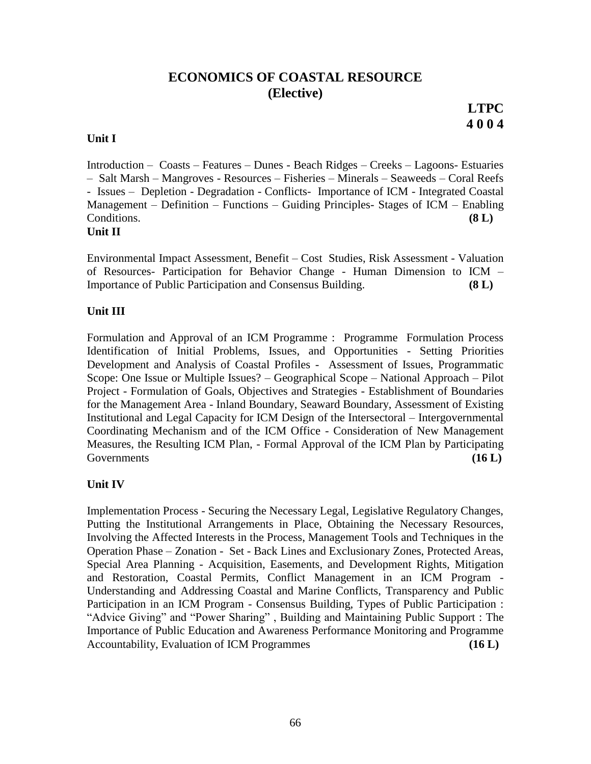# ECONOMICS OF COASTAL RESOURCE
## (Elective)

**LTPC**
**4 0 0 4**

**Unit I**

Introduction – Coasts – Features – Dunes - Beach Ridges – Creeks – Lagoons- Estuaries – Salt Marsh – Mangroves - Resources – Fisheries – Minerals – Seaweeds – Coral Reefs - Issues – Depletion - Degradation - Conflicts- Importance of ICM - Integrated Coastal Management – Definition – Functions – Guiding Principles- Stages of ICM – Enabling Conditions. **(8 L)**

**Unit II**

Environmental Impact Assessment, Benefit – Cost Studies, Risk Assessment - Valuation of Resources- Participation for Behavior Change - Human Dimension to ICM – Importance of Public Participation and Consensus Building. **(8 L)**

**Unit III**

Formulation and Approval of an ICM Programme : Programme Formulation Process Identification of Initial Problems, Issues, and Opportunities - Setting Priorities Development and Analysis of Coastal Profiles - Assessment of Issues, Programmatic Scope: One Issue or Multiple Issues? – Geographical Scope – National Approach – Pilot Project - Formulation of Goals, Objectives and Strategies - Establishment of Boundaries for the Management Area - Inland Boundary, Seaward Boundary, Assessment of Existing Institutional and Legal Capacity for ICM Design of the Intersectoral – Intergovernmental Coordinating Mechanism and of the ICM Office - Consideration of New Management Measures, the Resulting ICM Plan, - Formal Approval of the ICM Plan by Participating Governments **(16 L)**

**Unit IV**

Implementation Process - Securing the Necessary Legal, Legislative Regulatory Changes, Putting the Institutional Arrangements in Place, Obtaining the Necessary Resources, Involving the Affected Interests in the Process, Management Tools and Techniques in the Operation Phase – Zonation - Set - Back Lines and Exclusionary Zones, Protected Areas, Special Area Planning - Acquisition, Easements, and Development Rights, Mitigation and Restoration, Coastal Permits, Conflict Management in an ICM Program - Understanding and Addressing Coastal and Marine Conflicts, Transparency and Public Participation in an ICM Program - Consensus Building, Types of Public Participation : "Advice Giving" and "Power Sharing" , Building and Maintaining Public Support : The Importance of Public Education and Awareness Performance Monitoring and Programme Accountability, Evaluation of ICM Programmes **(16 L)**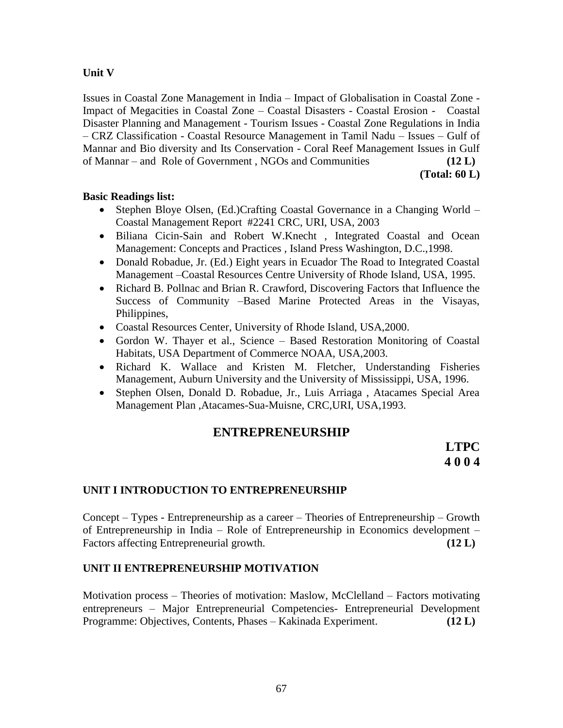**Unit V**

Issues in Coastal Zone Management in India – Impact of Globalisation in Coastal Zone - Impact of Megacities in Coastal Zone – Coastal Disasters - Coastal Erosion - Coastal Disaster Planning and Management - Tourism Issues - Coastal Zone Regulations in India – CRZ Classification - Coastal Resource Management in Tamil Nadu – Issues – Gulf of Mannar and Bio diversity and Its Conservation - Coral Reef Management Issues in Gulf of Mannar – and Role of Government , NGOs and Communities **(12 L)**

**(Total: 60 L)**

**Basic Readings list:**

- Stephen Bloye Olsen, (Ed.)Crafting Coastal Governance in a Changing World – Coastal Management Report #2241 CRC, URI, USA, 2003
- Biliana Cicin-Sain and Robert W.Knecht , Integrated Coastal and Ocean Management: Concepts and Practices , Island Press Washington, D.C.,1998.
- Donald Robadue, Jr. (Ed.) Eight years in Ecuador The Road to Integrated Coastal Management –Coastal Resources Centre University of Rhode Island, USA, 1995.
- Richard B. Pollnac and Brian R. Crawford, Discovering Factors that Influence the Success of Community –Based Marine Protected Areas in the Visayas, Philippines,
- Coastal Resources Center, University of Rhode Island, USA,2000.
- Gordon W. Thayer et al., Science – Based Restoration Monitoring of Coastal Habitats, USA Department of Commerce NOAA, USA,2003.
- Richard K. Wallace and Kristen M. Fletcher, Understanding Fisheries Management, Auburn University and the University of Mississippi, USA, 1996.
- Stephen Olsen, Donald D. Robadue, Jr., Luis Arriaga , Atacames Special Area Management Plan ,Atacames-Sua-Muisne, CRC,URI, USA,1993.

## ENTREPRENEURSHIP

**LTPC**
**4 0 0 4**

### UNIT I INTRODUCTION TO ENTREPRENEURSHIP

Concept – Types - Entrepreneurship as a career – Theories of Entrepreneurship – Growth of Entrepreneurship in India – Role of Entrepreneurship in Economics development – Factors affecting Entrepreneurial growth. **(12 L)**

### UNIT II ENTREPRENEURSHIP MOTIVATION

Motivation process – Theories of motivation: Maslow, McClelland – Factors motivating entrepreneurs – Major Entrepreneurial Competencies- Entrepreneurial Development Programme: Objectives, Contents, Phases – Kakinada Experiment. **(12 L)**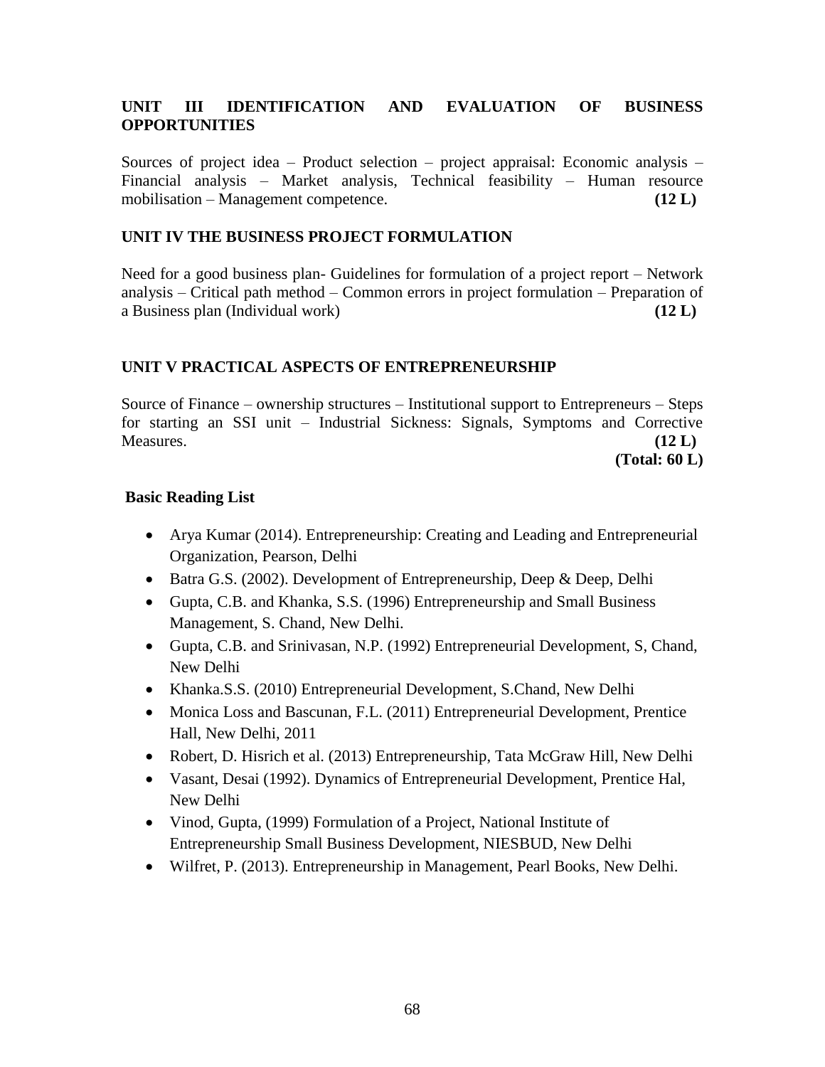**UNIT III IDENTIFICATION AND EVALUATION OF BUSINESS OPPORTUNITIES**

Sources of project idea – Product selection – project appraisal: Economic analysis – Financial analysis – Market analysis, Technical feasibility – Human resource mobilisation – Management competence. **(12 L)**

**UNIT IV THE BUSINESS PROJECT FORMULATION**

Need for a good business plan- Guidelines for formulation of a project report – Network analysis – Critical path method – Common errors in project formulation – Preparation of a Business plan (Individual work) **(12 L)**

**UNIT V PRACTICAL ASPECTS OF ENTREPRENEURSHIP**

Source of Finance – ownership structures – Institutional support to Entrepreneurs – Steps for starting an SSI unit – Industrial Sickness: Signals, Symptoms and Corrective Measures. **(12 L)**

**(Total: 60 L)**

**Basic Reading List**

- Arya Kumar (2014). Entrepreneurship: Creating and Leading and Entrepreneurial Organization, Pearson, Delhi
- Batra G.S. (2002). Development of Entrepreneurship, Deep & Deep, Delhi
- Gupta, C.B. and Khanka, S.S. (1996) Entrepreneurship and Small Business Management, S. Chand, New Delhi.
- Gupta, C.B. and Srinivasan, N.P. (1992) Entrepreneurial Development, S, Chand, New Delhi
- Khanka.S.S. (2010) Entrepreneurial Development, S.Chand, New Delhi
- Monica Loss and Bascunan, F.L. (2011) Entrepreneurial Development, Prentice Hall, New Delhi, 2011
- Robert, D. Hisrich et al. (2013) Entrepreneurship, Tata McGraw Hill, New Delhi
- Vasant, Desai (1992). Dynamics of Entrepreneurial Development, Prentice Hal, New Delhi
- Vinod, Gupta, (1999) Formulation of a Project, National Institute of Entrepreneurship Small Business Development, NIESBUD, New Delhi
- Wilfret, P. (2013). Entrepreneurship in Management, Pearl Books, New Delhi.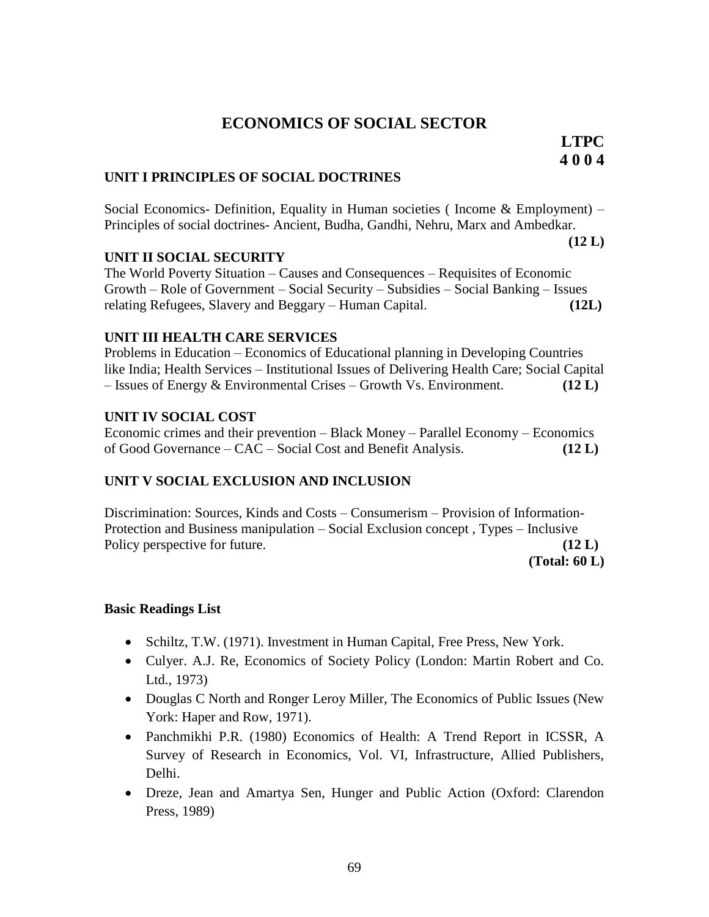# ECONOMICS OF SOCIAL SECTOR

**LTPC**
**4 0 0 4**

### UNIT I PRINCIPLES OF SOCIAL DOCTRINES

Social Economics- Definition, Equality in Human societies ( Income & Employment) – Principles of social doctrines- Ancient, Budha, Gandhi, Nehru, Marx and Ambedkar. **(12 L)**

### UNIT II SOCIAL SECURITY

The World Poverty Situation – Causes and Consequences – Requisites of Economic Growth – Role of Government – Social Security – Subsidies – Social Banking – Issues relating Refugees, Slavery and Beggary – Human Capital. **(12L)**

### UNIT III HEALTH CARE SERVICES

Problems in Education – Economics of Educational planning in Developing Countries like India; Health Services – Institutional Issues of Delivering Health Care; Social Capital – Issues of Energy & Environmental Crises – Growth Vs. Environment. **(12 L)**

### UNIT IV SOCIAL COST

Economic crimes and their prevention – Black Money – Parallel Economy – Economics of Good Governance – CAC – Social Cost and Benefit Analysis. **(12 L)**

### UNIT V SOCIAL EXCLUSION AND INCLUSION

Discrimination: Sources, Kinds and Costs – Consumerism – Provision of Information-Protection and Business manipulation – Social Exclusion concept , Types – Inclusive Policy perspective for future. **(12 L)**

**(Total: 60 L)**

### Basic Readings List

- Schiltz, T.W. (1971). Investment in Human Capital, Free Press, New York.
- Culyer. A.J. Re, Economics of Society Policy (London: Martin Robert and Co. Ltd., 1973)
- Douglas C North and Ronger Leroy Miller, The Economics of Public Issues (New York: Haper and Row, 1971).
- Panchmikhi P.R. (1980) Economics of Health: A Trend Report in ICSSR, A Survey of Research in Economics, Vol. VI, Infrastructure, Allied Publishers, Delhi.
- Dreze, Jean and Amartya Sen, Hunger and Public Action (Oxford: Clarendon Press, 1989)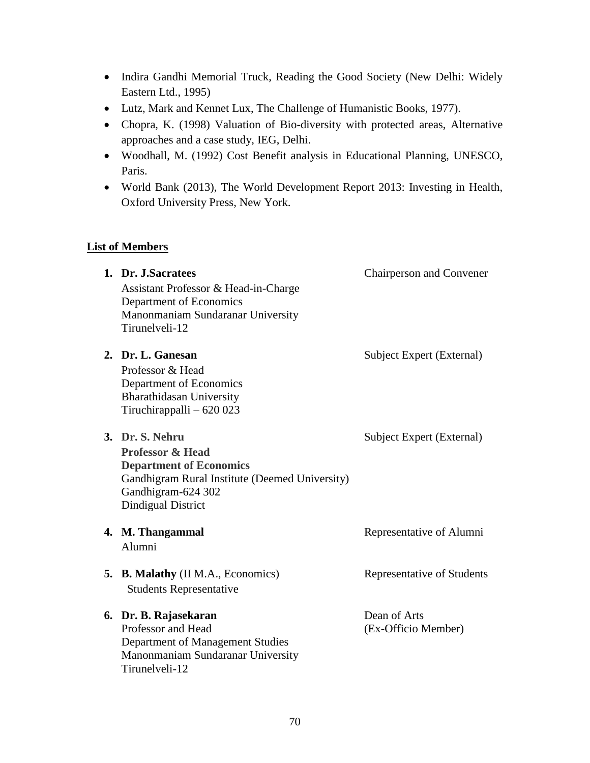- Indira Gandhi Memorial Truck, Reading the Good Society (New Delhi: Widely Eastern Ltd., 1995)
- Lutz, Mark and Kennet Lux, The Challenge of Humanistic Books, 1977).
- Chopra, K. (1998) Valuation of Bio-diversity with protected areas, Alternative approaches and a case study, IEG, Delhi.
- Woodhall, M. (1992) Cost Benefit analysis in Educational Planning, UNESCO, Paris.
- World Bank (2013), The World Development Report 2013: Investing in Health, Oxford University Press, New York.

## List of Members

| | | |
|---|---|---|
| 1. | **Dr. J.Sacratees**<br>Assistant Professor & Head-in-Charge<br>Department of Economics<br>Manonmaniam Sundaranar University<br>Tirunelveli-12 | Chairperson and Convener |
| 2. | **Dr. L. Ganesan**<br>Professor & Head<br>Department of Economics<br>Bharathidasan University<br>Tiruchirappalli – 620 023 | Subject Expert (External) |
| 3. | **Dr. S. Nehru**<br>**Professor & Head**<br>**Department of Economics**<br>Gandhigram Rural Institute (Deemed University)<br>Gandhigram-624 302<br>Dindigual District | Subject Expert (External) |
| 4. | **M. Thangammal**<br>Alumni | Representative of Alumni |
| 5. | **B. Malathy** (II M.A., Economics)<br>Students Representative | Representative of Students |
| 6. | **Dr. B. Rajasekaran**<br>Professor and Head<br>Department of Management Studies<br>Manonmaniam Sundaranar University<br>Tirunelveli-12 | Dean of Arts<br>(Ex-Officio Member) |